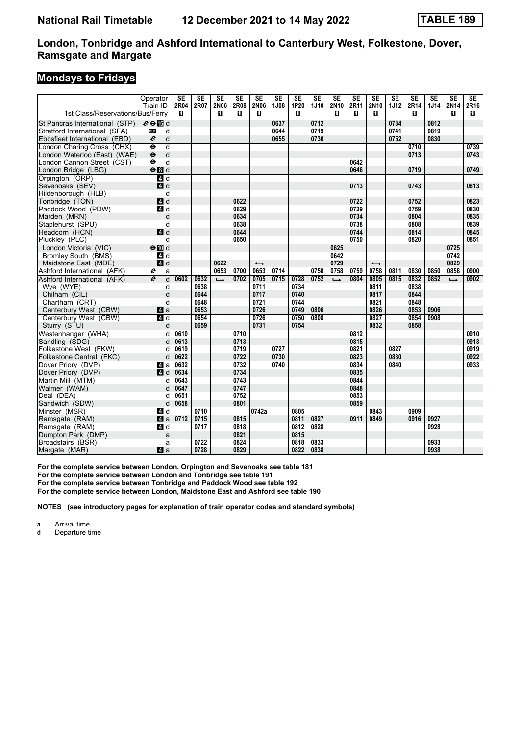# National Rail Timetable 12 December 2021 to 14 May 2022 TABLE 189

## London, Tonbridge and Ashford International to Canterbury West, Folkestone, Dover, Ramsgate and Margate

### Mondays to Fridays

| Operator | | SE | SE | SE | SE | SE | SE | SE | SE | SE | SE | SE | SE | SE | SE | SE | SE |
|---|---|---|---|---|---|---|---|---|---|---|---|---|---|---|---|---|---|
| Train ID | | 2R04 | 2R07 | 2N06 | 2R08 | 2N06 | 1J08 | 1P20 | 1J10 | 2N10 | 2R11 | 2N10 | 1J12 | 2R14 | 1J14 | 2N14 | 2R16 |
| 1st Class/Reservations/Bus/Ferry | | ■ | | ■ | ■ | ■ | | ■ | | ■ | ■ | ■ | | ■ | | ■ | ■ |
| St Pancras International (STP) | d | | | | | | 0637 | | 0712 | | | | 0734 | | 0812 | | |
| Stratford International (SFA) | d | | | | | | 0644 | | 0719 | | | | 0741 | | 0819 | | |
| Ebbsfleet International (EBD) | d | | | | | | 0655 | | 0730 | | | | 0752 | | 0830 | | |
| London Charing Cross (CHX) | d | | | | | | | | | | | | | 0710 | | | 0739 |
| London Waterloo (East) (WAE) | d | | | | | | | | | | | | | 0713 | | | 0743 |
| London Cannon Street (CST) | d | | | | | | | | | | 0642 | | | | | | |
| London Bridge (LBG) | d | | | | | | | | | | 0646 | | | 0719 | | | 0749 |
| Orpington (ORP) | d | | | | | | | | | | | | | | | | |
| Sevenoaks (SEV) | d | | | | | | | | | | 0713 | | | 0743 | | | 0813 |
| Hildenborough (HLB) | d | | | | | | | | | | | | | | | | |
| Tonbridge (TON) | d | | | | 0622 | | | | | | 0722 | | | 0752 | | | 0823 |
| Paddock Wood (PDW) | d | | | | 0629 | | | | | | 0729 | | | 0759 | | | 0830 |
| Marden (MRN) | d | | | | 0634 | | | | | | 0734 | | | 0804 | | | 0835 |
| Staplehurst (SPU) | d | | | | 0638 | | | | | | 0738 | | | 0808 | | | 0839 |
| Headcorn (HCN) | d | | | | 0644 | | | | | | 0744 | | | 0814 | | | 0845 |
| Pluckley (PLC) | d | | | | 0650 | | | | | | 0750 | | | 0820 | | | 0851 |
| London Victoria (VIC) | d | | | | | | | | | 0625 | | | | | | 0725 | |
| Bromley South (BMS) | d | | | | | | | | | 0642 | | | | | | 0742 | |
| Maidstone East (MDE) | d | | | 0622 | | ↤ | | | | 0729 | | ↤ | | | | 0829 | |
| Ashford International (AFK) | a | | | 0653 | 0700 | 0653 | 0714 | | 0750 | 0758 | 0759 | 0758 | 0811 | 0830 | 0850 | 0858 | 0900 |
| Ashford International (AFK) | d | 0602 | 0632 | ↦ | 0702 | 0705 | 0715 | 0728 | 0752 | ↦ | 0804 | 0805 | 0815 | 0832 | 0852 | ↦ | 0902 |
| Wye (WYE) | d | | 0638 | | | 0711 | | 0734 | | | | 0811 | | 0838 | | | |
| Chilham (CIL) | d | | 0644 | | | 0717 | | 0740 | | | | 0817 | | 0844 | | | |
| Chartham (CRT) | d | | 0648 | | | 0721 | | 0744 | | | | 0821 | | 0848 | | | |
| Canterbury West (CBW) | a | | 0653 | | | 0726 | | 0749 | 0806 | | | 0826 | | 0853 | 0906 | | |
| Canterbury West (CBW) | d | | 0654 | | | 0726 | | 0750 | 0808 | | | 0827 | | 0854 | 0908 | | |
| Sturry (STU) | d | | 0659 | | | 0731 | | 0754 | | | | 0832 | | 0858 | | | |
| Westenhanger (WHA) | d | 0610 | | | 0710 | | | | | | 0812 | | | | | | 0910 |
| Sandling (SDG) | d | 0613 | | | 0713 | | | | | | 0815 | | | | | | 0913 |
| Folkestone West (FKW) | d | 0619 | | | 0719 | | 0727 | | | | 0821 | | 0827 | | | | 0919 |
| Folkestone Central (FKC) | d | 0622 | | | 0722 | | 0730 | | | | 0823 | | 0830 | | | | 0922 |
| Dover Priory (DVP) | a | 0632 | | | 0732 | | 0740 | | | | 0834 | | 0840 | | | | 0933 |
| Dover Priory (DVP) | d | 0634 | | | 0734 | | | | | | 0835 | | | | | | |
| Martin Mill (MTM) | d | 0643 | | | 0743 | | | | | | 0844 | | | | | | |
| Walmer (WAM) | d | 0647 | | | 0747 | | | | | | 0848 | | | | | | |
| Deal (DEA) | d | 0651 | | | 0752 | | | | | | 0853 | | | | | | |
| Sandwich (SDW) | d | 0658 | | | 0801 | | | | | | 0859 | | | | | | |
| Minster (MSR) | d | | 0710 | | | 0742a | | 0805 | | | | 0843 | | 0909 | | | |
| Ramsgate (RAM) | a | 0712 | 0715 | | 0815 | | | 0811 | 0827 | | 0911 | 0849 | | 0916 | 0927 | | |
| Ramsgate (RAM) | d | | 0717 | | 0818 | | | 0812 | 0828 | | | | | | 0928 | | |
| Dumpton Park (DMP) | a | | | | 0821 | | | 0815 | | | | | | | | | |
| Broadstairs (BSR) | a | | 0722 | | 0824 | | | 0818 | 0833 | | | | | | 0933 | | |
| Margate (MAR) | a | | 0728 | | 0829 | | | 0822 | 0838 | | | | | | 0938 | | |

For the complete service between London, Orpington and Sevenoaks see table 181
For the complete service between London and Tonbridge see table 191
For the complete service between Tonbridge and Paddock Wood see table 192
For the complete service between London, Maidstone East and Ashford see table 190

**NOTES (see introductory pages for explanation of train operator codes and standard symbols)**

**a** Arrival time
**d** Departure time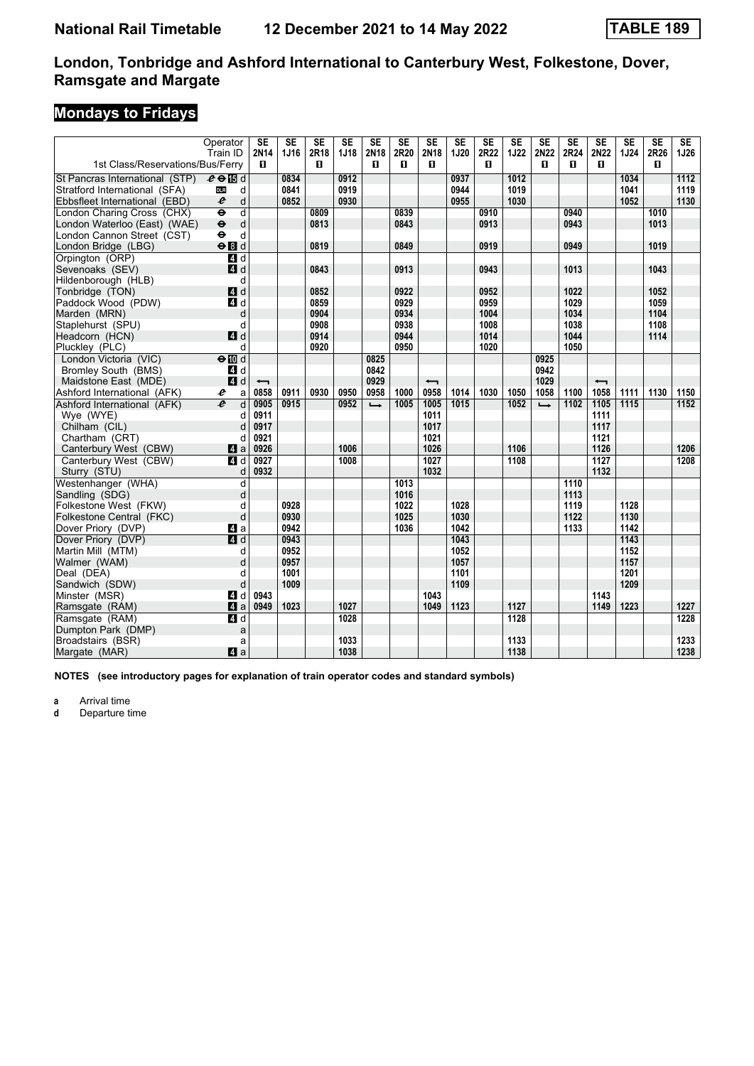# National Rail Timetable 12 December 2021 to 14 May 2022 TABLE 189

## London, Tonbridge and Ashford International to Canterbury West, Folkestone, Dover, Ramsgate and Margate

### Mondays to Fridays

| | Operator | SE | SE | SE | SE | SE | SE | SE | SE | SE | SE | SE | SE | SE | SE | SE | SE |
|---|---|---|---|---|---|---|---|---|---|---|---|---|---|---|---|---|---|
| | Train ID | 2N14 | 1J16 | 2R18 | 1J18 | 2N18 | 2R20 | 2N18 | 1J20 | 2R22 | 1J22 | 2N22 | 2R24 | 2N22 | 1J24 | 2R26 | 1J26 |
| 1st Class/Reservations/Bus/Ferry | | ■ | | ■ | | ■ | ■ | ■ | | ■ | | ■ | ■ | ■ | | ■ | |
| St Pancras International (STP) | d | | 0834 | | 0912 | | | | 0937 | | 1012 | | | | 1034 | | 1112 |
| Stratford International (SFA) | d | | 0841 | | 0919 | | | | 0944 | | 1019 | | | | 1041 | | 1119 |
| Ebbsfleet International (EBD) | d | | 0852 | | 0930 | | | | 0955 | | 1030 | | | | 1052 | | 1130 |
| London Charing Cross (CHX) | d | | | 0809 | | | 0839 | | | 0910 | | | 0940 | | | 1010 | |
| London Waterloo (East) (WAE) | d | | | 0813 | | | 0843 | | | 0913 | | | 0943 | | | 1013 | |
| London Cannon Street (CST) | d | | | | | | | | | | | | | | | | |
| London Bridge (LBG) | d | | | 0819 | | | 0849 | | | 0919 | | | 0949 | | | 1019 | |
| Orpington (ORP) | d | | | | | | | | | | | | | | | | |
| Sevenoaks (SEV) | d | | | 0843 | | | 0913 | | | 0943 | | | 1013 | | | 1043 | |
| Hildenborough (HLB) | d | | | | | | | | | | | | | | | | |
| Tonbridge (TON) | d | | | 0852 | | | 0922 | | | 0952 | | | 1022 | | | 1052 | |
| Paddock Wood (PDW) | d | | | 0859 | | | 0929 | | | 0959 | | | 1029 | | | 1059 | |
| Marden (MRN) | d | | | 0904 | | | 0934 | | | 1004 | | | 1034 | | | 1104 | |
| Staplehurst (SPU) | d | | | 0908 | | | 0938 | | | 1008 | | | 1038 | | | 1108 | |
| Headcorn (HCN) | d | | | 0914 | | | 0944 | | | 1014 | | | 1044 | | | 1114 | |
| Pluckley (PLC) | d | | | 0920 | | | 0950 | | | 1020 | | | 1050 | | | | |
| London Victoria (VIC) | d | | | | | 0825 | | | | | | 0925 | | | | | |
| Bromley South (BMS) | d | | | | | 0842 | | | | | | 0942 | | | | | |
| Maidstone East (MDE) | d | ↤ | | | | 0929 | | ↤ | | | | 1029 | | ↤ | | | |
| Ashford International (AFK) | a | 0858 | 0911 | 0930 | 0950 | 0958 | 1000 | 0958 | 1014 | 1030 | 1050 | 1058 | 1100 | 1058 | 1111 | 1130 | 1150 |
| Ashford International (AFK) | d | 0905 | 0915 | | 0952 | ↦ | 1005 | 1005 | 1015 | | 1052 | ↦ | 1102 | 1105 | 1115 | | 1152 |
| Wye (WYE) | d | 0911 | | | | | | 1011 | | | | | | 1111 | | | |
| Chilham (CIL) | d | 0917 | | | | | | 1017 | | | | | | 1117 | | | |
| Chartham (CRT) | d | 0921 | | | | | | 1021 | | | | | | 1121 | | | |
| Canterbury West (CBW) | a | 0926 | | | 1006 | | | 1026 | | | 1106 | | | 1126 | | | 1206 |
| Canterbury West (CBW) | d | 0927 | | | 1008 | | | 1027 | | | 1108 | | | 1127 | | | 1208 |
| Sturry (STU) | d | 0932 | | | | | | 1032 | | | | | | 1132 | | | |
| Westenhanger (WHA) | d | | | | | | 1013 | | | | | | 1110 | | | | |
| Sandling (SDG) | d | | | | | | 1016 | | | | | | 1113 | | | | |
| Folkestone West (FKW) | d | | 0928 | | | | 1022 | | 1028 | | | | 1119 | | 1128 | | |
| Folkestone Central (FKC) | d | | 0930 | | | | 1025 | | 1030 | | | | 1122 | | 1130 | | |
| Dover Priory (DVP) | a | | 0942 | | | | 1036 | | 1042 | | | | 1133 | | 1142 | | |
| Dover Priory (DVP) | d | | 0943 | | | | | | 1043 | | | | | | 1143 | | |
| Martin Mill (MTM) | d | | 0952 | | | | | | 1052 | | | | | | 1152 | | |
| Walmer (WAM) | d | | 0957 | | | | | | 1057 | | | | | | 1157 | | |
| Deal (DEA) | d | | 1001 | | | | | | 1101 | | | | | | 1201 | | |
| Sandwich (SDW) | d | | 1009 | | | | | | 1109 | | | | | | 1209 | | |
| Minster (MSR) | d | 0943 | | | | | | 1043 | | | | | | 1143 | | | |
| Ramsgate (RAM) | a | 0949 | 1023 | | 1027 | | | 1049 | 1123 | | 1127 | | | 1149 | 1223 | | 1227 |
| Ramsgate (RAM) | d | | | | 1028 | | | | | | 1128 | | | | | | 1228 |
| Dumpton Park (DMP) | a | | | | | | | | | | | | | | | | |
| Broadstairs (BSR) | a | | | | 1033 | | | | | | 1133 | | | | | | 1233 |
| Margate (MAR) | a | | | | 1038 | | | | | | 1138 | | | | | | 1238 |

**NOTES (see introductory pages for explanation of train operator codes and standard symbols)**

**a** Arrival time
**d** Departure time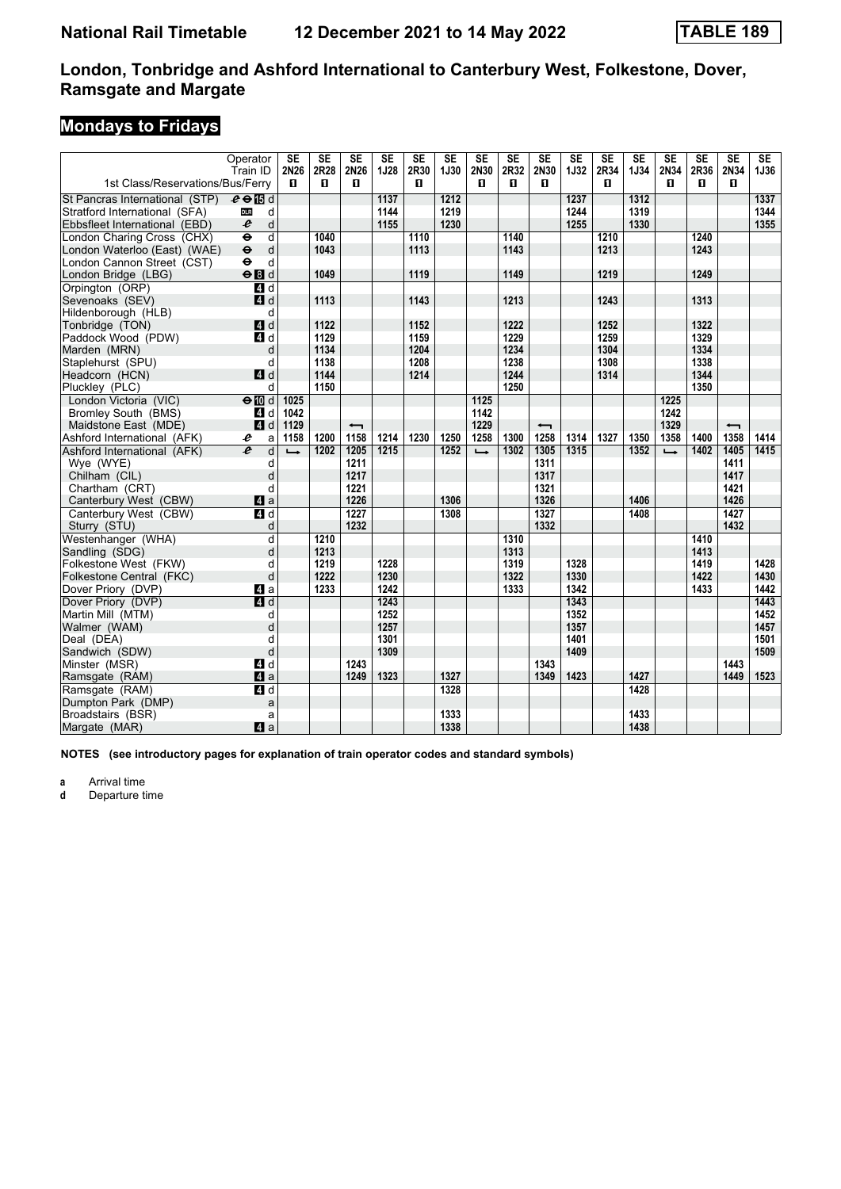# National Rail Timetable 12 December 2021 to 14 May 2022 TABLE 189

## London, Tonbridge and Ashford International to Canterbury West, Folkestone, Dover, Ramsgate and Margate

### Mondays to Fridays

| Operator | | SE | SE | SE | SE | SE | SE | SE | SE | SE | SE | SE | SE | SE | SE | SE | SE |
|---|---|---|---|---|---|---|---|---|---|---|---|---|---|---|---|---|---|
| Train ID | | 2N26 | 2R28 | 2N26 | 1J28 | 2R30 | 1J30 | 2N30 | 2R32 | 2N30 | 1J32 | 2R34 | 1J34 | 2N34 | 2R36 | 2N34 | 1J36 |
| 1st Class/Reservations/Bus/Ferry | | ◼ | ◼ | ◼ | | ◼ | | ◼ | ◼ | ◼ | | ◼ | | ◼ | ◼ | ◼ | |
| St Pancras International (STP) | 15 d | | | | 1137 | | 1212 | | | | 1237 | | 1312 | | | | 1337 |
| Stratford International (SFA) | d | | | | 1144 | | 1219 | | | | 1244 | | 1319 | | | | 1344 |
| Ebbsfleet International (EBD) | d | | | | 1155 | | 1230 | | | | 1255 | | 1330 | | | | 1355 |
| London Charing Cross (CHX) | d | | 1040 | | | 1110 | | | 1140 | | | 1210 | | | 1240 | | |
| London Waterloo (East) (WAE) | d | | 1043 | | | 1113 | | | 1143 | | | 1213 | | | 1243 | | |
| London Cannon Street (CST) | d | | | | | | | | | | | | | | | | |
| London Bridge (LBG) | 8 d | | 1049 | | | 1119 | | | 1149 | | | 1219 | | | 1249 | | |
| Orpington (ORP) | 4 d | | | | | | | | | | | | | | | | |
| Sevenoaks (SEV) | 4 d | | 1113 | | | 1143 | | | 1213 | | | 1243 | | | 1313 | | |
| Hildenborough (HLB) | d | | | | | | | | | | | | | | | | |
| Tonbridge (TON) | 4 d | | 1122 | | | 1152 | | | 1222 | | | 1252 | | | 1322 | | |
| Paddock Wood (PDW) | 4 d | | 1129 | | | 1159 | | | 1229 | | | 1259 | | | 1329 | | |
| Marden (MRN) | d | | 1134 | | | 1204 | | | 1234 | | | 1304 | | | 1334 | | |
| Staplehurst (SPU) | d | | 1138 | | | 1208 | | | 1238 | | | 1308 | | | 1338 | | |
| Headcorn (HCN) | 4 d | | 1144 | | | 1214 | | | 1244 | | | 1314 | | | 1344 | | |
| Pluckley (PLC) | d | | 1150 | | | | | | 1250 | | | | | | 1350 | | |
| London Victoria (VIC) | 10 d | 1025 | | | | | | 1125 | | | | | | 1225 | | | |
| Bromley South (BMS) | 4 d | 1042 | | | | | | 1142 | | | | | | 1242 | | | |
| Maidstone East (MDE) | 4 d | 1129 | | ← | | | | 1229 | | ← | | | | 1329 | | ← | |
| Ashford International (AFK) | a | 1158 | 1200 | 1158 | 1214 | 1230 | 1250 | 1258 | 1300 | 1258 | 1314 | 1327 | 1350 | 1358 | 1400 | 1358 | 1414 |
| Ashford International (AFK) | d | → | 1202 | 1205 | 1215 | | 1252 | → | 1302 | 1305 | 1315 | | 1352 | → | 1402 | 1405 | 1415 |
| Wye (WYE) | d | | | 1211 | | | | | | 1311 | | | | | | 1411 | |
| Chilham (CIL) | d | | | 1217 | | | | | | 1317 | | | | | | 1417 | |
| Chartham (CRT) | d | | | 1221 | | | | | | 1321 | | | | | | 1421 | |
| Canterbury West (CBW) | 4 a | | | 1226 | | | 1306 | | | 1326 | | | 1406 | | | 1426 | |
| Canterbury West (CBW) | 4 d | | | 1227 | | | 1308 | | | 1327 | | | 1408 | | | 1427 | |
| Sturry (STU) | d | | | 1232 | | | | | | 1332 | | | | | | 1432 | |
| Westenhanger (WHA) | d | | 1210 | | | | | | 1310 | | | | | | 1410 | | |
| Sandling (SDG) | d | | 1213 | | | | | | 1313 | | | | | | 1413 | | |
| Folkestone West (FKW) | d | | 1219 | | 1228 | | | | 1319 | | 1328 | | | | 1419 | | 1428 |
| Folkestone Central (FKC) | d | | 1222 | | 1230 | | | | 1322 | | 1330 | | | | 1422 | | 1430 |
| Dover Priory (DVP) | 4 a | | 1233 | | 1242 | | | | 1333 | | 1342 | | | | 1433 | | 1442 |
| Dover Priory (DVP) | 4 d | | | | 1243 | | | | | | 1343 | | | | | | 1443 |
| Martin Mill (MTM) | d | | | | 1252 | | | | | | 1352 | | | | | | 1452 |
| Walmer (WAM) | d | | | | 1257 | | | | | | 1357 | | | | | | 1457 |
| Deal (DEA) | d | | | | 1301 | | | | | | 1401 | | | | | | 1501 |
| Sandwich (SDW) | d | | | | 1309 | | | | | | 1409 | | | | | | 1509 |
| Minster (MSR) | 4 d | | | 1243 | | | | | | 1343 | | | | | | 1443 | |
| Ramsgate (RAM) | 4 a | | | 1249 | 1323 | | 1327 | | | 1349 | 1423 | | 1427 | | | 1449 | 1523 |
| Ramsgate (RAM) | 4 d | | | | | | 1328 | | | | | | 1428 | | | | |
| Dumpton Park (DMP) | a | | | | | | | | | | | | | | | | |
| Broadstairs (BSR) | a | | | | | | 1333 | | | | | | 1433 | | | | |
| Margate (MAR) | 4 a | | | | | | 1338 | | | | | | 1438 | | | | |

**NOTES (see introductory pages for explanation of train operator codes and standard symbols)**

**a** Arrival time
**d** Departure time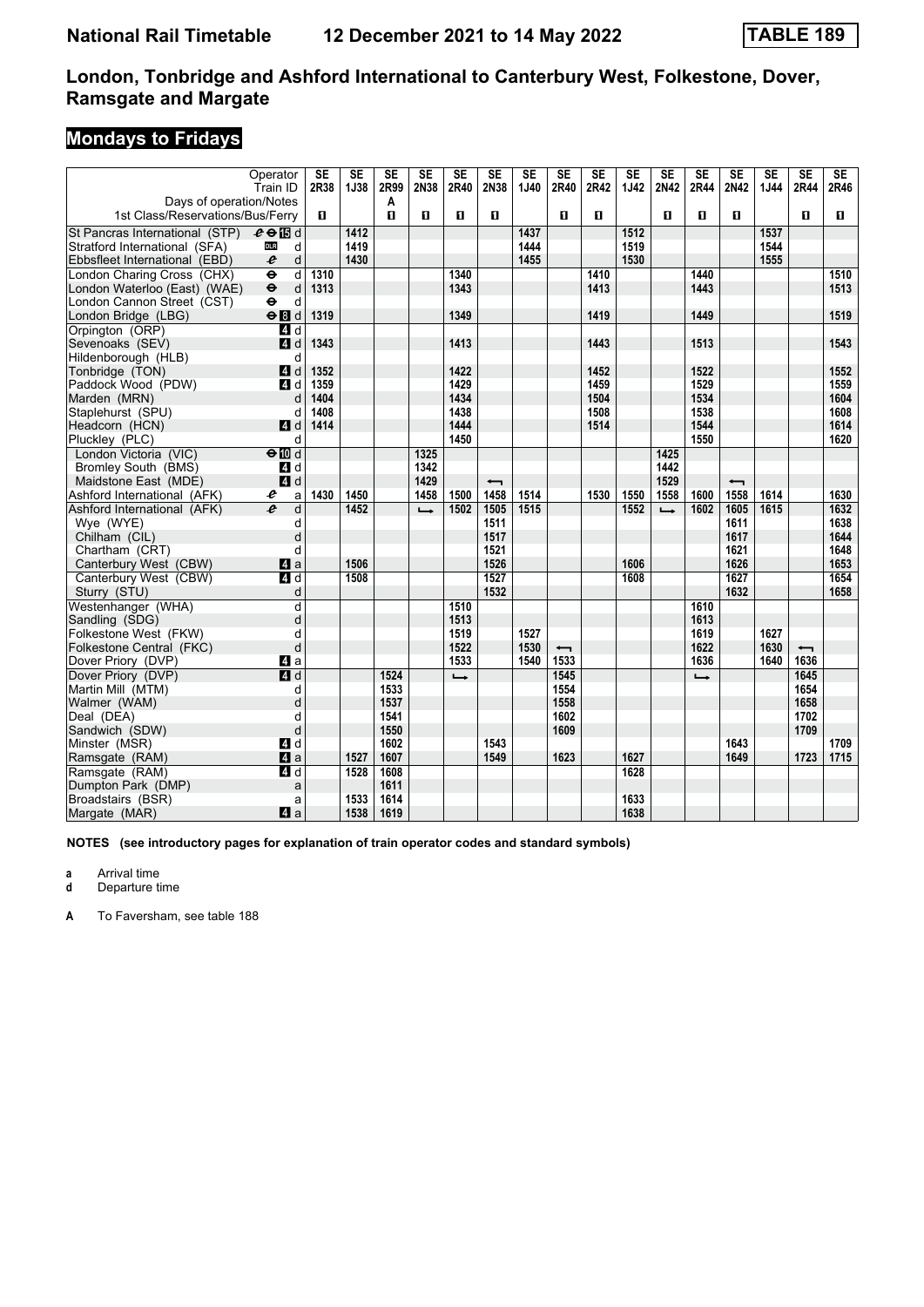# National Rail Timetable 12 December 2021 to 14 May 2022 TABLE 189

## London, Tonbridge and Ashford International to Canterbury West, Folkestone, Dover, Ramsgate and Margate

### Mondays to Fridays

| Operator | | SE | SE | SE | SE | SE | SE | SE | SE | SE | SE | SE | SE | SE | SE | SE | SE |
|---|---|---|---|---|---|---|---|---|---|---|---|---|---|---|---|---|---|
| Train ID | | 2R38 | 1J38 | 2R99 | 2N38 | 2R40 | 2N38 | 1J40 | 2R40 | 2R42 | 1J42 | 2N42 | 2R44 | 2N42 | 1J44 | 2R44 | 2R46 |
| Days of operation/Notes | | | | A | | | | | | | | | | | | | |
| 1st Class/Reservations/Bus/Ferry | | ■ | | ■ | ■ | ■ | ■ | | ■ | ■ | | ■ | ■ | ■ | | ■ | ■ |
| St Pancras International (STP) | d | | 1412 | | | | | 1437 | | | 1512 | | | | 1537 | | |
| Stratford International (SFA) | d | | 1419 | | | | | 1444 | | | 1519 | | | | 1544 | | |
| Ebbsfleet International (EBD) | d | | 1430 | | | | | 1455 | | | 1530 | | | | 1555 | | |
| London Charing Cross (CHX) | d | 1310 | | | | 1340 | | | | 1410 | | | 1440 | | | | 1510 |
| London Waterloo (East) (WAE) | d | 1313 | | | | 1343 | | | | 1413 | | | 1443 | | | | 1513 |
| London Cannon Street (CST) | d | | | | | | | | | | | | | | | | |
| London Bridge (LBG) | d | 1319 | | | | 1349 | | | | 1419 | | | 1449 | | | | 1519 |
| Orpington (ORP) | d | | | | | | | | | | | | | | | | |
| Sevenoaks (SEV) | d | 1343 | | | | 1413 | | | | 1443 | | | 1513 | | | | 1543 |
| Hildenborough (HLB) | d | | | | | | | | | | | | | | | | |
| Tonbridge (TON) | d | 1352 | | | | 1422 | | | | 1452 | | | 1522 | | | | 1552 |
| Paddock Wood (PDW) | d | 1359 | | | | 1429 | | | | 1459 | | | 1529 | | | | 1559 |
| Marden (MRN) | d | 1404 | | | | 1434 | | | | 1504 | | | 1534 | | | | 1604 |
| Staplehurst (SPU) | d | 1408 | | | | 1438 | | | | 1508 | | | 1538 | | | | 1608 |
| Headcorn (HCN) | d | 1414 | | | | 1444 | | | | 1514 | | | 1544 | | | | 1614 |
| Pluckley (PLC) | d | | | | | 1450 | | | | | | | 1550 | | | | 1620 |
| London Victoria (VIC) | d | | | | 1325 | | | | | | | 1425 | | | | | |
| Bromley South (BMS) | d | | | | 1342 | | | | | | | 1442 | | | | | |
| Maidstone East (MDE) | d | | | | 1429 | | ← | | | | | 1529 | | ← | | | |
| Ashford International (AFK) | a | 1430 | 1450 | | 1458 | 1500 | 1458 | 1514 | | 1530 | 1550 | 1558 | 1600 | 1558 | 1614 | | 1630 |
| Ashford International (AFK) | d | | 1452 | | ↳ | 1502 | 1505 | 1515 | | | 1552 | ↳ | 1602 | 1605 | 1615 | | 1632 |
| Wye (WYE) | d | | | | | | 1511 | | | | | | | 1611 | | | 1638 |
| Chilham (CIL) | d | | | | | | 1517 | | | | | | | 1617 | | | 1644 |
| Chartham (CRT) | d | | | | | | 1521 | | | | | | | 1621 | | | 1648 |
| Canterbury West (CBW) | a | | 1506 | | | | 1526 | | | | 1606 | | | 1626 | | | 1653 |
| Canterbury West (CBW) | d | | 1508 | | | | 1527 | | | | 1608 | | | 1627 | | | 1654 |
| Sturry (STU) | d | | | | | | 1532 | | | | | | | 1632 | | | 1658 |
| Westenhanger (WHA) | d | | | | | 1510 | | | | | | | 1610 | | | | |
| Sandling (SDG) | d | | | | | 1513 | | | | | | | 1613 | | | | |
| Folkestone West (FKW) | d | | | | | 1519 | | 1527 | | | | | 1619 | | 1627 | | |
| Folkestone Central (FKC) | d | | | | | 1522 | | 1530 | ← | | | | 1622 | | 1630 | ← | |
| Dover Priory (DVP) | a | | | | | 1533 | | 1540 | 1533 | | | | 1636 | | 1640 | 1636 | |
| Dover Priory (DVP) | d | | | 1524 | | ↳ | | | 1545 | | | | ↳ | | | 1645 | |
| Martin Mill (MTM) | d | | | 1533 | | | | | 1554 | | | | | | | 1654 | |
| Walmer (WAM) | d | | | 1537 | | | | | 1558 | | | | | | | 1658 | |
| Deal (DEA) | d | | | 1541 | | | | | 1602 | | | | | | | 1702 | |
| Sandwich (SDW) | d | | | 1550 | | | | | 1609 | | | | | | | 1709 | |
| Minster (MSR) | d | | | 1602 | | | 1543 | | | | | | | 1643 | | | 1709 |
| Ramsgate (RAM) | a | | 1527 | 1607 | | | 1549 | | 1623 | | 1627 | | | 1649 | | 1723 | 1715 |
| Ramsgate (RAM) | d | | 1528 | 1608 | | | | | | | 1628 | | | | | | |
| Dumpton Park (DMP) | a | | | 1611 | | | | | | | | | | | | | |
| Broadstairs (BSR) | a | | 1533 | 1614 | | | | | | | 1633 | | | | | | |
| Margate (MAR) | a | | 1538 | 1619 | | | | | | | 1638 | | | | | | |

**NOTES (see introductory pages for explanation of train operator codes and standard symbols)**

**a** Arrival time
**d** Departure time

**A** To Faversham, see table 188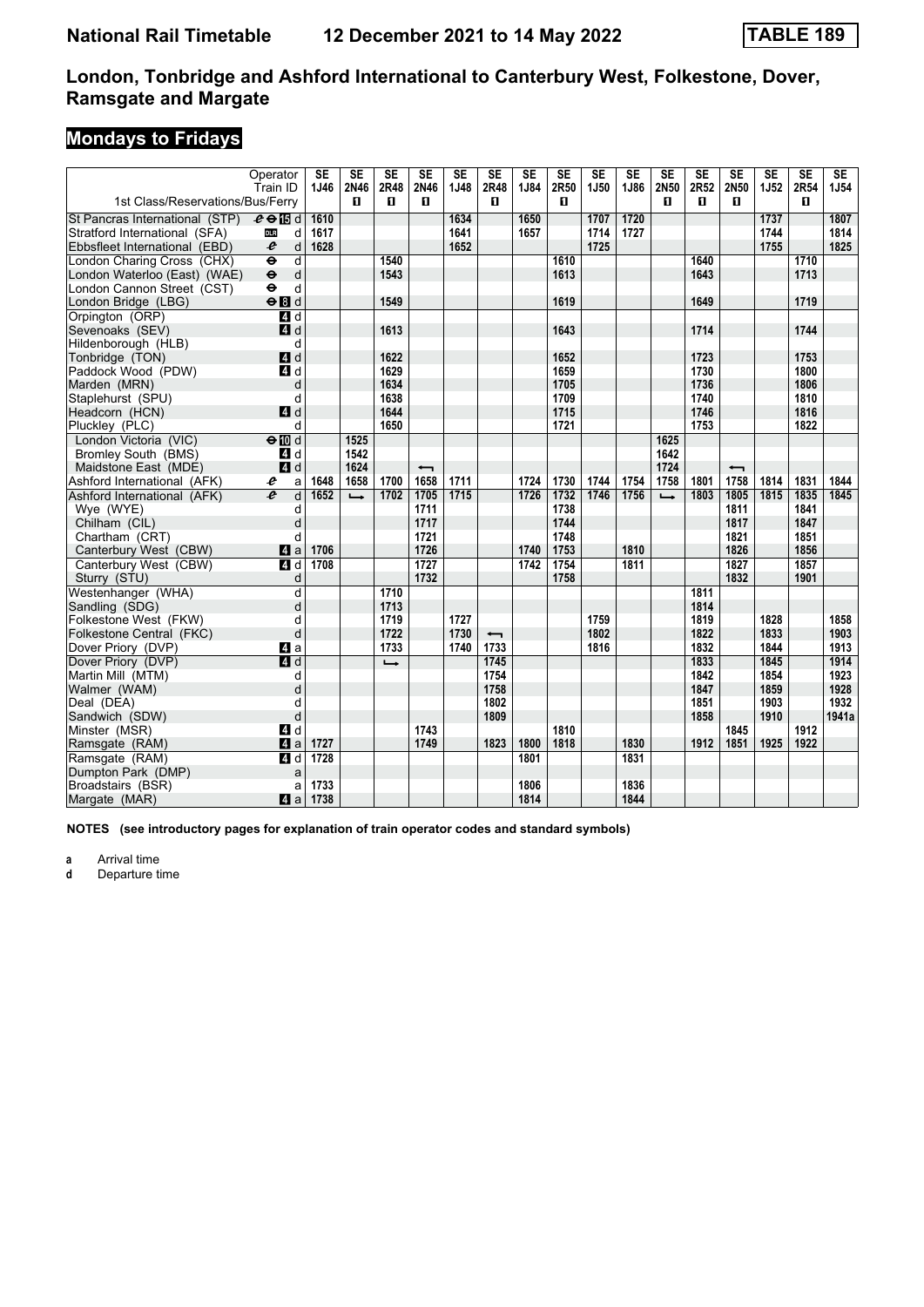# National Rail Timetable 12 December 2021 to 14 May 2022 TABLE 189

## London, Tonbridge and Ashford International to Canterbury West, Folkestone, Dover, Ramsgate and Margate

### Mondays to Fridays

| Operator | | SE | SE | SE | SE | SE | SE | SE | SE | SE | SE | SE | SE | SE | SE | SE | SE |
|---|---|---|---|---|---|---|---|---|---|---|---|---|---|---|---|---|---|
| Train ID | | 1J46 | 2N46 | 2R48 | 2N46 | 1J48 | 2R48 | 1J84 | 2R50 | 1J50 | 1J86 | 2N50 | 2R52 | 2N50 | 1J52 | 2R54 | 1J54 |
| 1st Class/Reservations/Bus/Ferry | | | ■ | ■ | ■ | | ■ | | ■ | | | ■ | ■ | ■ | | ■ | |
| St Pancras International (STP) | d | 1610 | | | | 1634 | | 1650 | | 1707 | 1720 | | | | 1737 | | 1807 |
| Stratford International (SFA) | d | 1617 | | | | 1641 | | 1657 | | 1714 | 1727 | | | | 1744 | | 1814 |
| Ebbsfleet International (EBD) | d | 1628 | | | | 1652 | | | | 1725 | | | | | 1755 | | 1825 |
| London Charing Cross (CHX) | d | | | 1540 | | | | | 1610 | | | | 1640 | | | 1710 | |
| London Waterloo (East) (WAE) | d | | | 1543 | | | | | 1613 | | | | 1643 | | | 1713 | |
| London Cannon Street (CST) | d | | | | | | | | | | | | | | | | |
| London Bridge (LBG) | d | | | 1549 | | | | | 1619 | | | | 1649 | | | 1719 | |
| Orpington (ORP) | d | | | | | | | | | | | | | | | | |
| Sevenoaks (SEV) | d | | | 1613 | | | | | 1643 | | | | 1714 | | | 1744 | |
| Hildenborough (HLB) | d | | | | | | | | | | | | | | | | |
| Tonbridge (TON) | d | | | 1622 | | | | | 1652 | | | | 1723 | | | 1753 | |
| Paddock Wood (PDW) | d | | | 1629 | | | | | 1659 | | | | 1730 | | | 1800 | |
| Marden (MRN) | d | | | 1634 | | | | | 1705 | | | | 1736 | | | 1806 | |
| Staplehurst (SPU) | d | | | 1638 | | | | | 1709 | | | | 1740 | | | 1810 | |
| Headcorn (HCN) | d | | | 1644 | | | | | 1715 | | | | 1746 | | | 1816 | |
| Pluckley (PLC) | d | | | 1650 | | | | | 1721 | | | | 1753 | | | 1822 | |
| London Victoria (VIC) | d | | 1525 | | | | | | | | | 1625 | | | | | |
| Bromley South (BMS) | d | | 1542 | | | | | | | | | 1642 | | | | | |
| Maidstone East (MDE) | d | | 1624 | | ← | | | | | | | 1724 | | ← | | | |
| Ashford International (AFK) | a | 1648 | 1658 | 1700 | 1658 | 1711 | | 1724 | 1730 | 1744 | 1754 | 1758 | 1801 | 1758 | 1814 | 1831 | 1844 |
| Ashford International (AFK) | d | 1652 | ↳ | 1702 | 1705 | 1715 | | 1726 | 1732 | 1746 | 1756 | ↳ | 1803 | 1805 | 1815 | 1835 | 1845 |
| Wye (WYE) | d | | | | 1711 | | | | 1738 | | | | | 1811 | | 1841 | |
| Chilham (CIL) | d | | | | 1717 | | | | 1744 | | | | | 1817 | | 1847 | |
| Chartham (CRT) | d | | | | 1721 | | | | 1748 | | | | | 1821 | | 1851 | |
| Canterbury West (CBW) | a | 1706 | | | 1726 | | | 1740 | 1753 | | 1810 | | | 1826 | | 1856 | |
| Canterbury West (CBW) | d | 1708 | | | 1727 | | | 1742 | 1754 | | 1811 | | | 1827 | | 1857 | |
| Sturry (STU) | d | | | | 1732 | | | | 1758 | | | | | 1832 | | 1901 | |
| Westenhanger (WHA) | d | | | 1710 | | | | | | | | | 1811 | | | | |
| Sandling (SDG) | d | | | 1713 | | | | | | | | | 1814 | | | | |
| Folkestone West (FKW) | d | | | 1719 | | 1727 | | | | 1759 | | | 1819 | | 1828 | | 1858 |
| Folkestone Central (FKC) | d | | | 1722 | | 1730 | ← | | | 1802 | | | 1822 | | 1833 | | 1903 |
| Dover Priory (DVP) | a | | | 1733 | | 1740 | 1733 | | | 1816 | | | 1832 | | 1844 | | 1913 |
| Dover Priory (DVP) | d | | | ↳ | | | 1745 | | | | | | 1833 | | 1845 | | 1914 |
| Martin Mill (MTM) | d | | | | | | 1754 | | | | | | 1842 | | 1854 | | 1923 |
| Walmer (WAM) | d | | | | | | 1758 | | | | | | 1847 | | 1859 | | 1928 |
| Deal (DEA) | d | | | | | | 1802 | | | | | | 1851 | | 1903 | | 1932 |
| Sandwich (SDW) | d | | | | | | 1809 | | | | | | 1858 | | 1910 | | 1941a |
| Minster (MSR) | d | | | | 1743 | | | | 1810 | | | | | 1845 | | 1912 | |
| Ramsgate (RAM) | a | 1727 | | | 1749 | | 1823 | 1800 | 1818 | | 1830 | | 1912 | 1851 | 1925 | 1922 | |
| Ramsgate (RAM) | d | 1728 | | | | | | 1801 | | | 1831 | | | | | | |
| Dumpton Park (DMP) | a | | | | | | | | | | | | | | | | |
| Broadstairs (BSR) | a | 1733 | | | | | | 1806 | | | 1836 | | | | | | |
| Margate (MAR) | a | 1738 | | | | | | 1814 | | | 1844 | | | | | | |

**NOTES (see introductory pages for explanation of train operator codes and standard symbols)**

**a** Arrival time
**d** Departure time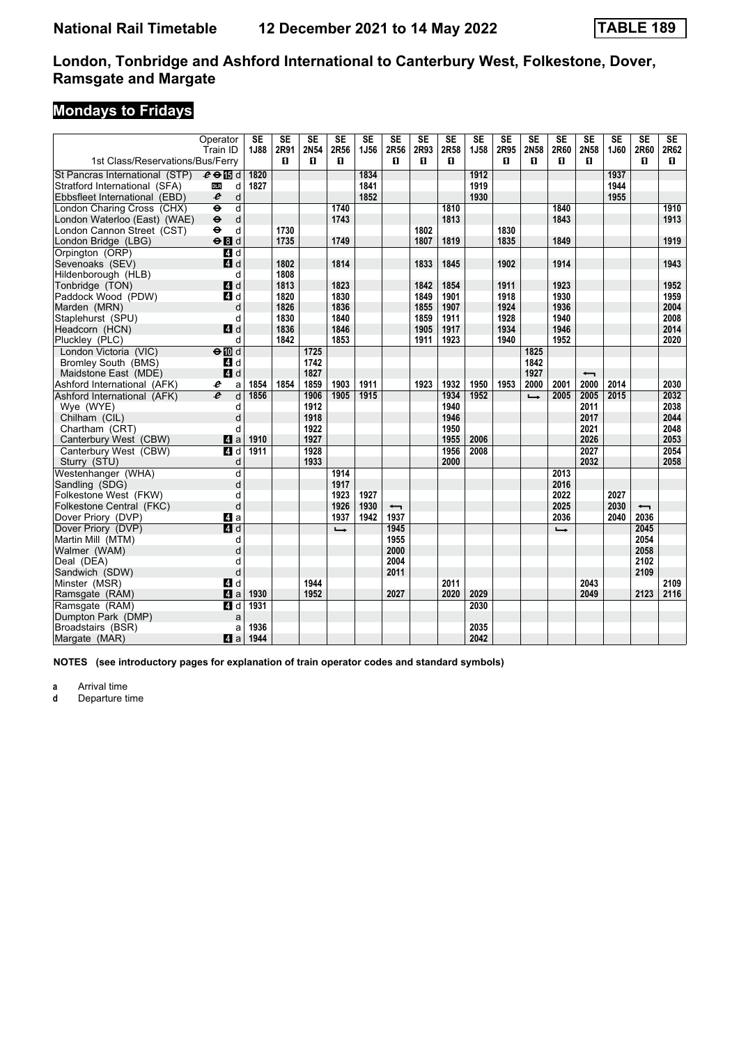# National Rail Timetable 12 December 2021 to 14 May 2022 TABLE 189

## London, Tonbridge and Ashford International to Canterbury West, Folkestone, Dover, Ramsgate and Margate

### Mondays to Fridays

| Operator | | SE | SE | SE | SE | SE | SE | SE | SE | SE | SE | SE | SE | SE | SE | SE | SE |
|---|---|---|---|---|---|---|---|---|---|---|---|---|---|---|---|---|---|
| Train ID | | 1J88 | 2R91 | 2N54 | 2R56 | 1J56 | 2R56 | 2R93 | 2R58 | 1J58 | 2R95 | 2N58 | 2R60 | 2N58 | 1J60 | 2R60 | 2R62 |
| 1st Class/Reservations/Bus/Ferry | | | ■ | ■ | ■ | | ■ | ■ | ■ | | ■ | ■ | ■ | ■ | | ■ | ■ |
| St Pancras International (STP) | d | 1820 | | | | 1834 | | | | 1912 | | | | | 1937 | | |
| Stratford International (SFA) | d | 1827 | | | | 1841 | | | | 1919 | | | | | 1944 | | |
| Ebbsfleet International (EBD) | d | | | | | 1852 | | | | 1930 | | | | | 1955 | | |
| London Charing Cross (CHX) | d | | | | 1740 | | | | 1810 | | | | 1840 | | | | 1910 |
| London Waterloo (East) (WAE) | d | | | | 1743 | | | | 1813 | | | | 1843 | | | | 1913 |
| London Cannon Street (CST) | d | | 1730 | | | | | 1802 | | | 1830 | | | | | | |
| London Bridge (LBG) | d | | 1735 | | 1749 | | | 1807 | 1819 | | 1835 | | 1849 | | | | 1919 |
| Orpington (ORP) | d | | | | | | | | | | | | | | | | |
| Sevenoaks (SEV) | d | | 1802 | | 1814 | | | 1833 | 1845 | | 1902 | | 1914 | | | | 1943 |
| Hildenborough (HLB) | d | | 1808 | | | | | | | | | | | | | | |
| Tonbridge (TON) | d | | 1813 | | 1823 | | | 1842 | 1854 | | 1911 | | 1923 | | | | 1952 |
| Paddock Wood (PDW) | d | | 1820 | | 1830 | | | 1849 | 1901 | | 1918 | | 1930 | | | | 1959 |
| Marden (MRN) | d | | 1826 | | 1836 | | | 1855 | 1907 | | 1924 | | 1936 | | | | 2004 |
| Staplehurst (SPU) | d | | 1830 | | 1840 | | | 1859 | 1911 | | 1928 | | 1940 | | | | 2008 |
| Headcorn (HCN) | d | | 1836 | | 1846 | | | 1905 | 1917 | | 1934 | | 1946 | | | | 2014 |
| Pluckley (PLC) | d | | 1842 | | 1853 | | | 1911 | 1923 | | 1940 | | 1952 | | | | 2020 |
| London Victoria (VIC) | d | | | 1725 | | | | | | | | 1825 | | | | | |
| Bromley South (BMS) | d | | | 1742 | | | | | | | | 1842 | | | | | |
| Maidstone East (MDE) | d | | | 1827 | | | | | | | | 1927 | | ⟵ | | | |
| Ashford International (AFK) | a | 1854 | 1854 | 1859 | 1903 | 1911 | | 1923 | 1932 | 1950 | 1953 | 2000 | 2001 | 2000 | 2014 | | 2030 |
| Ashford International (AFK) | d | 1856 | | 1906 | 1905 | 1915 | | | 1934 | 1952 | | ⟶ | 2005 | 2005 | 2015 | | 2032 |
| Wye (WYE) | d | | | 1912 | | | | | 1940 | | | | | 2011 | | | 2038 |
| Chilham (CIL) | d | | | 1918 | | | | | 1946 | | | | | 2017 | | | 2044 |
| Chartham (CRT) | d | | | 1922 | | | | | 1950 | | | | | 2021 | | | 2048 |
| Canterbury West (CBW) | a | 1910 | | 1927 | | | | | 1955 | 2006 | | | | 2026 | | | 2053 |
| Canterbury West (CBW) | d | 1911 | | 1928 | | | | | 1956 | 2008 | | | | 2027 | | | 2054 |
| Sturry (STU) | d | | | 1933 | | | | | 2000 | | | | | 2032 | | | 2058 |
| Westenhanger (WHA) | d | | | | 1914 | | | | | | | | 2013 | | | | |
| Sandling (SDG) | d | | | | 1917 | | | | | | | | 2016 | | | | |
| Folkestone West (FKW) | d | | | | 1923 | 1927 | | | | | | | 2022 | | 2027 | | |
| Folkestone Central (FKC) | d | | | | 1926 | 1930 | ⟵ | | | | | | 2025 | | 2030 | ⟵ | |
| Dover Priory (DVP) | a | | | | 1937 | 1942 | 1937 | | | | | | 2036 | | 2040 | 2036 | |
| Dover Priory (DVP) | d | | | | ⟶ | | 1945 | | | | | | ⟶ | | | 2045 | |
| Martin Mill (MTM) | d | | | | | | 1955 | | | | | | | | | 2054 | |
| Walmer (WAM) | d | | | | | | 2000 | | | | | | | | | 2058 | |
| Deal (DEA) | d | | | | | | 2004 | | | | | | | | | 2102 | |
| Sandwich (SDW) | d | | | | | | 2011 | | | | | | | | | 2109 | |
| Minster (MSR) | d | | | 1944 | | | | | 2011 | | | | | 2043 | | | 2109 |
| Ramsgate (RAM) | a | 1930 | | 1952 | | | 2027 | | 2020 | 2029 | | | | 2049 | | 2123 | 2116 |
| Ramsgate (RAM) | d | 1931 | | | | | | | | 2030 | | | | | | | |
| Dumpton Park (DMP) | a | | | | | | | | | | | | | | | | |
| Broadstairs (BSR) | a | 1936 | | | | | | | | 2035 | | | | | | | |
| Margate (MAR) | a | 1944 | | | | | | | | 2042 | | | | | | | |

**NOTES (see introductory pages for explanation of train operator codes and standard symbols)**

**a** Arrival time
**d** Departure time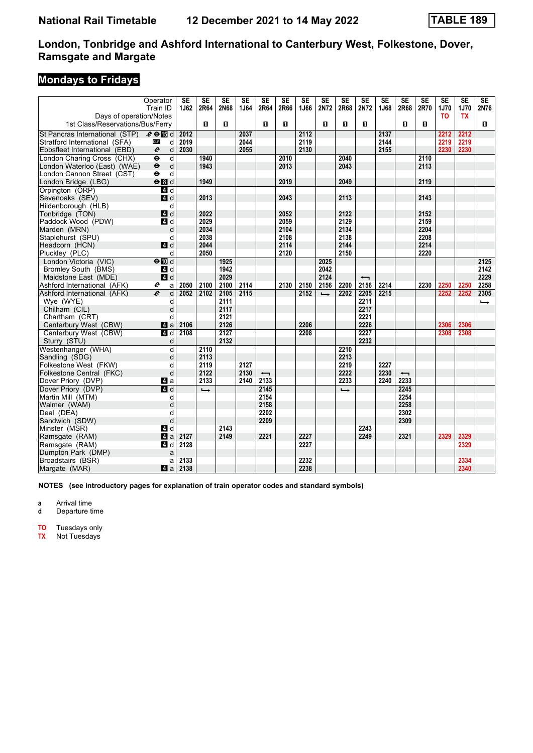# National Rail Timetable    12 December 2021 to 14 May 2022    TABLE 189

## London, Tonbridge and Ashford International to Canterbury West, Folkestone, Dover, Ramsgate and Margate

### Mondays to Fridays

| Operator | | SE | SE | SE | SE | SE | SE | SE | SE | SE | SE | SE | SE | SE | SE | SE | SE |
|---|---|---|---|---|---|---|---|---|---|---|---|---|---|---|---|---|---|
| Train ID | | 1J62 | 2R64 | 2N68 | 1J64 | 2R64 | 2R66 | 1J66 | 2N72 | 2R68 | 2N72 | 1J68 | 2R68 | 2R70 | 1J70 | 1J70 | 2N76 |
| Days of operation/Notes | | | | | | | | | | | | | | | TO | TX | |
| 1st Class/Reservations/Bus/Ferry | | | 1 | 1 | | 1 | 1 | | 1 | 1 | 1 | | 1 | 1 | | | 1 |
| St Pancras International (STP) | d | 2012 | | | 2037 | | | 2112 | | | | 2137 | | | 2212 | 2212 | |
| Stratford International (SFA) | d | 2019 | | | 2044 | | | 2119 | | | | 2144 | | | 2219 | 2219 | |
| Ebbsfleet International (EBD) | d | 2030 | | | 2055 | | | 2130 | | | | 2155 | | | 2230 | 2230 | |
| London Charing Cross (CHX) | d | | 1940 | | | | 2010 | | | 2040 | | | | 2110 | | | |
| London Waterloo (East) (WAE) | d | | 1943 | | | | 2013 | | | 2043 | | | | 2113 | | | |
| London Cannon Street (CST) | d | | | | | | | | | | | | | | | | |
| London Bridge (LBG) | d | | 1949 | | | | 2019 | | | 2049 | | | | 2119 | | | |
| Orpington (ORP) | d | | | | | | | | | | | | | | | | |
| Sevenoaks (SEV) | d | | 2013 | | | | 2043 | | | 2113 | | | | 2143 | | | |
| Hildenborough (HLB) | d | | | | | | | | | | | | | | | | |
| Tonbridge (TON) | d | | 2022 | | | | 2052 | | | 2122 | | | | 2152 | | | |
| Paddock Wood (PDW) | d | | 2029 | | | | 2059 | | | 2129 | | | | 2159 | | | |
| Marden (MRN) | d | | 2034 | | | | 2104 | | | 2134 | | | | 2204 | | | |
| Staplehurst (SPU) | d | | 2038 | | | | 2108 | | | 2138 | | | | 2208 | | | |
| Headcorn (HCN) | d | | 2044 | | | | 2114 | | | 2144 | | | | 2214 | | | |
| Pluckley (PLC) | d | | 2050 | | | | 2120 | | | 2150 | | | | 2220 | | | |
| London Victoria (VIC) | d | | | 1925 | | | | | 2025 | | | | | | | | 2125 |
| Bromley South (BMS) | d | | | 1942 | | | | | 2042 | | | | | | | | 2142 |
| Maidstone East (MDE) | d | | | 2029 | | | | | 2124 | | ⟵ | | | | | | 2229 |
| Ashford International (AFK) | a | 2050 | 2100 | 2100 | 2114 | | 2130 | 2150 | 2156 | 2200 | 2156 | 2214 | | 2230 | 2250 | 2250 | 2258 |
| Ashford International (AFK) | d | 2052 | 2102 | 2105 | 2115 | | | 2152 | ⟶ | 2202 | 2205 | 2215 | | | 2252 | 2252 | 2305 |
| Wye (WYE) | d | | | 2111 | | | | | | | 2211 | | | | | | ⟶ |
| Chilham (CIL) | d | | | 2117 | | | | | | | 2217 | | | | | | |
| Chartham (CRT) | d | | | 2121 | | | | | | | 2221 | | | | | | |
| Canterbury West (CBW) | a | 2106 | | 2126 | | | | 2206 | | | 2226 | | | | 2306 | 2306 | |
| Canterbury West (CBW) | d | 2108 | | 2127 | | | | 2208 | | | 2227 | | | | 2308 | 2308 | |
| Sturry (STU) | d | | | 2132 | | | | | | | 2232 | | | | | | |
| Westenhanger (WHA) | d | | 2110 | | | | | | | 2210 | | | | | | | |
| Sandling (SDG) | d | | 2113 | | | | | | | 2213 | | | | | | | |
| Folkestone West (FKW) | d | | 2119 | | 2127 | | | | | 2219 | | 2227 | | | | | |
| Folkestone Central (FKC) | d | | 2122 | | 2130 | ⟵ | | | | 2222 | | 2230 | ⟵ | | | | |
| Dover Priory (DVP) | a | | 2133 | | 2140 | 2133 | | | | 2233 | | 2240 | 2233 | | | | |
| Dover Priory (DVP) | d | | ⟶ | | | 2145 | | | | ⟶ | | | 2245 | | | | |
| Martin Mill (MTM) | d | | | | | 2154 | | | | | | | 2254 | | | | |
| Walmer (WAM) | d | | | | | 2158 | | | | | | | 2258 | | | | |
| Deal (DEA) | d | | | | | 2202 | | | | | | | 2302 | | | | |
| Sandwich (SDW) | d | | | | | 2209 | | | | | | | 2309 | | | | |
| Minster (MSR) | d | | | 2143 | | | | | | | 2243 | | | | | | |
| Ramsgate (RAM) | a | 2127 | | 2149 | | 2221 | | 2227 | | | 2249 | | 2321 | | 2329 | 2329 | |
| Ramsgate (RAM) | d | 2128 | | | | | | 2227 | | | | | | | | 2329 | |
| Dumpton Park (DMP) | a | | | | | | | | | | | | | | | | |
| Broadstairs (BSR) | a | 2133 | | | | | | 2232 | | | | | | | | 2334 | |
| Margate (MAR) | a | 2138 | | | | | | 2238 | | | | | | | | 2340 | |

**NOTES (see introductory pages for explanation of train operator codes and standard symbols)**

**a** Arrival time
**d** Departure time

**TO** Tuesdays only
**TX** Not Tuesdays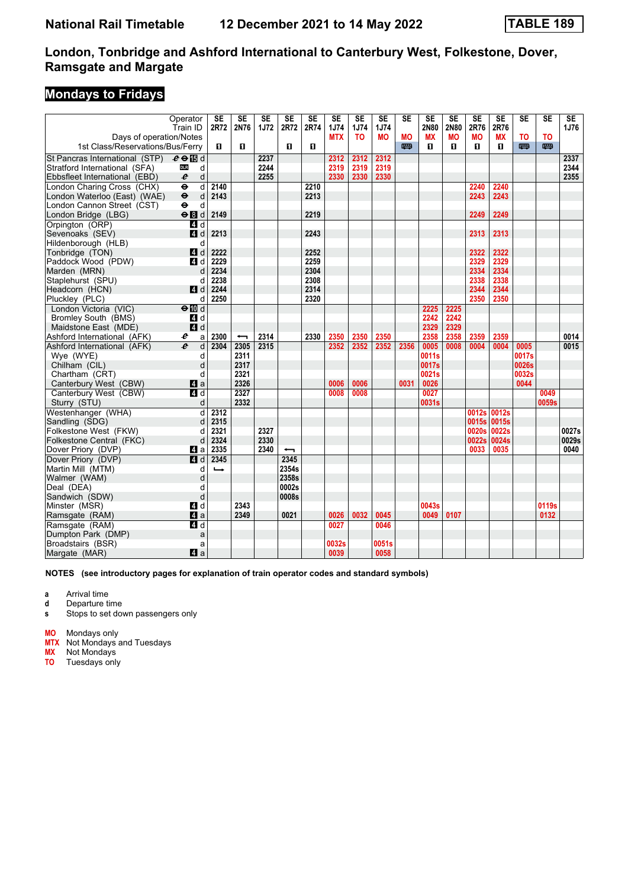# National Rail Timetable — 12 December 2021 to 14 May 2022 — TABLE 189

## London, Tonbridge and Ashford International to Canterbury West, Folkestone, Dover, Ramsgate and Margate

### Mondays to Fridays

| Operator | | SE | SE | SE | SE | SE | SE | SE | SE | SE | SE | SE | SE | SE | SE | SE | SE |
|---|---|---|---|---|---|---|---|---|---|---|---|---|---|---|---|---|---|
| Train ID | | 2R72 | 2N76 | 1J72 | 2R72 | 2R74 | 1J74 | 1J74 | 1J74 | | 2N80 | 2N80 | 2R76 | 2R76 | | | 1J76 |
| Days of operation/Notes | | | | | | | MTX | TO | MO | MO | MX | MO | MO | MX | TO | TO | |
| 1st Class/Reservations/Bus/Ferry | | 1 | 1 | | 1 | 1 | | | | Bus | 1 | 1 | 1 | 1 | Bus | Bus | |
| St Pancras International (STP) | d | | | 2237 | | | 2312 | 2312 | 2312 | | | | | | | | 2337 |
| Stratford International (SFA) | d | | | 2244 | | | 2319 | 2319 | 2319 | | | | | | | | 2344 |
| Ebbsfleet International (EBD) | d | | | 2255 | | | 2330 | 2330 | 2330 | | | | | | | | 2355 |
| London Charing Cross (CHX) | d | 2140 | | | | 2210 | | | | | | | 2240 | 2240 | | | |
| London Waterloo (East) (WAE) | d | 2143 | | | | 2213 | | | | | | | 2243 | 2243 | | | |
| London Cannon Street (CST) | d | | | | | | | | | | | | | | | | |
| London Bridge (LBG) | d | 2149 | | | | 2219 | | | | | | | 2249 | 2249 | | | |
| Orpington (ORP) | d | | | | | | | | | | | | | | | | |
| Sevenoaks (SEV) | d | 2213 | | | | 2243 | | | | | | | 2313 | 2313 | | | |
| Hildenborough (HLB) | d | | | | | | | | | | | | | | | | |
| Tonbridge (TON) | d | 2222 | | | | 2252 | | | | | | | 2322 | 2322 | | | |
| Paddock Wood (PDW) | d | 2229 | | | | 2259 | | | | | | | 2329 | 2329 | | | |
| Marden (MRN) | d | 2234 | | | | 2304 | | | | | | | 2334 | 2334 | | | |
| Staplehurst (SPU) | d | 2238 | | | | 2308 | | | | | | | 2338 | 2338 | | | |
| Headcorn (HCN) | d | 2244 | | | | 2314 | | | | | | | 2344 | 2344 | | | |
| Pluckley (PLC) | d | 2250 | | | | 2320 | | | | | | | 2350 | 2350 | | | |
| London Victoria (VIC) | d | | | | | | | | | | 2225 | 2225 | | | | | |
| Bromley South (BMS) | d | | | | | | | | | | 2242 | 2242 | | | | | |
| Maidstone East (MDE) | d | | | | | | | | | | 2329 | 2329 | | | | | |
| Ashford International (AFK) | a | 2300 | ← | 2314 | | 2330 | 2350 | 2350 | 2350 | | 2358 | 2358 | 2359 | 2359 | | | 0014 |
| Ashford International (AFK) | d | 2304 | 2305 | 2315 | | | 2352 | 2352 | 2352 | 2356 | 0005 | 0008 | 0004 | 0004 | 0005 | | 0015 |
| Wye (WYE) | d | | 2311 | | | | | | | | 0011s | | | | 0017s | | |
| Chilham (CIL) | d | | 2317 | | | | | | | | 0017s | | | | 0026s | | |
| Chartham (CRT) | d | | 2321 | | | | | | | | 0021s | | | | 0032s | | |
| Canterbury West (CBW) | a | | 2326 | | | | 0006 | 0006 | | 0031 | 0026 | | | | 0044 | | |
| Canterbury West (CBW) | d | | 2327 | | | | 0008 | 0008 | | | 0027 | | | | | 0049 | |
| Sturry (STU) | d | | 2332 | | | | | | | | 0031s | | | | | 0059s | |
| Westenhanger (WHA) | d | 2312 | | | | | | | | | | | 0012s | 0012s | | | |
| Sandling (SDG) | d | 2315 | | | | | | | | | | | 0015s | 0015s | | | |
| Folkestone West (FKW) | d | 2321 | | 2327 | | | | | | | | | 0020s | 0022s | | | 0027s |
| Folkestone Central (FKC) | d | 2324 | | 2330 | | | | | | | | | 0022s | 0024s | | | 0029s |
| Dover Priory (DVP) | a | 2335 | | 2340 | ← | | | | | | | | 0033 | 0035 | | | 0040 |
| Dover Priory (DVP) | d | 2345 | | | 2345 | | | | | | | | | | | | |
| Martin Mill (MTM) | d | → | | | 2354s | | | | | | | | | | | | |
| Walmer (WAM) | d | | | | 2358s | | | | | | | | | | | | |
| Deal (DEA) | d | | | | 0002s | | | | | | | | | | | | |
| Sandwich (SDW) | d | | | | 0008s | | | | | | | | | | | | |
| Minster (MSR) | d | | 2343 | | | | | | | | 0043s | | | | | 0119s | |
| Ramsgate (RAM) | a | | 2349 | | 0021 | | 0026 | 0032 | 0045 | | 0049 | 0107 | | | | 0132 | |
| Ramsgate (RAM) | d | | | | | | 0027 | | 0046 | | | | | | | | |
| Dumpton Park (DMP) | a | | | | | | | | | | | | | | | | |
| Broadstairs (BSR) | a | | | | | | 0032s | | 0051s | | | | | | | | |
| Margate (MAR) | a | | | | | | 0039 | | 0058 | | | | | | | | |

**NOTES (see introductory pages for explanation of train operator codes and standard symbols)**

- **a** Arrival time
- **d** Departure time
- **s** Stops to set down passengers only

- **MO** Mondays only
- **MTX** Not Mondays and Tuesdays
- **MX** Not Mondays
- **TO** Tuesdays only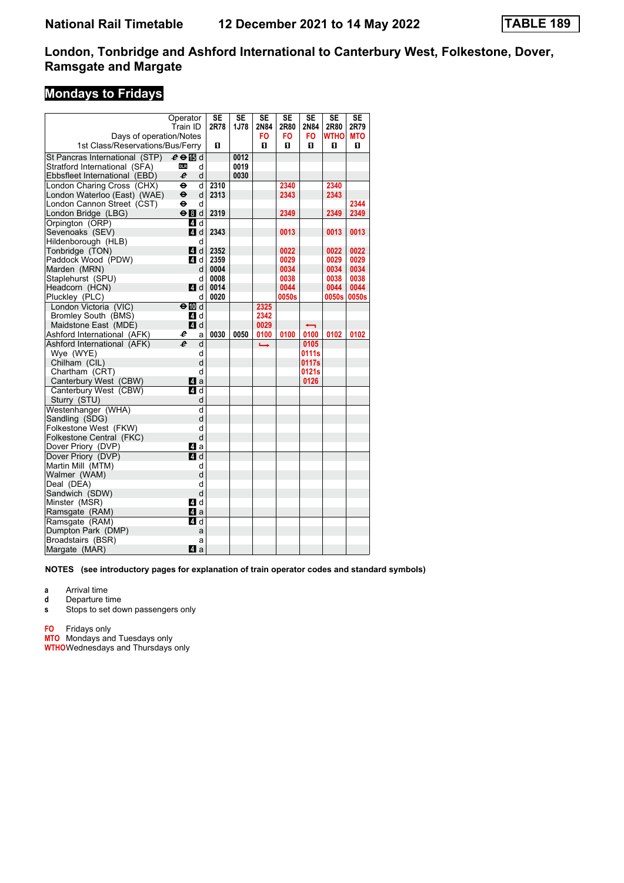# National Rail Timetable — 12 December 2021 to 14 May 2022 — TABLE 189

## London, Tonbridge and Ashford International to Canterbury West, Folkestone, Dover, Ramsgate and Margate

### Mondays to Fridays

| Operator | | | SE | SE | SE | SE | SE | SE | SE |
|---|---|---|---|---|---|---|---|---|---|
| Train ID | | | 2R78 | 1J78 | 2N84 | 2R80 | 2N84 | 2R80 | 2R79 |
| Days of operation/Notes | | | | | FO | FO | FO | WTHO | MTO |
| 1st Class/Reservations/Bus/Ferry | | | 1 | | 1 | 1 | 1 | 1 | 1 |
| St Pancras International (STP) | 15 | d | | 0012 | | | | | |
| Stratford International (SFA) | | d | | 0019 | | | | | |
| Ebbsfleet International (EBD) | | d | | 0030 | | | | | |
| London Charing Cross (CHX) | | d | 2310 | | | 2340 | | 2340 | |
| London Waterloo (East) (WAE) | | d | 2313 | | | 2343 | | 2343 | |
| London Cannon Street (CST) | | d | | | | | | | 2344 |
| London Bridge (LBG) | 8 | d | 2319 | | | 2349 | | 2349 | 2349 |
| Orpington (ORP) | 4 | d | | | | | | | |
| Sevenoaks (SEV) | 4 | d | 2343 | | | 0013 | | 0013 | 0013 |
| Hildenborough (HLB) | | d | | | | | | | |
| Tonbridge (TON) | 4 | d | 2352 | | | 0022 | | 0022 | 0022 |
| Paddock Wood (PDW) | 4 | d | 2359 | | | 0029 | | 0029 | 0029 |
| Marden (MRN) | | d | 0004 | | | 0034 | | 0034 | 0034 |
| Staplehurst (SPU) | | d | 0008 | | | 0038 | | 0038 | 0038 |
| Headcorn (HCN) | 4 | d | 0014 | | | 0044 | | 0044 | 0044 |
| Pluckley (PLC) | | d | 0020 | | | 0050s | | 0050s | 0050s |
| London Victoria (VIC) | 10 | d | | | 2325 | | | | |
| Bromley South (BMS) | 4 | d | | | 2342 | | | | |
| Maidstone East (MDE) | 4 | d | | | 0029 | | ← | | |
| Ashford International (AFK) | | a | 0030 | 0050 | 0100 | 0100 | 0100 | 0102 | 0102 |
| Ashford International (AFK) | | d | | | → | | 0105 | | |
| Wye (WYE) | | d | | | | | 0111s | | |
| Chilham (CIL) | | d | | | | | 0117s | | |
| Chartham (CRT) | | d | | | | | 0121s | | |
| Canterbury West (CBW) | 4 | a | | | | | 0126 | | |
| Canterbury West (CBW) | 4 | d | | | | | | | |
| Sturry (STU) | | d | | | | | | | |
| Westenhanger (WHA) | | d | | | | | | | |
| Sandling (SDG) | | d | | | | | | | |
| Folkestone West (FKW) | | d | | | | | | | |
| Folkestone Central (FKC) | | d | | | | | | | |
| Dover Priory (DVP) | 4 | a | | | | | | | |
| Dover Priory (DVP) | 4 | d | | | | | | | |
| Martin Mill (MTM) | | d | | | | | | | |
| Walmer (WAM) | | d | | | | | | | |
| Deal (DEA) | | d | | | | | | | |
| Sandwich (SDW) | | d | | | | | | | |
| Minster (MSR) | 4 | d | | | | | | | |
| Ramsgate (RAM) | 4 | a | | | | | | | |
| Ramsgate (RAM) | 4 | d | | | | | | | |
| Dumpton Park (DMP) | | a | | | | | | | |
| Broadstairs (BSR) | | a | | | | | | | |
| Margate (MAR) | 4 | a | | | | | | | |

**NOTES (see introductory pages for explanation of train operator codes and standard symbols)**

- **a** Arrival time
- **d** Departure time
- **s** Stops to set down passengers only

- **FO** Fridays only
- **MTO** Mondays and Tuesdays only
- **WTHO** Wednesdays and Thursdays only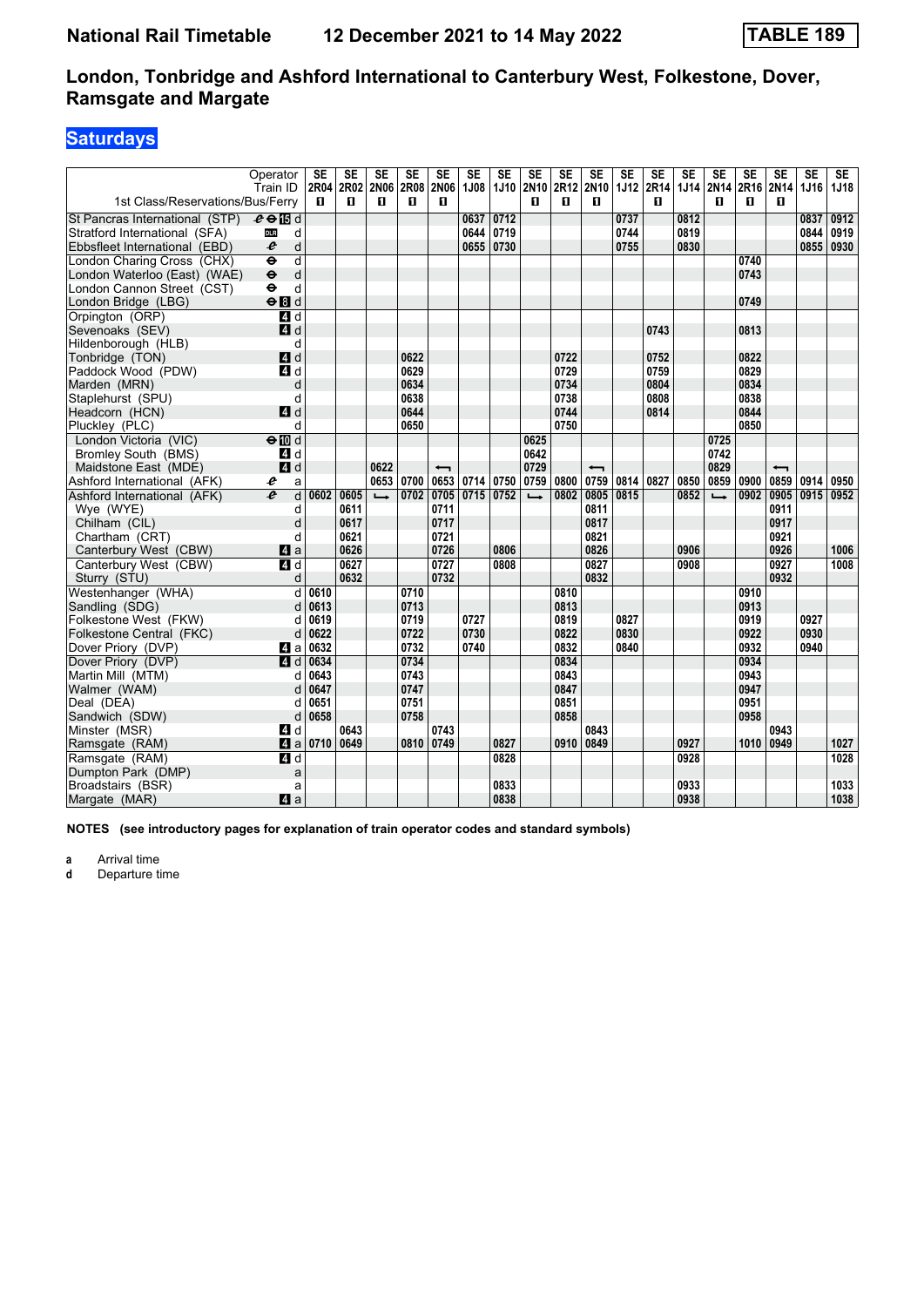# National Rail Timetable 12 December 2021 to 14 May 2022 TABLE 189

## London, Tonbridge and Ashford International to Canterbury West, Folkestone, Dover, Ramsgate and Margate

### Saturdays

| Operator | | SE | SE | SE | SE | SE | SE | SE | SE | SE | SE | SE | SE | SE | SE | SE | SE | SE | SE |
|---|---|---|---|---|---|---|---|---|---|---|---|---|---|---|---|---|---|---|---|
| Train ID | | 2R04 | 2R02 | 2N06 | 2R08 | 2N06 | 1J08 | 1J10 | 2N10 | 2R12 | 2N10 | 1J12 | 2R14 | 1J14 | 2N14 | 2R16 | 2N14 | 1J16 | 1J18 |
| 1st Class/Reservations/Bus/Ferry | | ■ | ■ | ■ | ■ | ■ | | | ■ | ■ | ■ | | ■ | | ■ | ■ | ■ | | |
| St Pancras International (STP) | d | | | | | | 0637 | 0712 | | | | 0737 | | 0812 | | | | 0837 | 0912 |
| Stratford International (SFA) | d | | | | | | 0644 | 0719 | | | | 0744 | | 0819 | | | | 0844 | 0919 |
| Ebbsfleet International (EBD) | d | | | | | | 0655 | 0730 | | | | 0755 | | 0830 | | | | 0855 | 0930 |
| London Charing Cross (CHX) | d | | | | | | | | | | | | | | | 0740 | | | |
| London Waterloo (East) (WAE) | d | | | | | | | | | | | | | | | 0743 | | | |
| London Cannon Street (CST) | d | | | | | | | | | | | | | | | | | | |
| London Bridge (LBG) | d | | | | | | | | | | | | | | | 0749 | | | |
| Orpington (ORP) | d | | | | | | | | | | | | | | | | | | |
| Sevenoaks (SEV) | d | | | | | | | | | | | | 0743 | | | 0813 | | | |
| Hildenborough (HLB) | d | | | | | | | | | | | | | | | | | | |
| Tonbridge (TON) | d | | | | 0622 | | | | | 0722 | | | 0752 | | | 0822 | | | |
| Paddock Wood (PDW) | d | | | | 0629 | | | | | 0729 | | | 0759 | | | 0829 | | | |
| Marden (MRN) | d | | | | 0634 | | | | | 0734 | | | 0804 | | | 0834 | | | |
| Staplehurst (SPU) | d | | | | 0638 | | | | | 0738 | | | 0808 | | | 0838 | | | |
| Headcorn (HCN) | d | | | | 0644 | | | | | 0744 | | | 0814 | | | 0844 | | | |
| Pluckley (PLC) | d | | | | 0650 | | | | | 0750 | | | | | | 0850 | | | |
| London Victoria (VIC) | d | | | | | | | | 0625 | | | | | | 0725 | | | | |
| Bromley South (BMS) | d | | | | | | | | 0642 | | | | | | 0742 | | | | |
| Maidstone East (MDE) | d | | | 0622 | | ← | | | 0729 | | ← | | | | 0829 | | ← | | |
| Ashford International (AFK) | a | | | 0653 | 0700 | 0653 | 0714 | 0750 | 0759 | 0800 | 0759 | 0814 | 0827 | 0850 | 0859 | 0900 | 0859 | 0914 | 0950 |
| Ashford International (AFK) | d | 0602 | 0605 | → | 0702 | 0705 | 0715 | 0752 | → | 0802 | 0805 | 0815 | | 0852 | → | 0902 | 0905 | 0915 | 0952 |
| Wye (WYE) | d | | 0611 | | | 0711 | | | | | 0811 | | | | | | 0911 | | |
| Chilham (CIL) | d | | 0617 | | | 0717 | | | | | 0817 | | | | | | 0917 | | |
| Chartham (CRT) | d | | 0621 | | | 0721 | | | | | 0821 | | | | | | 0921 | | |
| Canterbury West (CBW) | a | | 0626 | | | 0726 | | 0806 | | | 0826 | | | 0906 | | | 0926 | | 1006 |
| Canterbury West (CBW) | d | | 0627 | | | 0727 | | 0808 | | | 0827 | | | 0908 | | | 0927 | | 1008 |
| Sturry (STU) | d | | 0632 | | | 0732 | | | | | 0832 | | | | | | 0932 | | |
| Westenhanger (WHA) | d | 0610 | | | 0710 | | | | | 0810 | | | | | | 0910 | | | |
| Sandling (SDG) | d | 0613 | | | 0713 | | | | | 0813 | | | | | | 0913 | | | |
| Folkestone West (FKW) | d | 0619 | | | 0719 | | 0727 | | | 0819 | | 0827 | | | | 0919 | | 0927 | |
| Folkestone Central (FKC) | d | 0622 | | | 0722 | | 0730 | | | 0822 | | 0830 | | | | 0922 | | 0930 | |
| Dover Priory (DVP) | a | 0632 | | | 0732 | | 0740 | | | 0832 | | 0840 | | | | 0932 | | 0940 | |
| Dover Priory (DVP) | d | 0634 | | | 0734 | | | | | 0834 | | | | | | 0934 | | | |
| Martin Mill (MTM) | d | 0643 | | | 0743 | | | | | 0843 | | | | | | 0943 | | | |
| Walmer (WAM) | d | 0647 | | | 0747 | | | | | 0847 | | | | | | 0947 | | | |
| Deal (DEA) | d | 0651 | | | 0751 | | | | | 0851 | | | | | | 0951 | | | |
| Sandwich (SDW) | d | 0658 | | | 0758 | | | | | 0858 | | | | | | 0958 | | | |
| Minster (MSR) | d | | 0643 | | | 0743 | | | | | 0843 | | | | | | 0943 | | |
| Ramsgate (RAM) | a | 0710 | 0649 | | 0810 | 0749 | | 0827 | | 0910 | 0849 | | | 0927 | | 1010 | 0949 | | 1027 |
| Ramsgate (RAM) | d | | | | | | | 0828 | | | | | | 0928 | | | | | 1028 |
| Dumpton Park (DMP) | a | | | | | | | | | | | | | | | | | | |
| Broadstairs (BSR) | a | | | | | | | 0833 | | | | | | 0933 | | | | | 1033 |
| Margate (MAR) | a | | | | | | | 0838 | | | | | | 0938 | | | | | 1038 |

**NOTES (see introductory pages for explanation of train operator codes and standard symbols)**

**a** Arrival time
**d** Departure time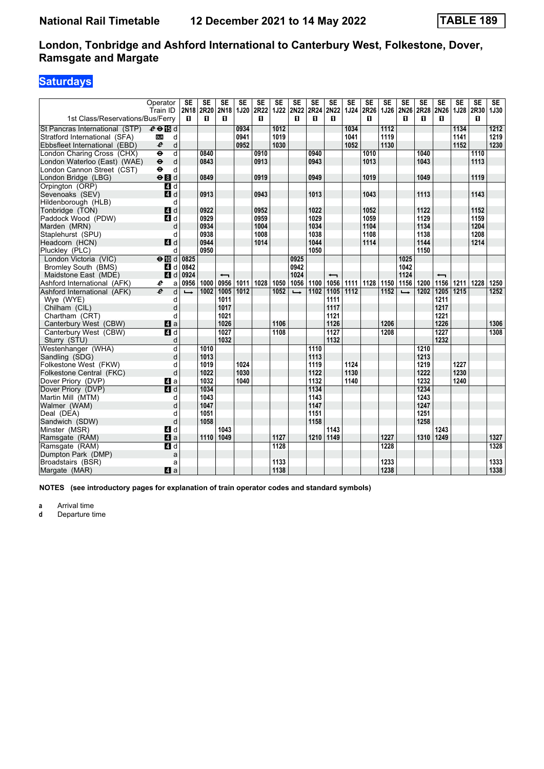# National Rail Timetable 12 December 2021 to 14 May 2022 TABLE 189

## London, Tonbridge and Ashford International to Canterbury West, Folkestone, Dover, Ramsgate and Margate

### Saturdays

| | | SE | SE | SE | SE | SE | SE | SE | SE | SE | SE | SE | SE | SE | SE | SE | SE | SE | SE |
|---|---|---|---|---|---|---|---|---|---|---|---|---|---|---|---|---|---|---|---|
| Operator / Train ID | | 2N18 | 2R20 | 2N18 | 1J20 | 2R22 | 1J22 | 2N22 | 2R24 | 2N22 | 1J24 | 2R26 | 1J26 | 2N26 | 2R28 | 2N26 | 1J28 | 2R30 | 1J30 |
| 1st Class/Reservations/Bus/Ferry | | ■ | ■ | ■ | | ■ | | ■ | ■ | ■ | | ■ | | ■ | ■ | ■ | | ■ | |
| St Pancras International (STP) | 15 d | | | | 0934 | | 1012 | | | | 1034 | | 1112 | | | | 1134 | | 1212 |
| Stratford International (SFA) | d | | | | 0941 | | 1019 | | | | 1041 | | 1119 | | | | 1141 | | 1219 |
| Ebbsfleet International (EBD) | d | | | | 0952 | | 1030 | | | | 1052 | | 1130 | | | | 1152 | | 1230 |
| London Charing Cross (CHX) | d | | 0840 | | | 0910 | | | 0940 | | | 1010 | | | 1040 | | | 1110 | |
| London Waterloo (East) (WAE) | d | | 0843 | | | 0913 | | | 0943 | | | 1013 | | | 1043 | | | 1113 | |
| London Cannon Street (CST) | d | | | | | | | | | | | | | | | | | | |
| London Bridge (LBG) | 8 d | | 0849 | | | 0919 | | | 0949 | | | 1019 | | | 1049 | | | 1119 | |
| Orpington (ORP) | 4 d | | | | | | | | | | | | | | | | | | |
| Sevenoaks (SEV) | 4 d | | 0913 | | | 0943 | | | 1013 | | | 1043 | | | 1113 | | | 1143 | |
| Hildenborough (HLB) | d | | | | | | | | | | | | | | | | | | |
| Tonbridge (TON) | 4 d | | 0922 | | | 0952 | | | 1022 | | | 1052 | | | 1122 | | | 1152 | |
| Paddock Wood (PDW) | 4 d | | 0929 | | | 0959 | | | 1029 | | | 1059 | | | 1129 | | | 1159 | |
| Marden (MRN) | d | | 0934 | | | 1004 | | | 1034 | | | 1104 | | | 1134 | | | 1204 | |
| Staplehurst (SPU) | d | | 0938 | | | 1008 | | | 1038 | | | 1108 | | | 1138 | | | 1208 | |
| Headcorn (HCN) | 4 d | | 0944 | | | 1014 | | | 1044 | | | 1114 | | | 1144 | | | 1214 | |
| Pluckley (PLC) | d | | 0950 | | | | | | 1050 | | | | | | 1150 | | | | |
| London Victoria (VIC) | 10 d | 0825 | | | | | | 0925 | | | | | | 1025 | | | | | |
| Bromley South (BMS) | 4 d | 0842 | | | | | | 0942 | | | | | | 1042 | | | | | |
| Maidstone East (MDE) | 4 d | 0924 | | ← | | | | 1024 | | ← | | | | 1124 | | ← | | | |
| Ashford International (AFK) | a | 0956 | 1000 | 0956 | 1011 | 1028 | 1050 | 1056 | 1100 | 1056 | 1111 | 1128 | 1150 | 1156 | 1200 | 1156 | 1211 | 1228 | 1250 |
| Ashford International (AFK) | d | → | 1002 | 1005 | 1012 | | 1052 | → | 1102 | 1105 | 1112 | | 1152 | → | 1202 | 1205 | 1215 | | 1252 |
| Wye (WYE) | d | | | 1011 | | | | | | 1111 | | | | | | 1211 | | | |
| Chilham (CIL) | d | | | 1017 | | | | | | 1117 | | | | | | 1217 | | | |
| Chartham (CRT) | d | | | 1021 | | | | | | 1121 | | | | | | 1221 | | | |
| Canterbury West (CBW) | 4 a | | | 1026 | | | 1106 | | | 1126 | | | 1206 | | | 1226 | | | 1306 |
| Canterbury West (CBW) | 4 d | | | 1027 | | | 1108 | | | 1127 | | | 1208 | | | 1227 | | | 1308 |
| Sturry (STU) | d | | | 1032 | | | | | | 1132 | | | | | | 1232 | | | |
| Westenhanger (WHA) | d | | 1010 | | | | | | 1110 | | | | | | 1210 | | | | |
| Sandling (SDG) | d | | 1013 | | | | | | 1113 | | | | | | 1213 | | | | |
| Folkestone West (FKW) | d | | 1019 | | 1024 | | | | 1119 | | 1124 | | | | 1219 | | 1227 | | |
| Folkestone Central (FKC) | d | | 1022 | | 1030 | | | | 1122 | | 1130 | | | | 1222 | | 1230 | | |
| Dover Priory (DVP) | 4 a | | 1032 | | 1040 | | | | 1132 | | 1140 | | | | 1232 | | 1240 | | |
| Dover Priory (DVP) | 4 d | | 1034 | | | | | | 1134 | | | | | | 1234 | | | | |
| Martin Mill (MTM) | d | | 1043 | | | | | | 1143 | | | | | | 1243 | | | | |
| Walmer (WAM) | d | | 1047 | | | | | | 1147 | | | | | | 1247 | | | | |
| Deal (DEA) | d | | 1051 | | | | | | 1151 | | | | | | 1251 | | | | |
| Sandwich (SDW) | d | | 1058 | | | | | | 1158 | | | | | | 1258 | | | | |
| Minster (MSR) | 4 d | | | 1043 | | | | | | 1143 | | | | | | 1243 | | | |
| Ramsgate (RAM) | 4 a | | 1110 | 1049 | | | 1127 | | 1210 | 1149 | | | 1227 | | 1310 | 1249 | | | 1327 |
| Ramsgate (RAM) | 4 d | | | | | | 1128 | | | | | | 1228 | | | | | | 1328 |
| Dumpton Park (DMP) | a | | | | | | | | | | | | | | | | | | |
| Broadstairs (BSR) | a | | | | | | 1133 | | | | | | 1233 | | | | | | 1333 |
| Margate (MAR) | 4 a | | | | | | 1138 | | | | | | 1238 | | | | | | 1338 |

**NOTES (see introductory pages for explanation of train operator codes and standard symbols)**

**a** Arrival time
**d** Departure time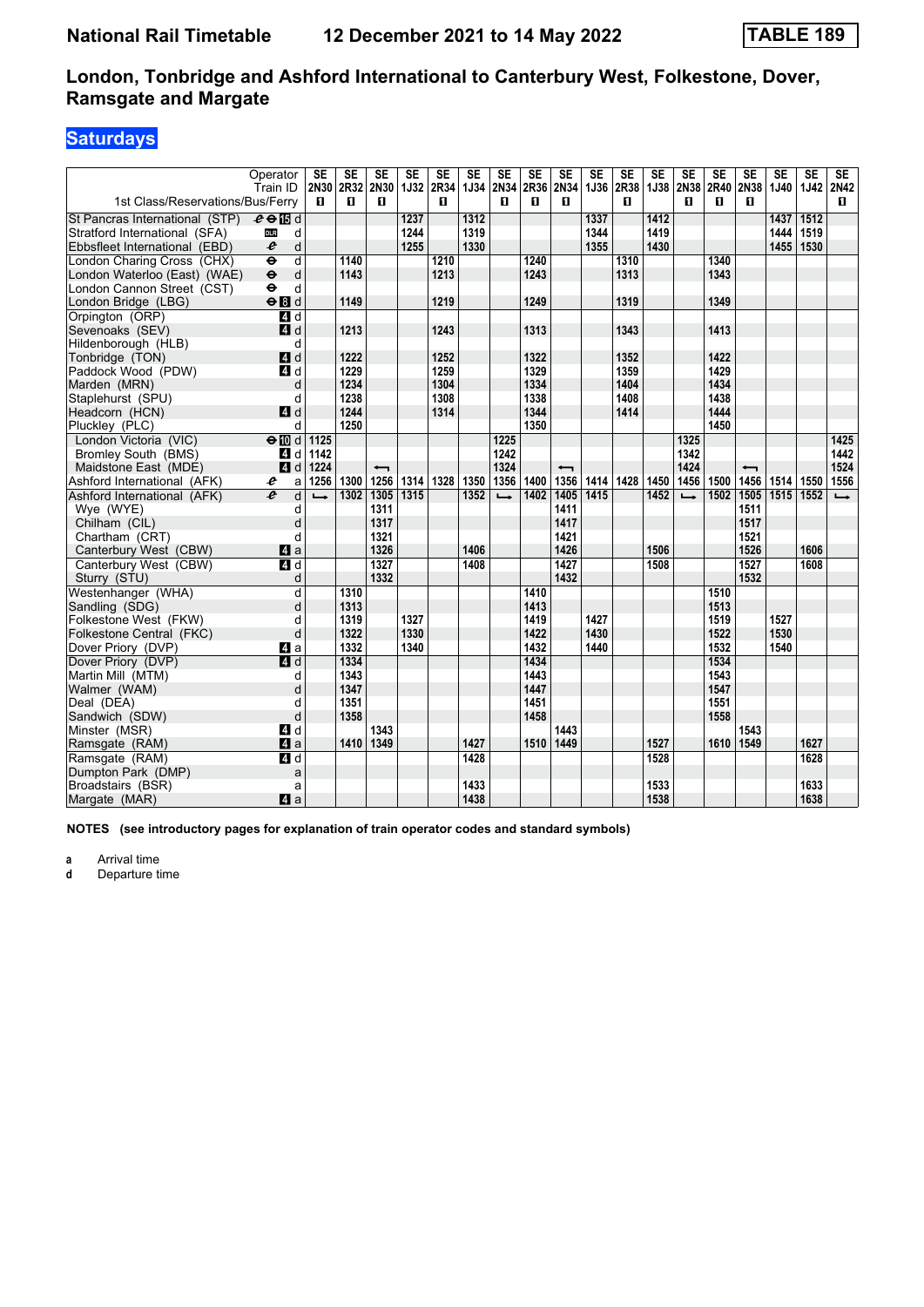# National Rail Timetable — 12 December 2021 to 14 May 2022 — TABLE 189

## London, Tonbridge and Ashford International to Canterbury West, Folkestone, Dover, Ramsgate and Margate

## Saturdays

| Operator | | SE | SE | SE | SE | SE | SE | SE | SE | SE | SE | SE | SE | SE | SE | SE | SE | SE | SE |
|---|---|---|---|---|---|---|---|---|---|---|---|---|---|---|---|---|---|---|---|
| Train ID | | 2N30 | 2R32 | 2N30 | 1J32 | 2R34 | 1J34 | 2N34 | 2R36 | 2N34 | 1J36 | 2R38 | 1J38 | 2N38 | 2R40 | 2N38 | 1J40 | 1J42 | 2N42 |
| 1st Class/Reservations/Bus/Ferry | | 1 | 1 | 1 | | 1 | | 1 | 1 | 1 | | 1 | | 1 | 1 | 1 | | | 1 |
| St Pancras International (STP) | d | | | | 1237 | | 1312 | | | | 1337 | | 1412 | | | | 1437 | 1512 | |
| Stratford International (SFA) | d | | | | 1244 | | 1319 | | | | 1344 | | 1419 | | | | 1444 | 1519 | |
| Ebbsfleet International (EBD) | d | | | | 1255 | | 1330 | | | | 1355 | | 1430 | | | | 1455 | 1530 | |
| London Charing Cross (CHX) | d | | 1140 | | | 1210 | | | 1240 | | | 1310 | | | 1340 | | | | |
| London Waterloo (East) (WAE) | d | | 1143 | | | 1213 | | | 1243 | | | 1313 | | | 1343 | | | | |
| London Cannon Street (CST) | d | | | | | | | | | | | | | | | | | | |
| London Bridge (LBG) | d | | 1149 | | | 1219 | | | 1249 | | | 1319 | | | 1349 | | | | |
| Orpington (ORP) | d | | | | | | | | | | | | | | | | | | |
| Sevenoaks (SEV) | d | | 1213 | | | 1243 | | | 1313 | | | 1343 | | | 1413 | | | | |
| Hildenborough (HLB) | d | | | | | | | | | | | | | | | | | | |
| Tonbridge (TON) | d | | 1222 | | | 1252 | | | 1322 | | | 1352 | | | 1422 | | | | |
| Paddock Wood (PDW) | d | | 1229 | | | 1259 | | | 1329 | | | 1359 | | | 1429 | | | | |
| Marden (MRN) | d | | 1234 | | | 1304 | | | 1334 | | | 1404 | | | 1434 | | | | |
| Staplehurst (SPU) | d | | 1238 | | | 1308 | | | 1338 | | | 1408 | | | 1438 | | | | |
| Headcorn (HCN) | d | | 1244 | | | 1314 | | | 1344 | | | 1414 | | | 1444 | | | | |
| Pluckley (PLC) | d | | 1250 | | | | | | 1350 | | | | | | 1450 | | | | |
| London Victoria (VIC) | d | 1125 | | | | | | 1225 | | | | | | 1325 | | | | | 1425 |
| Bromley South (BMS) | d | 1142 | | | | | | 1242 | | | | | | 1342 | | | | | 1442 |
| Maidstone East (MDE) | d | 1224 | | ← | | | | 1324 | | ← | | | | 1424 | | ← | | | 1524 |
| Ashford International (AFK) | a | 1256 | 1300 | 1256 | 1314 | 1328 | 1350 | 1356 | 1400 | 1356 | 1414 | 1428 | 1450 | 1456 | 1500 | 1456 | 1514 | 1550 | 1556 |
| Ashford International (AFK) | d | → | 1302 | 1305 | 1315 | | 1352 | → | 1402 | 1405 | 1415 | | 1452 | → | 1502 | 1505 | 1515 | 1552 | → |
| Wye (WYE) | d | | | 1311 | | | | | | 1411 | | | | | | 1511 | | | |
| Chilham (CIL) | d | | | 1317 | | | | | | 1417 | | | | | | 1517 | | | |
| Chartham (CRT) | d | | | 1321 | | | | | | 1421 | | | | | | 1521 | | | |
| Canterbury West (CBW) | a | | | 1326 | | | 1406 | | | 1426 | | | 1506 | | | 1526 | | 1606 | |
| Canterbury West (CBW) | d | | | 1327 | | | 1408 | | | 1427 | | | 1508 | | | 1527 | | 1608 | |
| Sturry (STU) | d | | | 1332 | | | | | | 1432 | | | | | | 1532 | | | |
| Westenhanger (WHA) | d | | 1310 | | | | | | 1410 | | | | | | 1510 | | | | |
| Sandling (SDG) | d | | 1313 | | | | | | 1413 | | | | | | 1513 | | | | |
| Folkestone West (FKW) | d | | 1319 | | 1327 | | | | 1419 | | 1427 | | | | 1519 | | 1527 | | |
| Folkestone Central (FKC) | d | | 1322 | | 1330 | | | | 1422 | | 1430 | | | | 1522 | | 1530 | | |
| Dover Priory (DVP) | a | | 1332 | | 1340 | | | | 1432 | | 1440 | | | | 1532 | | 1540 | | |
| Dover Priory (DVP) | d | | 1334 | | | | | | 1434 | | | | | | 1534 | | | | |
| Martin Mill (MTM) | d | | 1343 | | | | | | 1443 | | | | | | 1543 | | | | |
| Walmer (WAM) | d | | 1347 | | | | | | 1447 | | | | | | 1547 | | | | |
| Deal (DEA) | d | | 1351 | | | | | | 1451 | | | | | | 1551 | | | | |
| Sandwich (SDW) | d | | 1358 | | | | | | 1458 | | | | | | 1558 | | | | |
| Minster (MSR) | d | | | 1343 | | | | | | 1443 | | | | | | 1543 | | | |
| Ramsgate (RAM) | a | | 1410 | 1349 | | | 1427 | | 1510 | 1449 | | | 1527 | | 1610 | 1549 | | 1627 | |
| Ramsgate (RAM) | d | | | | | | 1428 | | | | | | 1528 | | | | | 1628 | |
| Dumpton Park (DMP) | a | | | | | | | | | | | | | | | | | | |
| Broadstairs (BSR) | a | | | | | | 1433 | | | | | | 1533 | | | | | 1633 | |
| Margate (MAR) | a | | | | | | 1438 | | | | | | 1538 | | | | | 1638 | |

**NOTES (see introductory pages for explanation of train operator codes and standard symbols)**

**a** Arrival time
**d** Departure time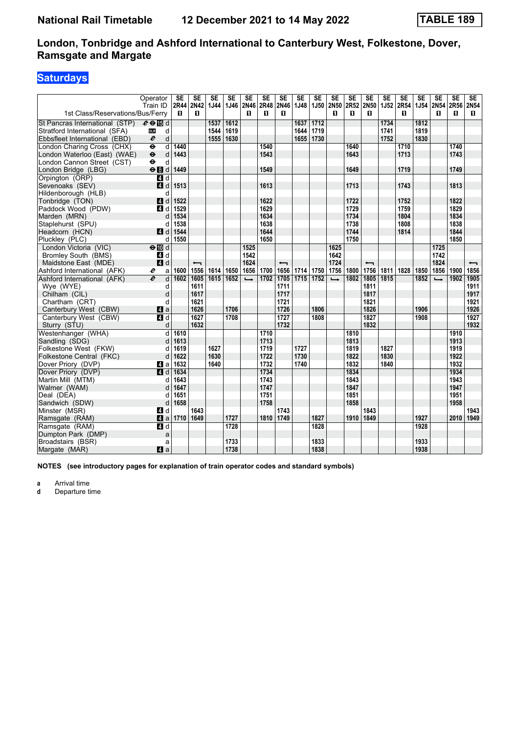# London, Tonbridge and Ashford International to Canterbury West, Folkestone, Dover, Ramsgate and Margate

## Saturdays

National Rail Timetable — 12 December 2021 to 14 May 2022 — TABLE 189

| Operator | | SE | SE | SE | SE | SE | SE | SE | SE | SE | SE | SE | SE | SE | SE | SE | SE | SE | SE |
|---|---|---|---|---|---|---|---|---|---|---|---|---|---|---|---|---|---|---|---|
| Train ID | | 2R44 | 2N42 | 1J44 | 1J46 | 2N46 | 2R48 | 2N46 | 1J48 | 1J50 | 2N50 | 2R52 | 2N50 | 1J52 | 2R54 | 1J54 | 2N54 | 2R56 | 2N54 |
| 1st Class/Reservations/Bus/Ferry | | ■ | ■ | | | ■ | ■ | ■ | | | ■ | ■ | ■ | | ■ | | ■ | ■ | ■ |
| St Pancras International (STP) | d | | | 1537 | 1612 | | | | 1637 | 1712 | | | | 1734 | | 1812 | | | |
| Stratford International (SFA) | d | | | 1544 | 1619 | | | | 1644 | 1719 | | | | 1741 | | 1819 | | | |
| Ebbsfleet International (EBD) | d | | | 1555 | 1630 | | | | 1655 | 1730 | | | | 1752 | | 1830 | | | |
| London Charing Cross (CHX) | d | 1440 | | | | | 1540 | | | | | 1640 | | | 1710 | | | 1740 | |
| London Waterloo (East) (WAE) | d | 1443 | | | | | 1543 | | | | | 1643 | | | 1713 | | | 1743 | |
| London Cannon Street (CST) | d | | | | | | | | | | | | | | | | | | |
| London Bridge (LBG) | d | 1449 | | | | | 1549 | | | | | 1649 | | | 1719 | | | 1749 | |
| Orpington (ORP) | d | | | | | | | | | | | | | | | | | | |
| Sevenoaks (SEV) | d | 1513 | | | | | 1613 | | | | | 1713 | | | 1743 | | | 1813 | |
| Hildenborough (HLB) | d | | | | | | | | | | | | | | | | | | |
| Tonbridge (TON) | d | 1522 | | | | | 1622 | | | | | 1722 | | | 1752 | | | 1822 | |
| Paddock Wood (PDW) | d | 1529 | | | | | 1629 | | | | | 1729 | | | 1759 | | | 1829 | |
| Marden (MRN) | d | 1534 | | | | | 1634 | | | | | 1734 | | | 1804 | | | 1834 | |
| Staplehurst (SPU) | d | 1538 | | | | | 1638 | | | | | 1738 | | | 1808 | | | 1838 | |
| Headcorn (HCN) | d | 1544 | | | | | 1644 | | | | | 1744 | | | 1814 | | | 1844 | |
| Pluckley (PLC) | d | 1550 | | | | | 1650 | | | | | 1750 | | | | | | 1850 | |
| London Victoria (VIC) | d | | | | | 1525 | | | | | 1625 | | | | | | 1725 | | |
| Bromley South (BMS) | d | | | | | 1542 | | | | | 1642 | | | | | | 1742 | | |
| Maidstone East (MDE) | d | | ← | | | 1624 | | ← | | | 1724 | | ← | | | | 1824 | | ← |
| Ashford International (AFK) | a | 1600 | 1556 | 1614 | 1650 | 1656 | 1700 | 1656 | 1714 | 1750 | 1756 | 1800 | 1756 | 1811 | 1828 | 1850 | 1856 | 1900 | 1856 |
| Ashford International (AFK) | d | 1602 | 1605 | 1615 | 1652 | → | 1702 | 1705 | 1715 | 1752 | → | 1802 | 1805 | 1815 | | 1852 | → | 1902 | 1905 |
| Wye (WYE) | d | | 1611 | | | | | 1711 | | | | | 1811 | | | | | | 1911 |
| Chilham (CIL) | d | | 1617 | | | | | 1717 | | | | | 1817 | | | | | | 1917 |
| Chartham (CRT) | d | | 1621 | | | | | 1721 | | | | | 1821 | | | | | | 1921 |
| Canterbury West (CBW) | a | | 1626 | | 1706 | | | 1726 | | 1806 | | | 1826 | | | 1906 | | | 1926 |
| Canterbury West (CBW) | d | | 1627 | | 1708 | | | 1727 | | 1808 | | | 1827 | | | 1908 | | | 1927 |
| Sturry (STU) | d | | 1632 | | | | | 1732 | | | | | 1832 | | | | | | 1932 |
| Westenhanger (WHA) | d | 1610 | | | | | 1710 | | | | | 1810 | | | | | | 1910 | |
| Sandling (SDG) | d | 1613 | | | | | 1713 | | | | | 1813 | | | | | | 1913 | |
| Folkestone West (FKW) | d | 1619 | | 1627 | | | 1719 | | 1727 | | | 1819 | | 1827 | | | | 1919 | |
| Folkestone Central (FKC) | d | 1622 | | 1630 | | | 1722 | | 1730 | | | 1822 | | 1830 | | | | 1922 | |
| Dover Priory (DVP) | a | 1632 | | 1640 | | | 1732 | | 1740 | | | 1832 | | 1840 | | | | 1932 | |
| Dover Priory (DVP) | d | 1634 | | | | | 1734 | | | | | 1834 | | | | | | 1934 | |
| Martin Mill (MTM) | d | 1643 | | | | | 1743 | | | | | 1843 | | | | | | 1943 | |
| Walmer (WAM) | d | 1647 | | | | | 1747 | | | | | 1847 | | | | | | 1947 | |
| Deal (DEA) | d | 1651 | | | | | 1751 | | | | | 1851 | | | | | | 1951 | |
| Sandwich (SDW) | d | 1658 | | | | | 1758 | | | | | 1858 | | | | | | 1958 | |
| Minster (MSR) | d | | 1643 | | | | | 1743 | | | | | 1843 | | | | | | 1943 |
| Ramsgate (RAM) | a | 1710 | 1649 | | 1727 | | 1810 | 1749 | | 1827 | | 1910 | 1849 | | | 1927 | | 2010 | 1949 |
| Ramsgate (RAM) | d | | | | 1728 | | | | | 1828 | | | | | | 1928 | | | |
| Dumpton Park (DMP) | a | | | | | | | | | | | | | | | | | | |
| Broadstairs (BSR) | a | | | | 1733 | | | | | 1833 | | | | | | 1933 | | | |
| Margate (MAR) | a | | | | 1738 | | | | | 1838 | | | | | | 1938 | | | |

**NOTES (see introductory pages for explanation of train operator codes and standard symbols)**

**a** Arrival time
**d** Departure time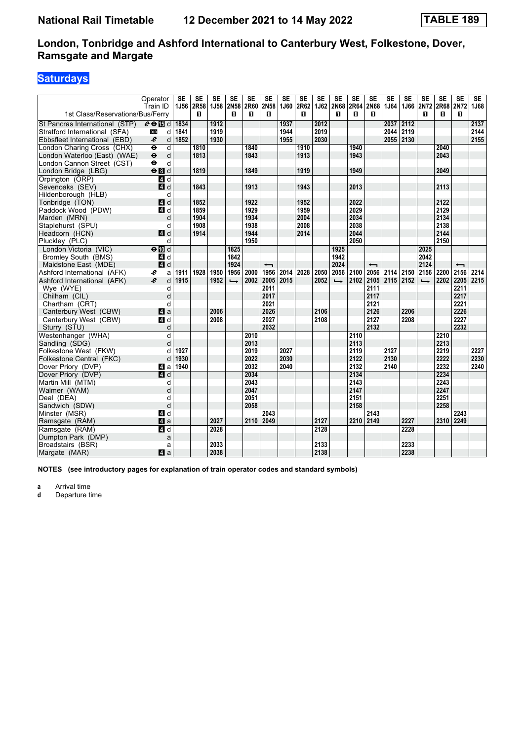# National Rail Timetable — 12 December 2021 to 14 May 2022 — TABLE 189

## London, Tonbridge and Ashford International to Canterbury West, Folkestone, Dover, Ramsgate and Margate

### Saturdays

| Operator | | SE | SE | SE | SE | SE | SE | SE | SE | SE | SE | SE | SE | SE | SE | SE | SE | SE | SE |
|---|---|---|---|---|---|---|---|---|---|---|---|---|---|---|---|---|---|---|---|
| Train ID | | 1J56 | 2R58 | 1J58 | 2N58 | 2R60 | 2N58 | 1J60 | 2R62 | 1J62 | 2N68 | 2R64 | 2N68 | 1J64 | 1J66 | 2N72 | 2R68 | 2N72 | 1J68 |
| 1st Class/Reservations/Bus/Ferry | | | ◼ | | ◼ | ◼ | ◼ | | ◼ | | ◼ | ◼ | ◼ | | | ◼ | ◼ | ◼ | |
| St Pancras International (STP) | d | 1834 | | 1912 | | | | 1937 | | 2012 | | | | 2037 | 2112 | | | | 2137 |
| Stratford International (SFA) | d | 1841 | | 1919 | | | | 1944 | | 2019 | | | | 2044 | 2119 | | | | 2144 |
| Ebbsfleet International (EBD) | d | 1852 | | 1930 | | | | 1955 | | 2030 | | | | 2055 | 2130 | | | | 2155 |
| London Charing Cross (CHX) | d | | 1810 | | | 1840 | | | 1910 | | | 1940 | | | | | 2040 | | |
| London Waterloo (East) (WAE) | d | | 1813 | | | 1843 | | | 1913 | | | 1943 | | | | | 2043 | | |
| London Cannon Street (CST) | d | | | | | | | | | | | | | | | | | | |
| London Bridge (LBG) | d | | 1819 | | | 1849 | | | 1919 | | | 1949 | | | | | 2049 | | |
| Orpington (ORP) | d | | | | | | | | | | | | | | | | | | |
| Sevenoaks (SEV) | d | | 1843 | | | 1913 | | | 1943 | | | 2013 | | | | | 2113 | | |
| Hildenborough (HLB) | d | | | | | | | | | | | | | | | | | | |
| Tonbridge (TON) | d | | 1852 | | | 1922 | | | 1952 | | | 2022 | | | | | 2122 | | |
| Paddock Wood (PDW) | d | | 1859 | | | 1929 | | | 1959 | | | 2029 | | | | | 2129 | | |
| Marden (MRN) | d | | 1904 | | | 1934 | | | 2004 | | | 2034 | | | | | 2134 | | |
| Staplehurst (SPU) | d | | 1908 | | | 1938 | | | 2008 | | | 2038 | | | | | 2138 | | |
| Headcorn (HCN) | d | | 1914 | | | 1944 | | | 2014 | | | 2044 | | | | | 2144 | | |
| Pluckley (PLC) | d | | | | | 1950 | | | | | | 2050 | | | | | 2150 | | |
| London Victoria (VIC) | d | | | | 1825 | | | | | | 1925 | | | | | 2025 | | | |
| Bromley South (BMS) | d | | | | 1842 | | | | | | 1942 | | | | | 2042 | | | |
| Maidstone East (MDE) | d | | | | 1924 | | ⟵ | | | | 2024 | | ⟵ | | | 2124 | | ⟵ | |
| Ashford International (AFK) | a | 1911 | 1928 | 1950 | 1956 | 2000 | 1956 | 2014 | 2028 | 2050 | 2056 | 2100 | 2056 | 2114 | 2150 | 2156 | 2200 | 2156 | 2214 |
| Ashford International (AFK) | d | 1915 | | 1952 | ⟶ | 2002 | 2005 | 2015 | | 2052 | ⟶ | 2102 | 2105 | 2115 | 2152 | ⟶ | 2202 | 2205 | 2215 |
| Wye (WYE) | d | | | | | | 2011 | | | | | | 2111 | | | | | 2211 | |
| Chilham (CIL) | d | | | | | | 2017 | | | | | | 2117 | | | | | 2217 | |
| Chartham (CRT) | d | | | | | | 2021 | | | | | | 2121 | | | | | 2221 | |
| Canterbury West (CBW) | a | | | 2006 | | | 2026 | | | 2106 | | | 2126 | | 2206 | | | 2226 | |
| Canterbury West (CBW) | d | | | 2008 | | | 2027 | | | 2108 | | | 2127 | | 2208 | | | 2227 | |
| Sturry (STU) | d | | | | | | 2032 | | | | | | 2132 | | | | | 2232 | |
| Westenhanger (WHA) | d | | | | | 2010 | | | | | | 2110 | | | | | 2210 | | |
| Sandling (SDG) | d | | | | | 2013 | | | | | | 2113 | | | | | 2213 | | |
| Folkestone West (FKW) | d | 1927 | | | | 2019 | | 2027 | | | | 2119 | | 2127 | | | 2219 | | 2227 |
| Folkestone Central (FKC) | d | 1930 | | | | 2022 | | 2030 | | | | 2122 | | 2130 | | | 2222 | | 2230 |
| Dover Priory (DVP) | a | 1940 | | | | 2032 | | 2040 | | | | 2132 | | 2140 | | | 2232 | | 2240 |
| Dover Priory (DVP) | d | | | | | 2034 | | | | | | 2134 | | | | | 2234 | | |
| Martin Mill (MTM) | d | | | | | 2043 | | | | | | 2143 | | | | | 2243 | | |
| Walmer (WAM) | d | | | | | 2047 | | | | | | 2147 | | | | | 2247 | | |
| Deal (DEA) | d | | | | | 2051 | | | | | | 2151 | | | | | 2251 | | |
| Sandwich (SDW) | d | | | | | 2058 | | | | | | 2158 | | | | | 2258 | | |
| Minster (MSR) | d | | | | | | 2043 | | | | | | 2143 | | | | | 2243 | |
| Ramsgate (RAM) | a | | | 2027 | | 2110 | 2049 | | | 2127 | | 2210 | 2149 | | 2227 | | 2310 | 2249 | |
| Ramsgate (RAM) | d | | | 2028 | | | | | | 2128 | | | | | 2228 | | | | |
| Dumpton Park (DMP) | a | | | | | | | | | | | | | | | | | | |
| Broadstairs (BSR) | a | | | 2033 | | | | | | 2133 | | | | | 2233 | | | | |
| Margate (MAR) | a | | | 2038 | | | | | | 2138 | | | | | 2238 | | | | |

**NOTES (see introductory pages for explanation of train operator codes and standard symbols)**

**a** Arrival time
**d** Departure time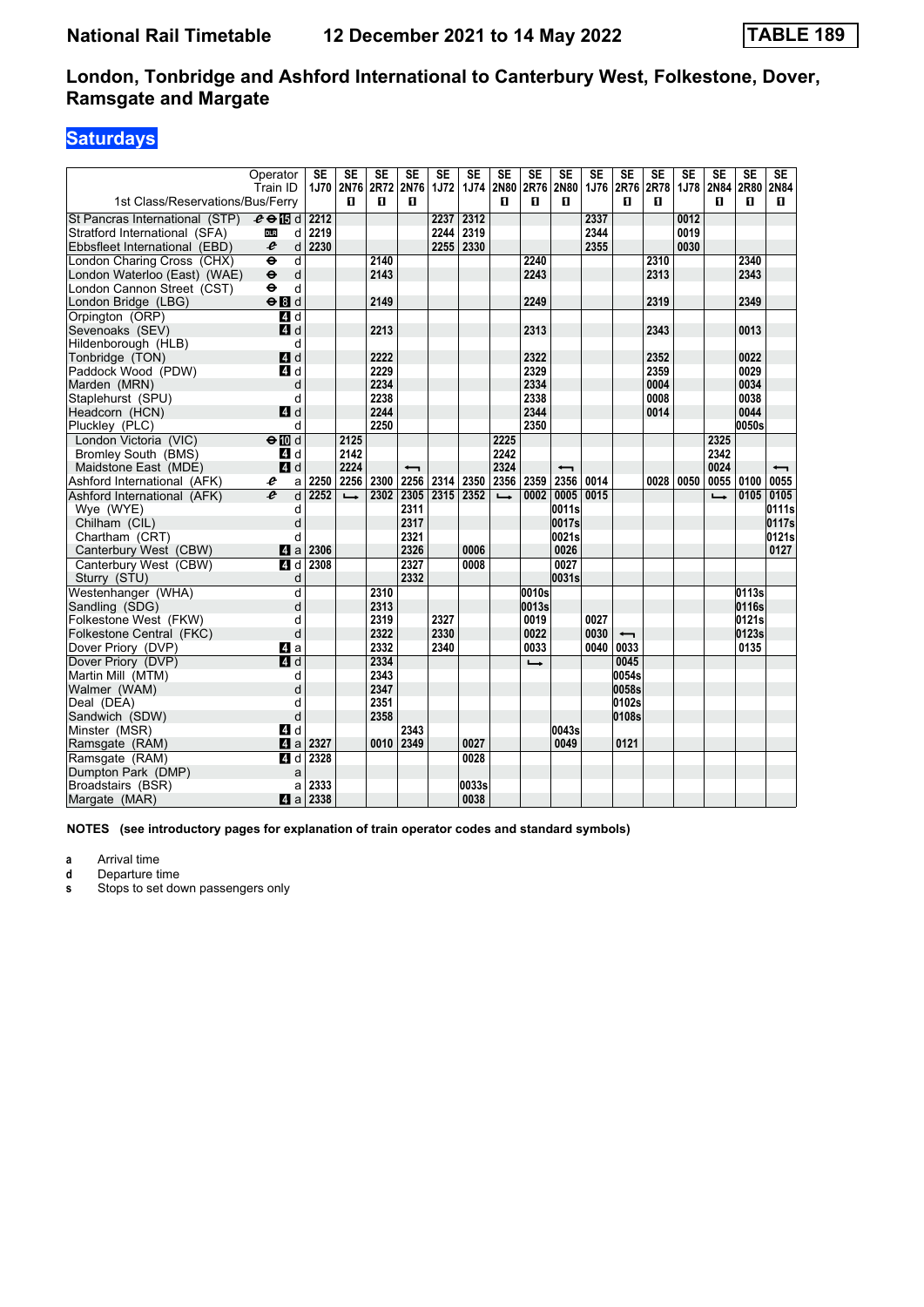# National Rail Timetable 12 December 2021 to 14 May 2022 TABLE 189

## London, Tonbridge and Ashford International to Canterbury West, Folkestone, Dover, Ramsgate and Margate

### Saturdays

| Operator | | SE | SE | SE | SE | SE | SE | SE | SE | SE | SE | SE | SE | SE | SE | SE | SE |
|---|---|---|---|---|---|---|---|---|---|---|---|---|---|---|---|---|---|
| Train ID | | 1J70 | 2N76 | 2R72 | 2N76 | 1J72 | 1J74 | 2N80 | 2R76 | 2N80 | 1J76 | 2R76 | 2R78 | 1J78 | 2N84 | 2R80 | 2N84 |
| 1st Class/Reservations/Bus/Ferry | | | ◼ | ◼ | ◼ | | | ◼ | ◼ | ◼ | | ◼ | ◼ | | ◼ | ◼ | ◼ |
| St Pancras International (STP) | d | 2212 | | | | 2237 | 2312 | | | | 2337 | | | 0012 | | | |
| Stratford International (SFA) | d | 2219 | | | | 2244 | 2319 | | | | 2344 | | | 0019 | | | |
| Ebbsfleet International (EBD) | d | 2230 | | | | 2255 | 2330 | | | | 2355 | | | 0030 | | | |
| London Charing Cross (CHX) | d | | | 2140 | | | | | 2240 | | | | 2310 | | | 2340 | |
| London Waterloo (East) (WAE) | d | | | 2143 | | | | | 2243 | | | | 2313 | | | 2343 | |
| London Cannon Street (CST) | d | | | | | | | | | | | | | | | | |
| London Bridge (LBG) | d | | | 2149 | | | | | 2249 | | | | 2319 | | | 2349 | |
| Orpington (ORP) | d | | | | | | | | | | | | | | | | |
| Sevenoaks (SEV) | d | | | 2213 | | | | | 2313 | | | | 2343 | | | 0013 | |
| Hildenborough (HLB) | d | | | | | | | | | | | | | | | | |
| Tonbridge (TON) | d | | | 2222 | | | | | 2322 | | | | 2352 | | | 0022 | |
| Paddock Wood (PDW) | d | | | 2229 | | | | | 2329 | | | | 2359 | | | 0029 | |
| Marden (MRN) | d | | | 2234 | | | | | 2334 | | | | 0004 | | | 0034 | |
| Staplehurst (SPU) | d | | | 2238 | | | | | 2338 | | | | 0008 | | | 0038 | |
| Headcorn (HCN) | d | | | 2244 | | | | | 2344 | | | | 0014 | | | 0044 | |
| Pluckley (PLC) | d | | | 2250 | | | | | 2350 | | | | | | | 0050s | |
| London Victoria (VIC) | d | | 2125 | | | | | 2225 | | | | | | | 2325 | | |
| Bromley South (BMS) | d | | 2142 | | | | | 2242 | | | | | | | 2342 | | |
| Maidstone East (MDE) | d | | 2224 | | ⟵ | | | 2324 | | ⟵ | | | | | 0024 | | ⟵ |
| Ashford International (AFK) | a | 2250 | 2256 | 2300 | 2256 | 2314 | 2350 | 2356 | 2359 | 2356 | 0014 | | 0028 | 0050 | 0055 | 0100 | 0055 |
| Ashford International (AFK) | d | 2252 | ⟶ | 2302 | 2305 | 2315 | 2352 | ⟶ | 0002 | 0005 | 0015 | | | | ⟶ | 0105 | 0105 |
| Wye (WYE) | d | | | | 2311 | | | | | 0011s | | | | | | | 0111s |
| Chilham (CIL) | d | | | | 2317 | | | | | 0017s | | | | | | | 0117s |
| Chartham (CRT) | d | | | | 2321 | | | | | 0021s | | | | | | | 0121s |
| Canterbury West (CBW) | a | 2306 | | | 2326 | | 0006 | | | 0026 | | | | | | | 0127 |
| Canterbury West (CBW) | d | 2308 | | | 2327 | | 0008 | | | 0027 | | | | | | | |
| Sturry (STU) | d | | | | 2332 | | | | | 0031s | | | | | | | |
| Westenhanger (WHA) | d | | | 2310 | | | | | 0010s | | | | | | | 0113s | |
| Sandling (SDG) | d | | | 2313 | | | | | 0013s | | | | | | | 0116s | |
| Folkestone West (FKW) | d | | | 2319 | | 2327 | | | 0019 | | 0027 | | | | | 0121s | |
| Folkestone Central (FKC) | d | | | 2322 | | 2330 | | | 0022 | | 0030 | ⟵ | | | | 0123s | |
| Dover Priory (DVP) | a | | | 2332 | | 2340 | | | 0033 | | 0040 | 0033 | | | | 0135 | |
| Dover Priory (DVP) | d | | | 2334 | | | | | ⟶ | | | 0045 | | | | | |
| Martin Mill (MTM) | d | | | 2343 | | | | | | | | 0054s | | | | | |
| Walmer (WAM) | d | | | 2347 | | | | | | | | 0058s | | | | | |
| Deal (DEA) | d | | | 2351 | | | | | | | | 0102s | | | | | |
| Sandwich (SDW) | d | | | 2358 | | | | | | | | 0108s | | | | | |
| Minster (MSR) | d | | | | 2343 | | | | | 0043s | | | | | | | |
| Ramsgate (RAM) | a | 2327 | | 0010 | 2349 | | 0027 | | | 0049 | | 0121 | | | | | |
| Ramsgate (RAM) | d | 2328 | | | | | 0028 | | | | | | | | | | |
| Dumpton Park (DMP) | a | | | | | | | | | | | | | | | | |
| Broadstairs (BSR) | a | 2333 | | | | | 0033s | | | | | | | | | | |
| Margate (MAR) | a | 2338 | | | | | 0038 | | | | | | | | | | |

**NOTES (see introductory pages for explanation of train operator codes and standard symbols)**

- **a** Arrival time
- **d** Departure time
- **s** Stops to set down passengers only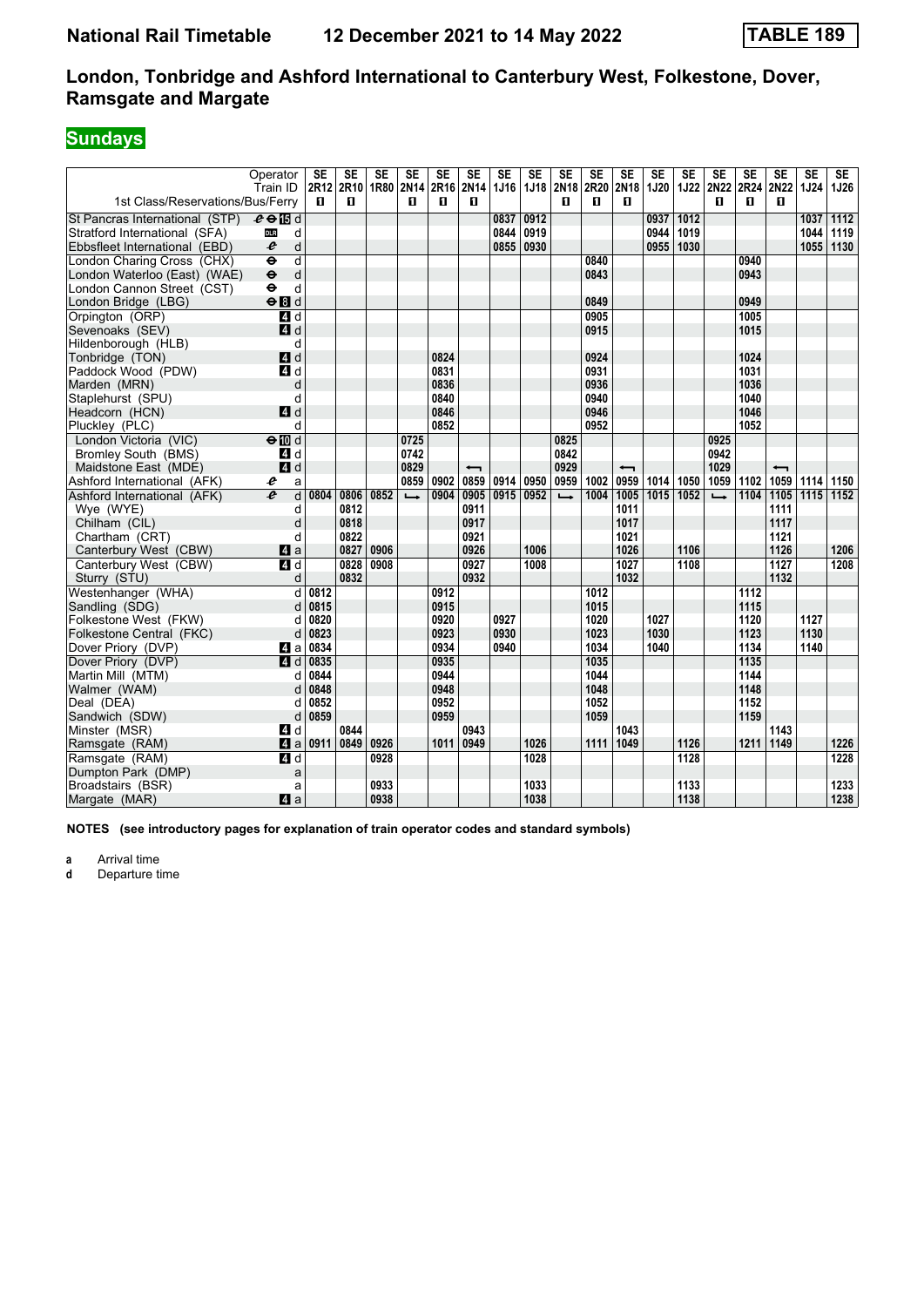# National Rail Timetable 12 December 2021 to 14 May 2022 TABLE 189

## London, Tonbridge and Ashford International to Canterbury West, Folkestone, Dover, Ramsgate and Margate

## Sundays

| Operator | | SE | SE | SE | SE | SE | SE | SE | SE | SE | SE | SE | SE | SE | SE | SE | SE | SE | SE |
|---|---|---|---|---|---|---|---|---|---|---|---|---|---|---|---|---|---|---|---|
| Train ID | | 2R12 | 2R10 | 1R80 | 2N14 | 2R16 | 2N14 | 1J16 | 1J18 | 2N18 | 2R20 | 2N18 | 1J20 | 1J22 | 2N22 | 2R24 | 2N22 | 1J24 | 1J26 |
| 1st Class/Reservations/Bus/Ferry | | ■ | ■ | | ■ | ■ | ■ | | | ■ | ■ | ■ | | | ■ | ■ | ■ | | |
| St Pancras International (STP) | d | | | | | | | 0837 | 0912 | | | | 0937 | 1012 | | | | 1037 | 1112 |
| Stratford International (SFA) | d | | | | | | | 0844 | 0919 | | | | 0944 | 1019 | | | | 1044 | 1119 |
| Ebbsfleet International (EBD) | d | | | | | | | 0855 | 0930 | | | | 0955 | 1030 | | | | 1055 | 1130 |
| London Charing Cross (CHX) | d | | | | | | | | | | 0840 | | | | | 0940 | | | |
| London Waterloo (East) (WAE) | d | | | | | | | | | | 0843 | | | | | 0943 | | | |
| London Cannon Street (CST) | d | | | | | | | | | | | | | | | | | | |
| London Bridge (LBG) | d | | | | | | | | | | 0849 | | | | | 0949 | | | |
| Orpington (ORP) | d | | | | | | | | | | 0905 | | | | | 1005 | | | |
| Sevenoaks (SEV) | d | | | | | | | | | | 0915 | | | | | 1015 | | | |
| Hildenborough (HLB) | d | | | | | | | | | | | | | | | | | | |
| Tonbridge (TON) | d | | | | | 0824 | | | | | 0924 | | | | | 1024 | | | |
| Paddock Wood (PDW) | d | | | | | 0831 | | | | | 0931 | | | | | 1031 | | | |
| Marden (MRN) | d | | | | | 0836 | | | | | 0936 | | | | | 1036 | | | |
| Staplehurst (SPU) | d | | | | | 0840 | | | | | 0940 | | | | | 1040 | | | |
| Headcorn (HCN) | d | | | | | 0846 | | | | | 0946 | | | | | 1046 | | | |
| Pluckley (PLC) | d | | | | | 0852 | | | | | 0952 | | | | | 1052 | | | |
| London Victoria (VIC) | d | | | | 0725 | | | | | 0825 | | | | | 0925 | | | | |
| Bromley South (BMS) | d | | | | 0742 | | | | | 0842 | | | | | 0942 | | | | |
| Maidstone East (MDE) | d | | | | 0829 | | ← | | | 0929 | | ← | | | 1029 | | ← | | |
| Ashford International (AFK) | a | | | | 0859 | 0902 | 0859 | 0914 | 0950 | 0959 | 1002 | 0959 | 1014 | 1050 | 1059 | 1102 | 1059 | 1114 | 1150 |
| Ashford International (AFK) | d | 0804 | 0806 | 0852 | ↳ | 0904 | 0905 | 0915 | 0952 | ↳ | 1004 | 1005 | 1015 | 1052 | ↳ | 1104 | 1105 | 1115 | 1152 |
| Wye (WYE) | d | | 0812 | | | | 0911 | | | | | 1011 | | | | | 1111 | | |
| Chilham (CIL) | d | | 0818 | | | | 0917 | | | | | 1017 | | | | | 1117 | | |
| Chartham (CRT) | d | | 0822 | | | | 0921 | | | | | 1021 | | | | | 1121 | | |
| Canterbury West (CBW) | a | | 0827 | 0906 | | | 0926 | | 1006 | | | 1026 | | 1106 | | | 1126 | | 1206 |
| Canterbury West (CBW) | d | | 0828 | 0908 | | | 0927 | | 1008 | | | 1027 | | 1108 | | | 1127 | | 1208 |
| Sturry (STU) | d | | 0832 | | | | 0932 | | | | | 1032 | | | | | 1132 | | |
| Westenhanger (WHA) | d | 0812 | | | | 0912 | | | | | 1012 | | | | | 1112 | | | |
| Sandling (SDG) | d | 0815 | | | | 0915 | | | | | 1015 | | | | | 1115 | | | |
| Folkestone West (FKW) | d | 0820 | | | | 0920 | | 0927 | | | 1020 | | 1027 | | | 1120 | | 1127 | |
| Folkestone Central (FKC) | d | 0823 | | | | 0923 | | 0930 | | | 1023 | | 1030 | | | 1123 | | 1130 | |
| Dover Priory (DVP) | a | 0834 | | | | 0934 | | 0940 | | | 1034 | | 1040 | | | 1134 | | 1140 | |
| Dover Priory (DVP) | d | 0835 | | | | 0935 | | | | | 1035 | | | | | 1135 | | | |
| Martin Mill (MTM) | d | 0844 | | | | 0944 | | | | | 1044 | | | | | 1144 | | | |
| Walmer (WAM) | d | 0848 | | | | 0948 | | | | | 1048 | | | | | 1148 | | | |
| Deal (DEA) | d | 0852 | | | | 0952 | | | | | 1052 | | | | | 1152 | | | |
| Sandwich (SDW) | d | 0859 | | | | 0959 | | | | | 1059 | | | | | 1159 | | | |
| Minster (MSR) | d | | 0844 | | | | 0943 | | | | | 1043 | | | | | 1143 | | |
| Ramsgate (RAM) | a | 0911 | 0849 | 0926 | | 1011 | 0949 | | 1026 | | 1111 | 1049 | | 1126 | | 1211 | 1149 | | 1226 |
| Ramsgate (RAM) | d | | | 0928 | | | | | 1028 | | | | | 1128 | | | | | 1228 |
| Dumpton Park (DMP) | a | | | | | | | | | | | | | | | | | | |
| Broadstairs (BSR) | a | | | 0933 | | | | | 1033 | | | | | 1133 | | | | | 1233 |
| Margate (MAR) | a | | | 0938 | | | | | 1038 | | | | | 1138 | | | | | 1238 |

**NOTES (see introductory pages for explanation of train operator codes and standard symbols)**

**a** Arrival time
**d** Departure time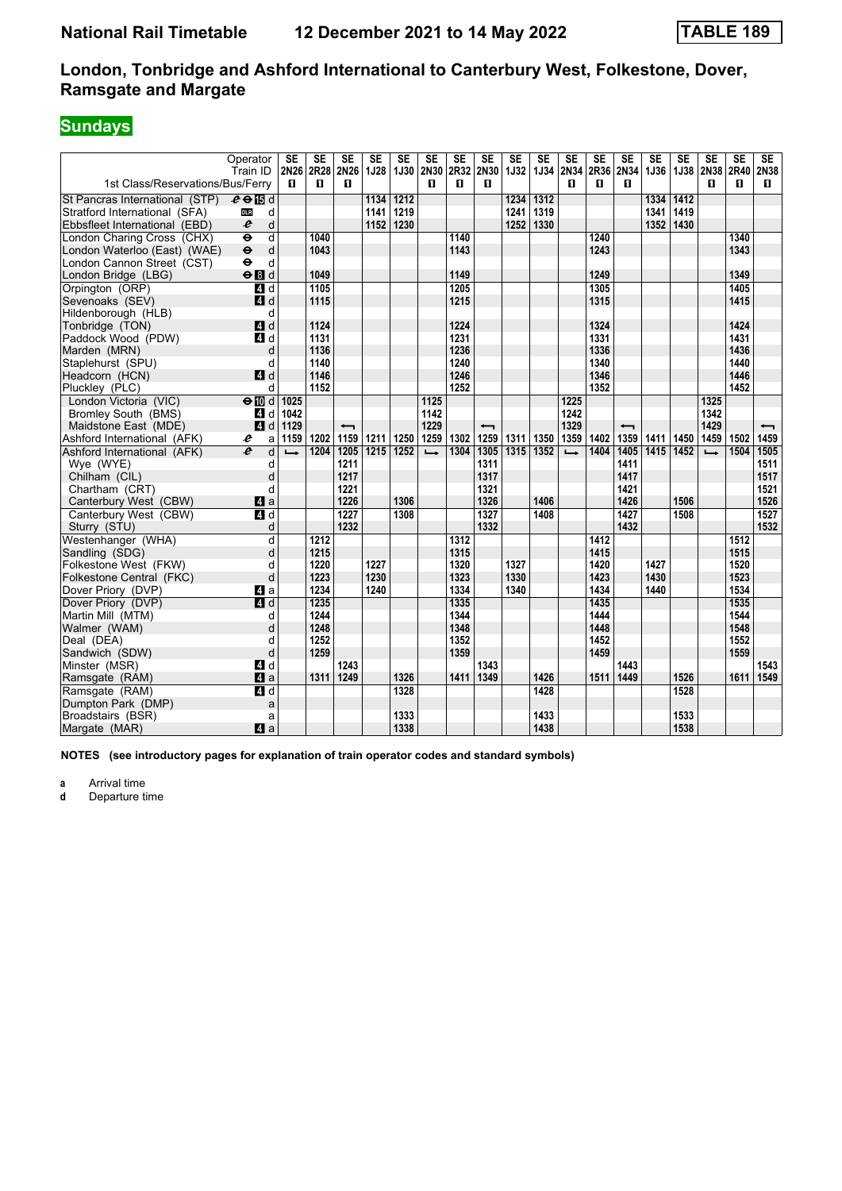# National Rail Timetable 12 December 2021 to 14 May 2022 TABLE 189

## London, Tonbridge and Ashford International to Canterbury West, Folkestone, Dover, Ramsgate and Margate

**Sundays**

| Operator | | SE | SE | SE | SE | SE | SE | SE | SE | SE | SE | SE | SE | SE | SE | SE | SE | SE | SE |
|---|---|---|---|---|---|---|---|---|---|---|---|---|---|---|---|---|---|---|---|
| Train ID | | 2N26 | 2R28 | 2N26 | 1J28 | 1J30 | 2N30 | 2R32 | 2N30 | 1J32 | 1J34 | 2N34 | 2R36 | 2N34 | 1J36 | 1J38 | 2N38 | 2R40 | 2N38 |
| 1st Class/Reservations/Bus/Ferry | | ◧ | ◧ | ◧ | | | ◧ | ◧ | ◧ | | | ◧ | ◧ | ◧ | | | ◧ | ◧ | ◧ |
| St Pancras International (STP) | d | | | | 1134 | 1212 | | | | 1234 | 1312 | | | | 1334 | 1412 | | | |
| Stratford International (SFA) | d | | | | 1141 | 1219 | | | | 1241 | 1319 | | | | 1341 | 1419 | | | |
| Ebbsfleet International (EBD) | d | | | | 1152 | 1230 | | | | 1252 | 1330 | | | | 1352 | 1430 | | | |
| London Charing Cross (CHX) | d | | 1040 | | | | | 1140 | | | | | 1240 | | | | | 1340 | |
| London Waterloo (East) (WAE) | d | | 1043 | | | | | 1143 | | | | | 1243 | | | | | 1343 | |
| London Cannon Street (CST) | d | | | | | | | | | | | | | | | | | | |
| London Bridge (LBG) | d | | 1049 | | | | | 1149 | | | | | 1249 | | | | | 1349 | |
| Orpington (ORP) | d | | 1105 | | | | | 1205 | | | | | 1305 | | | | | 1405 | |
| Sevenoaks (SEV) | d | | 1115 | | | | | 1215 | | | | | 1315 | | | | | 1415 | |
| Hildenborough (HLB) | d | | | | | | | | | | | | | | | | | | |
| Tonbridge (TON) | d | | 1124 | | | | | 1224 | | | | | 1324 | | | | | 1424 | |
| Paddock Wood (PDW) | d | | 1131 | | | | | 1231 | | | | | 1331 | | | | | 1431 | |
| Marden (MRN) | d | | 1136 | | | | | 1236 | | | | | 1336 | | | | | 1436 | |
| Staplehurst (SPU) | d | | 1140 | | | | | 1240 | | | | | 1340 | | | | | 1440 | |
| Headcorn (HCN) | d | | 1146 | | | | | 1246 | | | | | 1346 | | | | | 1446 | |
| Pluckley (PLC) | d | | 1152 | | | | | 1252 | | | | | 1352 | | | | | 1452 | |
| London Victoria (VIC) | d | 1025 | | | | | 1125 | | | | | 1225 | | | | | 1325 | | |
| Bromley South (BMS) | d | 1042 | | | | | 1142 | | | | | 1242 | | | | | 1342 | | |
| Maidstone East (MDE) | d | 1129 | | ← | | | 1229 | | ← | | | 1329 | | ← | | | 1429 | | ← |
| Ashford International (AFK) | a | 1159 | 1202 | 1159 | 1211 | 1250 | 1259 | 1302 | 1259 | 1311 | 1350 | 1359 | 1402 | 1359 | 1411 | 1450 | 1459 | 1502 | 1459 |
| Ashford International (AFK) | d | → | 1204 | 1205 | 1215 | 1252 | → | 1304 | 1305 | 1315 | 1352 | → | 1404 | 1405 | 1415 | 1452 | → | 1504 | 1505 |
| Wye (WYE) | d | | | 1211 | | | | | 1311 | | | | | 1411 | | | | | 1511 |
| Chilham (CIL) | d | | | 1217 | | | | | 1317 | | | | | 1417 | | | | | 1517 |
| Chartham (CRT) | d | | | 1221 | | | | | 1321 | | | | | 1421 | | | | | 1521 |
| Canterbury West (CBW) | a | | | 1226 | | 1306 | | | 1326 | | 1406 | | | 1426 | | 1506 | | | 1526 |
| Canterbury West (CBW) | d | | | 1227 | | 1308 | | | 1327 | | 1408 | | | 1427 | | 1508 | | | 1527 |
| Sturry (STU) | d | | | 1232 | | | | | 1332 | | | | | 1432 | | | | | 1532 |
| Westenhanger (WHA) | d | | 1212 | | | | | 1312 | | | | | 1412 | | | | | 1512 | |
| Sandling (SDG) | d | | 1215 | | | | | 1315 | | | | | 1415 | | | | | 1515 | |
| Folkestone West (FKW) | d | | 1220 | | 1227 | | | 1320 | | 1327 | | | 1420 | | 1427 | | | 1520 | |
| Folkestone Central (FKC) | d | | 1223 | | 1230 | | | 1323 | | 1330 | | | 1423 | | 1430 | | | 1523 | |
| Dover Priory (DVP) | a | | 1234 | | 1240 | | | 1334 | | 1340 | | | 1434 | | 1440 | | | 1534 | |
| Dover Priory (DVP) | d | | 1235 | | | | | 1335 | | | | | 1435 | | | | | 1535 | |
| Martin Mill (MTM) | d | | 1244 | | | | | 1344 | | | | | 1444 | | | | | 1544 | |
| Walmer (WAM) | d | | 1248 | | | | | 1348 | | | | | 1448 | | | | | 1548 | |
| Deal (DEA) | d | | 1252 | | | | | 1352 | | | | | 1452 | | | | | 1552 | |
| Sandwich (SDW) | d | | 1259 | | | | | 1359 | | | | | 1459 | | | | | 1559 | |
| Minster (MSR) | d | | | 1243 | | | | | 1343 | | | | | 1443 | | | | | 1543 |
| Ramsgate (RAM) | a | | 1311 | 1249 | | 1326 | | 1411 | 1349 | | 1426 | | 1511 | 1449 | | 1526 | | 1611 | 1549 |
| Ramsgate (RAM) | d | | | | | 1328 | | | | | 1428 | | | | | 1528 | | | |
| Dumpton Park (DMP) | a | | | | | | | | | | | | | | | | | | |
| Broadstairs (BSR) | a | | | | | 1333 | | | | | 1433 | | | | | 1533 | | | |
| Margate (MAR) | a | | | | | 1338 | | | | | 1438 | | | | | 1538 | | | |

**NOTES (see introductory pages for explanation of train operator codes and standard symbols)**

**a** Arrival time
**d** Departure time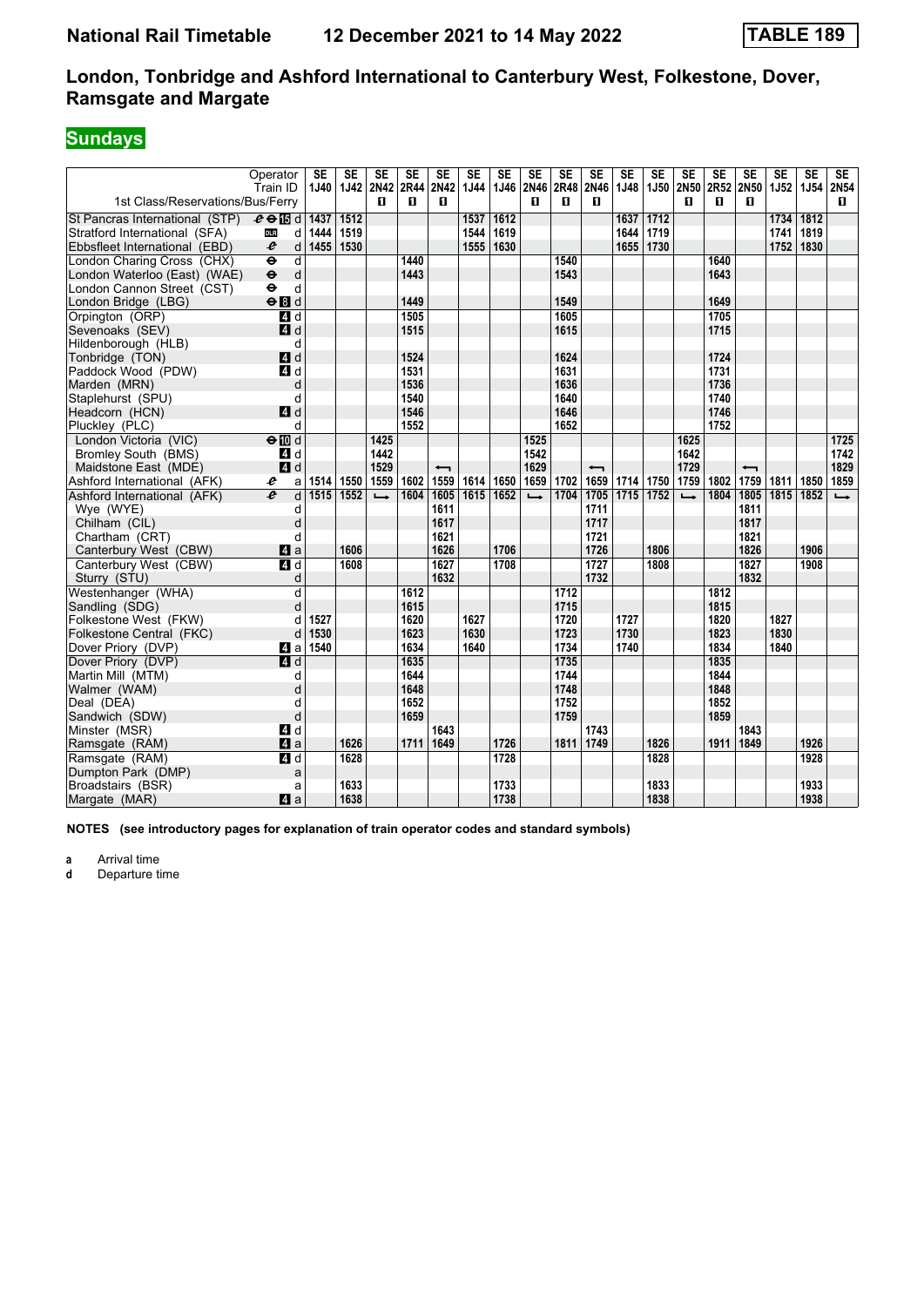**National Rail Timetable    12 December 2021 to 14 May 2022    TABLE 189**

## London, Tonbridge and Ashford International to Canterbury West, Folkestone, Dover, Ramsgate and Margate

### Sundays

| Operator | | SE | SE | SE | SE | SE | SE | SE | SE | SE | SE | SE | SE | SE | SE | SE | SE | SE | SE |
|---|---|---|---|---|---|---|---|---|---|---|---|---|---|---|---|---|---|---|---|
| Train ID | | 1J40 | 1J42 | 2N42 | 2R44 | 2N42 | 1J44 | 1J46 | 2N46 | 2R48 | 2N46 | 1J48 | 1J50 | 2N50 | 2R52 | 2N50 | 1J52 | 1J54 | 2N54 |
| 1st Class/Reservations/Bus/Ferry | | | | ■ | ■ | ■ | | | ■ | ■ | ■ | | | ■ | ■ | ■ | | | ■ |
| St Pancras International (STP) | d | 1437 | 1512 | | | | 1537 | 1612 | | | | 1637 | 1712 | | | | 1734 | 1812 | |
| Stratford International (SFA) | d | 1444 | 1519 | | | | 1544 | 1619 | | | | 1644 | 1719 | | | | 1741 | 1819 | |
| Ebbsfleet International (EBD) | d | 1455 | 1530 | | | | 1555 | 1630 | | | | 1655 | 1730 | | | | 1752 | 1830 | |
| London Charing Cross (CHX) | d | | | | 1440 | | | | | 1540 | | | | | 1640 | | | | |
| London Waterloo (East) (WAE) | d | | | | 1443 | | | | | 1543 | | | | | 1643 | | | | |
| London Cannon Street (CST) | d | | | | | | | | | | | | | | | | | | |
| London Bridge (LBG) | d | | | | 1449 | | | | | 1549 | | | | | 1649 | | | | |
| Orpington (ORP) | d | | | | 1505 | | | | | 1605 | | | | | 1705 | | | | |
| Sevenoaks (SEV) | d | | | | 1515 | | | | | 1615 | | | | | 1715 | | | | |
| Hildenborough (HLB) | d | | | | | | | | | | | | | | | | | | |
| Tonbridge (TON) | d | | | | 1524 | | | | | 1624 | | | | | 1724 | | | | |
| Paddock Wood (PDW) | d | | | | 1531 | | | | | 1631 | | | | | 1731 | | | | |
| Marden (MRN) | d | | | | 1536 | | | | | 1636 | | | | | 1736 | | | | |
| Staplehurst (SPU) | d | | | | 1540 | | | | | 1640 | | | | | 1740 | | | | |
| Headcorn (HCN) | d | | | | 1546 | | | | | 1646 | | | | | 1746 | | | | |
| Pluckley (PLC) | d | | | | 1552 | | | | | 1652 | | | | | 1752 | | | | |
| London Victoria (VIC) | d | | | 1425 | | | | | 1525 | | | | | 1625 | | | | | 1725 |
| Bromley South (BMS) | d | | | 1442 | | | | | 1542 | | | | | 1642 | | | | | 1742 |
| Maidstone East (MDE) | d | | | 1529 | | ← | | | 1629 | | ← | | | 1729 | | ← | | | 1829 |
| Ashford International (AFK) | a | 1514 | 1550 | 1559 | 1602 | 1559 | 1614 | 1650 | 1659 | 1702 | 1659 | 1714 | 1750 | 1759 | 1802 | 1759 | 1811 | 1850 | 1859 |
| Ashford International (AFK) | d | 1515 | 1552 | → | 1604 | 1605 | 1615 | 1652 | → | 1704 | 1705 | 1715 | 1752 | → | 1804 | 1805 | 1815 | 1852 | → |
| Wye (WYE) | d | | | | | 1611 | | | | | 1711 | | | | | 1811 | | | |
| Chilham (CIL) | d | | | | | 1617 | | | | | 1717 | | | | | 1817 | | | |
| Chartham (CRT) | d | | | | | 1621 | | | | | 1721 | | | | | 1821 | | | |
| Canterbury West (CBW) | a | | 1606 | | | 1626 | | 1706 | | | 1726 | | 1806 | | | 1826 | | 1906 | |
| Canterbury West (CBW) | d | | 1608 | | | 1627 | | 1708 | | | 1727 | | 1808 | | | 1827 | | 1908 | |
| Sturry (STU) | d | | | | | 1632 | | | | | 1732 | | | | | 1832 | | | |
| Westenhanger (WHA) | d | | | | 1612 | | | | | 1712 | | | | | 1812 | | | | |
| Sandling (SDG) | d | | | | 1615 | | | | | 1715 | | | | | 1815 | | | | |
| Folkestone West (FKW) | d | 1527 | | | 1620 | | 1627 | | | 1720 | | 1727 | | | 1820 | | 1827 | | |
| Folkestone Central (FKC) | d | 1530 | | | 1623 | | 1630 | | | 1723 | | 1730 | | | 1823 | | 1830 | | |
| Dover Priory (DVP) | a | 1540 | | | 1634 | | 1640 | | | 1734 | | 1740 | | | 1834 | | 1840 | | |
| Dover Priory (DVP) | d | | | | 1635 | | | | | 1735 | | | | | 1835 | | | | |
| Martin Mill (MTM) | d | | | | 1644 | | | | | 1744 | | | | | 1844 | | | | |
| Walmer (WAM) | d | | | | 1648 | | | | | 1748 | | | | | 1848 | | | | |
| Deal (DEA) | d | | | | 1652 | | | | | 1752 | | | | | 1852 | | | | |
| Sandwich (SDW) | d | | | | 1659 | | | | | 1759 | | | | | 1859 | | | | |
| Minster (MSR) | d | | | | | 1643 | | | | | 1743 | | | | | 1843 | | | |
| Ramsgate (RAM) | a | | 1626 | | 1711 | 1649 | | 1726 | | 1811 | 1749 | | 1826 | | 1911 | 1849 | | 1926 | |
| Ramsgate (RAM) | d | | 1628 | | | | | 1728 | | | | | 1828 | | | | | 1928 | |
| Dumpton Park (DMP) | a | | | | | | | | | | | | | | | | | | |
| Broadstairs (BSR) | a | | 1633 | | | | | 1733 | | | | | 1833 | | | | | 1933 | |
| Margate (MAR) | a | | 1638 | | | | | 1738 | | | | | 1838 | | | | | 1938 | |

**NOTES (see introductory pages for explanation of train operator codes and standard symbols)**

**a** Arrival time
**d** Departure time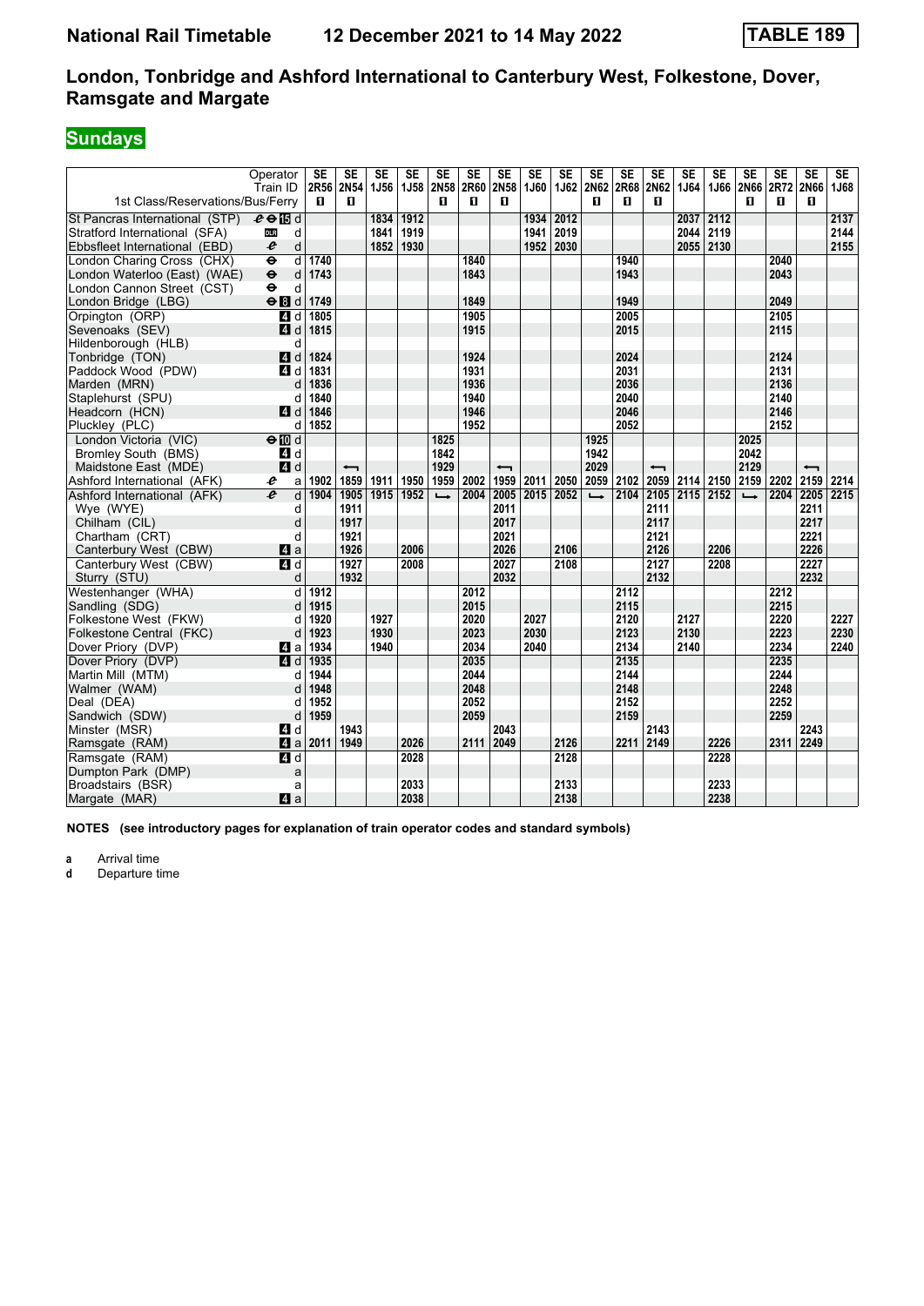# National Rail Timetable 12 December 2021 to 14 May 2022 TABLE 189

## London, Tonbridge and Ashford International to Canterbury West, Folkestone, Dover, Ramsgate and Margate

## Sundays

| | | SE | SE | SE | SE | SE | SE | SE | SE | SE | SE | SE | SE | SE | SE | SE | SE | SE | SE |
|---|---|---|---|---|---|---|---|---|---|---|---|---|---|---|---|---|---|---|---|
| Train ID | | 2R56 | 2N54 | 1J56 | 1J58 | 2N58 | 2R60 | 2N58 | 1J60 | 1J62 | 2N62 | 2R68 | 2N62 | 1J64 | 1J66 | 2N66 | 2R72 | 2N66 | 1J68 |
| 1st Class/Reservations/Bus/Ferry | | 1 | 1 | | | 1 | 1 | 1 | | | 1 | 1 | 1 | | | 1 | 1 | 1 | |
| St Pancras International (STP) | d | | | 1834 | 1912 | | | | 1934 | 2012 | | | | 2037 | 2112 | | | | 2137 |
| Stratford International (SFA) | d | | | 1841 | 1919 | | | | 1941 | 2019 | | | | 2044 | 2119 | | | | 2144 |
| Ebbsfleet International (EBD) | d | | | 1852 | 1930 | | | | 1952 | 2030 | | | | 2055 | 2130 | | | | 2155 |
| London Charing Cross (CHX) | d | 1740 | | | | | 1840 | | | | | 1940 | | | | | 2040 | | |
| London Waterloo (East) (WAE) | d | 1743 | | | | | 1843 | | | | | 1943 | | | | | 2043 | | |
| London Cannon Street (CST) | d | | | | | | | | | | | | | | | | | | |
| London Bridge (LBG) | d | 1749 | | | | | 1849 | | | | | 1949 | | | | | 2049 | | |
| Orpington (ORP) | d | 1805 | | | | | 1905 | | | | | 2005 | | | | | 2105 | | |
| Sevenoaks (SEV) | d | 1815 | | | | | 1915 | | | | | 2015 | | | | | 2115 | | |
| Hildenborough (HLB) | d | | | | | | | | | | | | | | | | | | |
| Tonbridge (TON) | d | 1824 | | | | | 1924 | | | | | 2024 | | | | | 2124 | | |
| Paddock Wood (PDW) | d | 1831 | | | | | 1931 | | | | | 2031 | | | | | 2131 | | |
| Marden (MRN) | d | 1836 | | | | | 1936 | | | | | 2036 | | | | | 2136 | | |
| Staplehurst (SPU) | d | 1840 | | | | | 1940 | | | | | 2040 | | | | | 2140 | | |
| Headcorn (HCN) | d | 1846 | | | | | 1946 | | | | | 2046 | | | | | 2146 | | |
| Pluckley (PLC) | d | 1852 | | | | | 1952 | | | | | 2052 | | | | | 2152 | | |
| London Victoria (VIC) | d | | | | | 1825 | | | | | 1925 | | | | | 2025 | | | |
| Bromley South (BMS) | d | | | | | 1842 | | | | | 1942 | | | | | 2042 | | | |
| Maidstone East (MDE) | d | | ← | | | 1929 | | ← | | | 2029 | | ← | | | 2129 | | ← | |
| Ashford International (AFK) | a | 1902 | 1859 | 1911 | 1950 | 1959 | 2002 | 1959 | 2011 | 2050 | 2059 | 2102 | 2059 | 2114 | 2150 | 2159 | 2202 | 2159 | 2214 |
| Ashford International (AFK) | d | 1904 | 1905 | 1915 | 1952 | → | 2004 | 2005 | 2015 | 2052 | → | 2104 | 2105 | 2115 | 2152 | → | 2204 | 2205 | 2215 |
| Wye (WYE) | d | | 1911 | | | | | 2011 | | | | | 2111 | | | | | 2211 | |
| Chilham (CIL) | d | | 1917 | | | | | 2017 | | | | | 2117 | | | | | 2217 | |
| Chartham (CRT) | d | | 1921 | | | | | 2021 | | | | | 2121 | | | | | 2221 | |
| Canterbury West (CBW) | a | | 1926 | | 2006 | | | 2026 | | 2106 | | | 2126 | | 2206 | | | 2226 | |
| Canterbury West (CBW) | d | | 1927 | | 2008 | | | 2027 | | 2108 | | | 2127 | | 2208 | | | 2227 | |
| Sturry (STU) | d | | 1932 | | | | | 2032 | | | | | 2132 | | | | | 2232 | |
| Westenhanger (WHA) | d | 1912 | | | | | 2012 | | | | | 2112 | | | | | 2212 | | |
| Sandling (SDG) | d | 1915 | | | | | 2015 | | | | | 2115 | | | | | 2215 | | |
| Folkestone West (FKW) | d | 1920 | | 1927 | | | 2020 | | 2027 | | | 2120 | | 2127 | | | 2220 | | 2227 |
| Folkestone Central (FKC) | d | 1923 | | 1930 | | | 2023 | | 2030 | | | 2123 | | 2130 | | | 2223 | | 2230 |
| Dover Priory (DVP) | a | 1934 | | 1940 | | | 2034 | | 2040 | | | 2134 | | 2140 | | | 2234 | | 2240 |
| Dover Priory (DVP) | d | 1935 | | | | | 2035 | | | | | 2135 | | | | | 2235 | | |
| Martin Mill (MTM) | d | 1944 | | | | | 2044 | | | | | 2144 | | | | | 2244 | | |
| Walmer (WAM) | d | 1948 | | | | | 2048 | | | | | 2148 | | | | | 2248 | | |
| Deal (DEA) | d | 1952 | | | | | 2052 | | | | | 2152 | | | | | 2252 | | |
| Sandwich (SDW) | d | 1959 | | | | | 2059 | | | | | 2159 | | | | | 2259 | | |
| Minster (MSR) | d | | 1943 | | | | | 2043 | | | | | 2143 | | | | | 2243 | |
| Ramsgate (RAM) | a | 2011 | 1949 | | 2026 | | 2111 | 2049 | | 2126 | | 2211 | 2149 | | 2226 | | 2311 | 2249 | |
| Ramsgate (RAM) | d | | | | 2028 | | | | | 2128 | | | | | 2228 | | | | |
| Dumpton Park (DMP) | a | | | | | | | | | | | | | | | | | | |
| Broadstairs (BSR) | a | | | | 2033 | | | | | 2133 | | | | | 2233 | | | | |
| Margate (MAR) | a | | | | 2038 | | | | | 2138 | | | | | 2238 | | | | |

**NOTES (see introductory pages for explanation of train operator codes and standard symbols)**

**a** Arrival time
**d** Departure time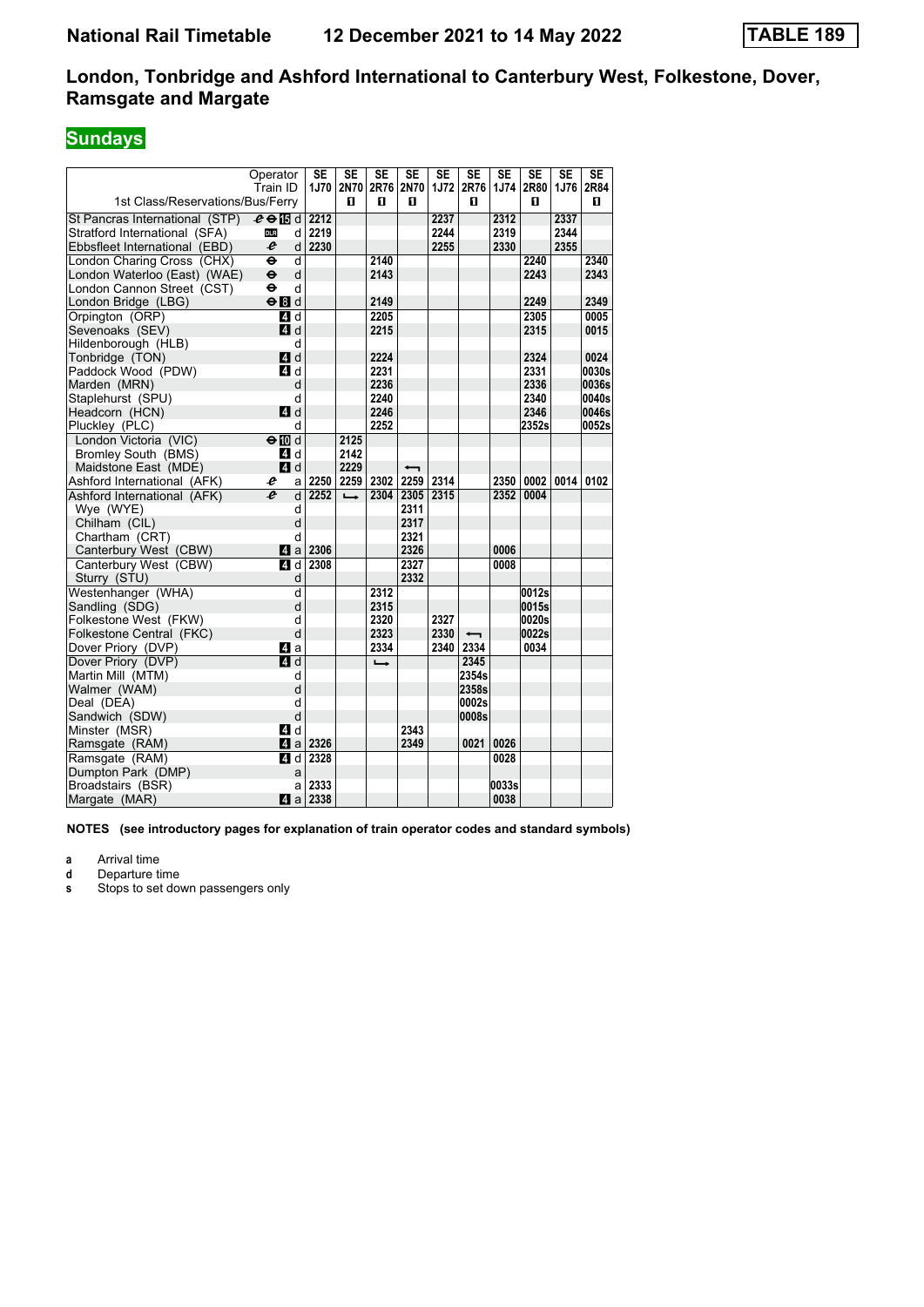# National Rail Timetable 12 December 2021 to 14 May 2022 TABLE 189

## London, Tonbridge and Ashford International to Canterbury West, Folkestone, Dover, Ramsgate and Margate

## Sundays

| Operator | | SE | SE | SE | SE | SE | SE | SE | SE | SE | SE |
|---|---|---|---|---|---|---|---|---|---|---|---|
| Train ID | | 1J70 | 2N70 | 2R76 | 2N70 | 1J72 | 2R76 | 1J74 | 2R80 | 1J76 | 2R84 |
| 1st Class/Reservations/Bus/Ferry | | | ■ | ■ | ■ | | ■ | | ■ | | ■ |
| St Pancras International (STP) | d | 2212 | | | | 2237 | | 2312 | | 2337 | |
| Stratford International (SFA) | d | 2219 | | | | 2244 | | 2319 | | 2344 | |
| Ebbsfleet International (EBD) | d | 2230 | | | | 2255 | | 2330 | | 2355 | |
| London Charing Cross (CHX) | d | | | 2140 | | | | | 2240 | | 2340 |
| London Waterloo (East) (WAE) | d | | | 2143 | | | | | 2243 | | 2343 |
| London Cannon Street (CST) | d | | | | | | | | | | |
| London Bridge (LBG) | d | | | 2149 | | | | | 2249 | | 2349 |
| Orpington (ORP) | d | | | 2205 | | | | | 2305 | | 0005 |
| Sevenoaks (SEV) | d | | | 2215 | | | | | 2315 | | 0015 |
| Hildenborough (HLB) | d | | | | | | | | | | |
| Tonbridge (TON) | d | | | 2224 | | | | | 2324 | | 0024 |
| Paddock Wood (PDW) | d | | | 2231 | | | | | 2331 | | 0030s |
| Marden (MRN) | d | | | 2236 | | | | | 2336 | | 0036s |
| Staplehurst (SPU) | d | | | 2240 | | | | | 2340 | | 0040s |
| Headcorn (HCN) | d | | | 2246 | | | | | 2346 | | 0046s |
| Pluckley (PLC) | d | | | 2252 | | | | | 2352s | | 0052s |
| London Victoria (VIC) | d | | 2125 | | | | | | | | |
| Bromley South (BMS) | d | | 2142 | | | | | | | | |
| Maidstone East (MDE) | d | | 2229 | | ← | | | | | | |
| Ashford International (AFK) | a | 2250 | 2259 | 2302 | 2259 | 2314 | | 2350 | 0002 | 0014 | 0102 |
| Ashford International (AFK) | d | 2252 | → | 2304 | 2305 | 2315 | | 2352 | 0004 | | |
| Wye (WYE) | d | | | | 2311 | | | | | | |
| Chilham (CIL) | d | | | | 2317 | | | | | | |
| Chartham (CRT) | d | | | | 2321 | | | | | | |
| Canterbury West (CBW) | a | 2306 | | | 2326 | | | 0006 | | | |
| Canterbury West (CBW) | d | 2308 | | | 2327 | | | 0008 | | | |
| Sturry (STU) | d | | | | 2332 | | | | | | |
| Westenhanger (WHA) | d | | | 2312 | | | | | 0012s | | |
| Sandling (SDG) | d | | | 2315 | | | | | 0015s | | |
| Folkestone West (FKW) | d | | | 2320 | | 2327 | | | 0020s | | |
| Folkestone Central (FKC) | d | | | 2323 | | 2330 | ← | | 0022s | | |
| Dover Priory (DVP) | a | | | 2334 | | 2340 | 2334 | | 0034 | | |
| Dover Priory (DVP) | d | | | → | | | 2345 | | | | |
| Martin Mill (MTM) | d | | | | | | 2354s | | | | |
| Walmer (WAM) | d | | | | | | 2358s | | | | |
| Deal (DEA) | d | | | | | | 0002s | | | | |
| Sandwich (SDW) | d | | | | | | 0008s | | | | |
| Minster (MSR) | d | | | | 2343 | | | | | | |
| Ramsgate (RAM) | a | 2326 | | | 2349 | | 0021 | 0026 | | | |
| Ramsgate (RAM) | d | 2328 | | | | | | 0028 | | | |
| Dumpton Park (DMP) | a | | | | | | | | | | |
| Broadstairs (BSR) | a | 2333 | | | | | | 0033s | | | |
| Margate (MAR) | a | 2338 | | | | | | 0038 | | | |

**NOTES (see introductory pages for explanation of train operator codes and standard symbols)**

- **a** Arrival time
- **d** Departure time
- **s** Stops to set down passengers only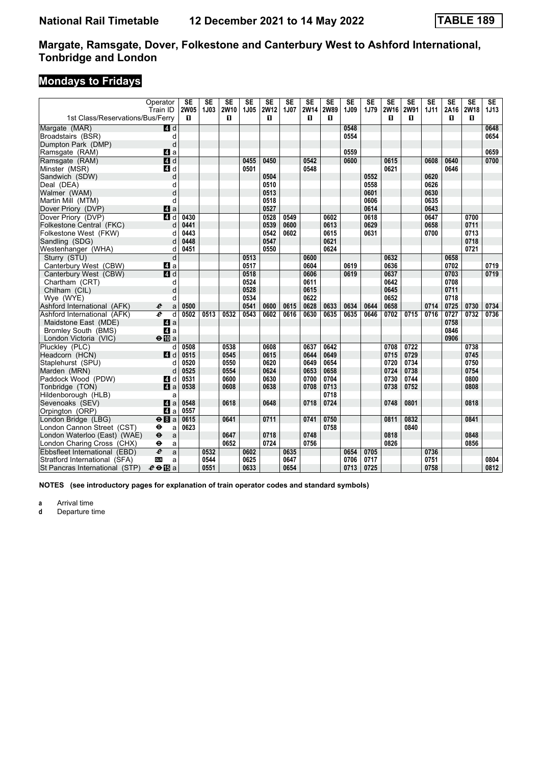# National Rail Timetable 12 December 2021 to 14 May 2022 TABLE 189

## Margate, Ramsgate, Dover, Folkestone and Canterbury West to Ashford International, Tonbridge and London

## Mondays to Fridays

| Operator | | SE | SE | SE | SE | SE | SE | SE | SE | SE | SE | SE | SE | SE | SE | SE | SE |
|---|---|---|---|---|---|---|---|---|---|---|---|---|---|---|---|---|---|
| Train ID | | 2W05 | 1J03 | 2W10 | 1J05 | 2W12 | 1J07 | 2W14 | 2W89 | 1J09 | 1J79 | 2W16 | 2W91 | 1J11 | 2A16 | 2W18 | 1J13 |
| 1st Class/Reservations/Bus/Ferry | | ■ | | ■ | | ■ | | ■ | ■ | | | ■ | ■ | | ■ | ■ | |
| Margate (MAR) | 4 d | | | | | | | | | 0548 | | | | | | | 0648 |
| Broadstairs (BSR) | d | | | | | | | | | 0554 | | | | | | | 0654 |
| Dumpton Park (DMP) | d | | | | | | | | | | | | | | | | |
| Ramsgate (RAM) | 4 a | | | | | | | | | 0559 | | | | | | | 0659 |
| Ramsgate (RAM) | 4 d | | | | 0455 | 0450 | | 0542 | | 0600 | | 0615 | | 0608 | 0640 | | 0700 |
| Minster (MSR) | 4 d | | | | 0501 | | | 0548 | | | | 0621 | | | 0646 | | |
| Sandwich (SDW) | d | | | | | 0504 | | | | | 0552 | | | 0620 | | | |
| Deal (DEA) | d | | | | | 0510 | | | | | 0558 | | | 0626 | | | |
| Walmer (WAM) | d | | | | | 0513 | | | | | 0601 | | | 0630 | | | |
| Martin Mill (MTM) | d | | | | | 0518 | | | | | 0606 | | | 0635 | | | |
| Dover Priory (DVP) | 4 a | | | | | 0527 | | | | | 0614 | | | 0643 | | | |
| Dover Priory (DVP) | 4 d | 0430 | | | | 0528 | 0549 | | 0602 | | 0618 | | | 0647 | | 0700 | |
| Folkestone Central (FKC) | d | 0441 | | | | 0539 | 0600 | | 0613 | | 0629 | | | 0658 | | 0711 | |
| Folkestone West (FKW) | d | 0443 | | | | 0542 | 0602 | | 0615 | | 0631 | | | 0700 | | 0713 | |
| Sandling (SDG) | d | 0448 | | | | 0547 | | | 0621 | | | | | | | 0718 | |
| Westenhanger (WHA) | d | 0451 | | | | 0550 | | | 0624 | | | | | | | 0721 | |
| Sturry (STU) | d | | | | 0513 | | | 0600 | | | | 0632 | | | 0658 | | |
| Canterbury West (CBW) | 4 a | | | | 0517 | | | 0604 | | 0619 | | 0636 | | | 0702 | | 0719 |
| Canterbury West (CBW) | 4 d | | | | 0518 | | | 0606 | | 0619 | | 0637 | | | 0703 | | 0719 |
| Chartham (CRT) | d | | | | 0524 | | | 0611 | | | | 0642 | | | 0708 | | |
| Chilham (CIL) | d | | | | 0528 | | | 0615 | | | | 0645 | | | 0711 | | |
| Wye (WYE) | d | | | | 0534 | | | 0622 | | | | 0652 | | | 0718 | | |
| Ashford International (AFK) | a | 0500 | | | 0541 | 0600 | 0615 | 0628 | 0633 | 0634 | 0644 | 0658 | | 0714 | 0725 | 0730 | 0734 |
| Ashford International (AFK) | d | 0502 | 0513 | 0532 | 0543 | 0602 | 0616 | 0630 | 0635 | 0635 | 0646 | 0702 | 0715 | 0716 | 0727 | 0732 | 0736 |
| Maidstone East (MDE) | 4 a | | | | | | | | | | | | | | 0758 | | |
| Bromley South (BMS) | 4 a | | | | | | | | | | | | | | 0846 | | |
| London Victoria (VIC) | ⊖ 10 a | | | | | | | | | | | | | | 0906 | | |
| Pluckley (PLC) | d | 0508 | | 0538 | | 0608 | | 0637 | 0642 | | | 0708 | 0722 | | | 0738 | |
| Headcorn (HCN) | 4 d | 0515 | | 0545 | | 0615 | | 0644 | 0649 | | | 0715 | 0729 | | | 0745 | |
| Staplehurst (SPU) | d | 0520 | | 0550 | | 0620 | | 0649 | 0654 | | | 0720 | 0734 | | | 0750 | |
| Marden (MRN) | d | 0525 | | 0554 | | 0624 | | 0653 | 0658 | | | 0724 | 0738 | | | 0754 | |
| Paddock Wood (PDW) | 4 d | 0531 | | 0600 | | 0630 | | 0700 | 0704 | | | 0730 | 0744 | | | 0800 | |
| Tonbridge (TON) | 4 a | 0538 | | 0608 | | 0638 | | 0708 | 0713 | | | 0738 | 0752 | | | 0808 | |
| Hildenborough (HLB) | a | | | | | | | | 0718 | | | | | | | | |
| Sevenoaks (SEV) | 4 a | 0548 | | 0618 | | 0648 | | 0718 | 0724 | | | 0748 | 0801 | | | 0818 | |
| Orpington (ORP) | 4 a | 0557 | | | | | | | | | | | | | | | |
| London Bridge (LBG) | ⊖ 8 a | 0615 | | 0641 | | 0711 | | 0741 | 0750 | | | 0811 | 0832 | | | 0841 | |
| London Cannon Street (CST) | ⊖ a | 0623 | | | | | | | 0758 | | | | 0840 | | | | |
| London Waterloo (East) (WAE) | ⊖ a | | | 0647 | | 0718 | | 0748 | | | | 0818 | | | | 0848 | |
| London Charing Cross (CHX) | ⊖ a | | | 0652 | | 0724 | | 0756 | | | | 0826 | | | | 0856 | |
| Ebbsfleet International (EBD) | a | | 0532 | | 0602 | | 0635 | | | 0654 | 0705 | | | 0736 | | | |
| Stratford International (SFA) | DLR a | | 0544 | | 0625 | | 0647 | | | 0706 | 0717 | | | 0751 | | | 0804 |
| St Pancras International (STP) | ⊖ 15 a | | 0551 | | 0633 | | 0654 | | | 0713 | 0725 | | | 0758 | | | 0812 |

**NOTES (see introductory pages for explanation of train operator codes and standard symbols)**

**a** Arrival time
**d** Departure time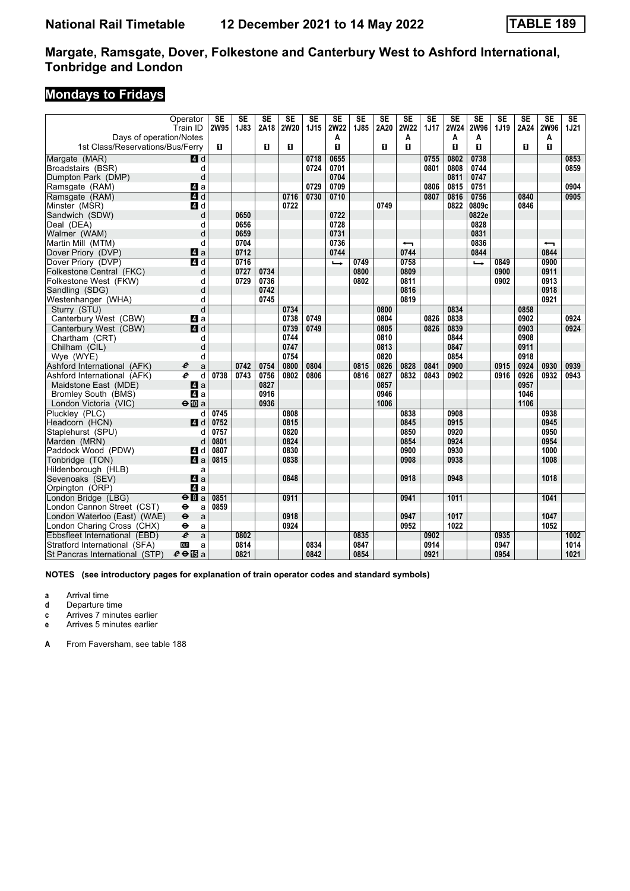# National Rail Timetable 12 December 2021 to 14 May 2022 TABLE 189

## Margate, Ramsgate, Dover, Folkestone and Canterbury West to Ashford International, Tonbridge and London

## Mondays to Fridays

| Operator | | SE | SE | SE | SE | SE | SE | SE | SE | SE | SE | SE | SE | SE | SE | SE | SE |
|---|---|---|---|---|---|---|---|---|---|---|---|---|---|---|---|---|---|
| Train ID | | 2W95 | 1J83 | 2A18 | 2W20 | 1J15 | 2W22 | 1J85 | 2A20 | 2W22 | 1J17 | 2W24 | 2W96 | 1J19 | 2A24 | 2W96 | 1J21 |
| Days of operation/Notes | | | | | | | A | | | A | | A | A | | | A | |
| 1st Class/Reservations/Bus/Ferry | | ■ | | ■ | ■ | | ■ | | ■ | ■ | | ■ | ■ | | ■ | ■ | |
| Margate (MAR) | 4 d | | | | | 0718 | 0655 | | | | 0755 | 0802 | 0738 | | | | 0853 |
| Broadstairs (BSR) | d | | | | | 0724 | 0701 | | | | 0801 | 0808 | 0744 | | | | 0859 |
| Dumpton Park (DMP) | d | | | | | | 0704 | | | | | 0811 | 0747 | | | | |
| Ramsgate (RAM) | 4 a | | | | | 0729 | 0709 | | | | 0806 | 0815 | 0751 | | | | 0904 |
| Ramsgate (RAM) | 4 d | | | | 0716 | 0730 | 0710 | | | | 0807 | 0816 | 0756 | | 0840 | | 0905 |
| Minster (MSR) | 4 d | | | | 0722 | | | | 0749 | | | 0822 | 0809c | | 0846 | | |
| Sandwich (SDW) | d | | 0650 | | | | 0722 | | | | | | 0822e | | | | |
| Deal (DEA) | d | | 0656 | | | | 0728 | | | | | | 0828 | | | | |
| Walmer (WAM) | d | | 0659 | | | | 0731 | | | | | | 0831 | | | | |
| Martin Mill (MTM) | d | | 0704 | | | | 0736 | | | ← | | | 0836 | | | ← | |
| Dover Priory (DVP) | 4 a | | 0712 | | | | 0744 | | | 0744 | | | 0844 | | | 0844 | |
| Dover Priory (DVP) | 4 d | | 0716 | | | | ↳ | 0749 | | 0758 | | | ↳ | 0849 | | 0900 | |
| Folkestone Central (FKC) | d | | 0727 | 0734 | | | | 0800 | | 0809 | | | | 0900 | | 0911 | |
| Folkestone West (FKW) | d | | 0729 | 0736 | | | | 0802 | | 0811 | | | | 0902 | | 0913 | |
| Sandling (SDG) | d | | | 0742 | | | | | | 0816 | | | | | | 0918 | |
| Westenhanger (WHA) | d | | | 0745 | | | | | | 0819 | | | | | | 0921 | |
| Sturry (STU) | d | | | | 0734 | | | | 0800 | | | 0834 | | | 0858 | | |
| Canterbury West (CBW) | 4 a | | | | 0738 | 0749 | | | 0804 | | 0826 | 0838 | | | 0902 | | 0924 |
| Canterbury West (CBW) | 4 d | | | | 0739 | 0749 | | | 0805 | | 0826 | 0839 | | | 0903 | | 0924 |
| Chartham (CRT) | d | | | | 0744 | | | | 0810 | | | 0844 | | | 0908 | | |
| Chilham (CIL) | d | | | | 0747 | | | | 0813 | | | 0847 | | | 0911 | | |
| Wye (WYE) | d | | | | 0754 | | | | 0820 | | | 0854 | | | 0918 | | |
| Ashford International (AFK) | a | | 0742 | 0754 | 0800 | 0804 | | 0815 | 0826 | 0828 | 0841 | 0900 | | 0915 | 0924 | 0930 | 0939 |
| Ashford International (AFK) | d | 0738 | 0743 | 0756 | 0802 | 0806 | | 0816 | 0827 | 0832 | 0843 | 0902 | | 0916 | 0926 | 0932 | 0943 |
| Maidstone East (MDE) | 4 a | | | 0827 | | | | | 0857 | | | | | | 0957 | | |
| Bromley South (BMS) | 4 a | | | 0916 | | | | | 0946 | | | | | | 1046 | | |
| London Victoria (VIC) | 10 a | | | 0936 | | | | | 1006 | | | | | | 1106 | | |
| Pluckley (PLC) | d | 0745 | | | 0808 | | | | | 0838 | | 0908 | | | | 0938 | |
| Headcorn (HCN) | 4 d | 0752 | | | 0815 | | | | | 0845 | | 0915 | | | | 0945 | |
| Staplehurst (SPU) | d | 0757 | | | 0820 | | | | | 0850 | | 0920 | | | | 0950 | |
| Marden (MRN) | d | 0801 | | | 0824 | | | | | 0854 | | 0924 | | | | 0954 | |
| Paddock Wood (PDW) | 4 d | 0807 | | | 0830 | | | | | 0900 | | 0930 | | | | 1000 | |
| Tonbridge (TON) | 4 a | 0815 | | | 0838 | | | | | 0908 | | 0938 | | | | 1008 | |
| Hildenborough (HLB) | a | | | | | | | | | | | | | | | | |
| Sevenoaks (SEV) | 4 a | | | | 0848 | | | | | 0918 | | 0948 | | | | 1018 | |
| Orpington (ORP) | 4 a | | | | | | | | | | | | | | | | |
| London Bridge (LBG) | 8 a | 0851 | | | 0911 | | | | | 0941 | | 1011 | | | | 1041 | |
| London Cannon Street (CST) | a | 0859 | | | | | | | | | | | | | | | |
| London Waterloo (East) (WAE) | a | | | | 0918 | | | | | 0947 | | 1017 | | | | 1047 | |
| London Charing Cross (CHX) | a | | | | 0924 | | | | | 0952 | | 1022 | | | | 1052 | |
| Ebbsfleet International (EBD) | a | | 0802 | | | | | 0835 | | | 0902 | | | 0935 | | | 1002 |
| Stratford International (SFA) | a | | 0814 | | | 0834 | | 0847 | | | 0914 | | | 0947 | | | 1014 |
| St Pancras International (STP) | 15 a | | 0821 | | | 0842 | | 0854 | | | 0921 | | | 0954 | | | 1021 |

**NOTES (see introductory pages for explanation of train operator codes and standard symbols)**

- **a** Arrival time
- **d** Departure time
- **c** Arrives 7 minutes earlier
- **e** Arrives 5 minutes earlier

- **A** From Faversham, see table 188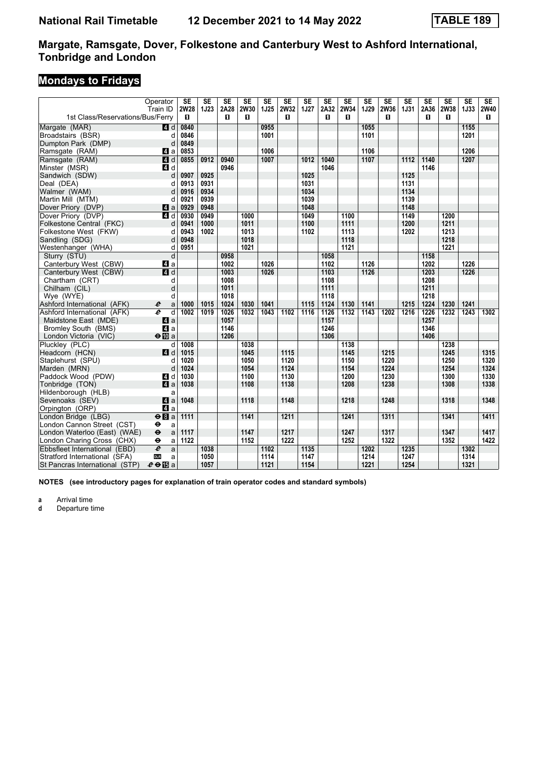# National Rail Timetable 12 December 2021 to 14 May 2022 TABLE 189

## Margate, Ramsgate, Dover, Folkestone and Canterbury West to Ashford International, Tonbridge and London

### Mondays to Fridays

| Operator | | SE | SE | SE | SE | SE | SE | SE | SE | SE | SE | SE | SE | SE | SE | SE | SE |
|---|---|---|---|---|---|---|---|---|---|---|---|---|---|---|---|---|---|
| Train ID | | 2W28 | 1J23 | 2A28 | 2W30 | 1J25 | 2W32 | 1J27 | 2A32 | 2W34 | 1J29 | 2W36 | 1J31 | 2A36 | 2W38 | 1J33 | 2W40 |
| 1st Class/Reservations/Bus/Ferry | | 1 | | 1 | 1 | | 1 | | 1 | 1 | | 1 | | 1 | 1 | | 1 |
| Margate (MAR) | 4 d | 0840 | | | | 0955 | | | | | 1055 | | | | | 1155 | |
| Broadstairs (BSR) | d | 0846 | | | | 1001 | | | | | 1101 | | | | | 1201 | |
| Dumpton Park (DMP) | d | 0849 | | | | | | | | | | | | | | | |
| Ramsgate (RAM) | 4 a | 0853 | | | | 1006 | | | | | 1106 | | | | | 1206 | |
| Ramsgate (RAM) | 4 d | 0855 | 0912 | 0940 | | 1007 | | 1012 | 1040 | | 1107 | | 1112 | 1140 | | 1207 | |
| Minster (MSR) | 4 d | | | 0946 | | | | | 1046 | | | | | 1146 | | | |
| Sandwich (SDW) | d | 0907 | 0925 | | | | | 1025 | | | | | 1125 | | | | |
| Deal (DEA) | d | 0913 | 0931 | | | | | 1031 | | | | | 1131 | | | | |
| Walmer (WAM) | d | 0916 | 0934 | | | | | 1034 | | | | | 1134 | | | | |
| Martin Mill (MTM) | d | 0921 | 0939 | | | | | 1039 | | | | | 1139 | | | | |
| Dover Priory (DVP) | 4 a | 0929 | 0948 | | | | | 1048 | | | | | 1148 | | | | |
| Dover Priory (DVP) | 4 d | 0930 | 0949 | | 1000 | | | 1049 | | 1100 | | | 1149 | | 1200 | | |
| Folkestone Central (FKC) | d | 0941 | 1000 | | 1011 | | | 1100 | | 1111 | | | 1200 | | 1211 | | |
| Folkestone West (FKW) | d | 0943 | 1002 | | 1013 | | | 1102 | | 1113 | | | 1202 | | 1213 | | |
| Sandling (SDG) | d | 0948 | | | 1018 | | | | | 1118 | | | | | 1218 | | |
| Westenhanger (WHA) | d | 0951 | | | 1021 | | | | | 1121 | | | | | 1221 | | |
| Sturry (STU) | d | | | 0958 | | | | | 1058 | | | | | 1158 | | | |
| Canterbury West (CBW) | 4 a | | | 1002 | | 1026 | | | 1102 | | 1126 | | | 1202 | | 1226 | |
| Canterbury West (CBW) | 4 d | | | 1003 | | 1026 | | | 1103 | | 1126 | | | 1203 | | 1226 | |
| Chartham (CRT) | d | | | 1008 | | | | | 1108 | | | | | 1208 | | | |
| Chilham (CIL) | d | | | 1011 | | | | | 1111 | | | | | 1211 | | | |
| Wye (WYE) | d | | | 1018 | | | | | 1118 | | | | | 1218 | | | |
| Ashford International (AFK) | a | 1000 | 1015 | 1024 | 1030 | 1041 | | 1115 | 1124 | 1130 | 1141 | | 1215 | 1224 | 1230 | 1241 | |
| Ashford International (AFK) | d | 1002 | 1019 | 1026 | 1032 | 1043 | 1102 | 1116 | 1126 | 1132 | 1143 | 1202 | 1216 | 1226 | 1232 | 1243 | 1302 |
| Maidstone East (MDE) | 4 a | | | 1057 | | | | | 1157 | | | | | 1257 | | | |
| Bromley South (BMS) | 4 a | | | 1146 | | | | | 1246 | | | | | 1346 | | | |
| London Victoria (VIC) | 10 a | | | 1206 | | | | | 1306 | | | | | 1406 | | | |
| Pluckley (PLC) | d | 1008 | | | 1038 | | | | | 1138 | | | | | 1238 | | |
| Headcorn (HCN) | 4 d | 1015 | | | 1045 | | 1115 | | | 1145 | | 1215 | | | 1245 | | 1315 |
| Staplehurst (SPU) | d | 1020 | | | 1050 | | 1120 | | | 1150 | | 1220 | | | 1250 | | 1320 |
| Marden (MRN) | d | 1024 | | | 1054 | | 1124 | | | 1154 | | 1224 | | | 1254 | | 1324 |
| Paddock Wood (PDW) | 4 d | 1030 | | | 1100 | | 1130 | | | 1200 | | 1230 | | | 1300 | | 1330 |
| Tonbridge (TON) | 4 a | 1038 | | | 1108 | | 1138 | | | 1208 | | 1238 | | | 1308 | | 1338 |
| Hildenborough (HLB) | a | | | | | | | | | | | | | | | | |
| Sevenoaks (SEV) | 4 a | 1048 | | | 1118 | | 1148 | | | 1218 | | 1248 | | | 1318 | | 1348 |
| Orpington (ORP) | 4 a | | | | | | | | | | | | | | | | |
| London Bridge (LBG) | 8 a | 1111 | | | 1141 | | 1211 | | | 1241 | | 1311 | | | 1341 | | 1411 |
| London Cannon Street (CST) | a | | | | | | | | | | | | | | | | |
| London Waterloo (East) (WAE) | a | 1117 | | | 1147 | | 1217 | | | 1247 | | 1317 | | | 1347 | | 1417 |
| London Charing Cross (CHX) | a | 1122 | | | 1152 | | 1222 | | | 1252 | | 1322 | | | 1352 | | 1422 |
| Ebbsfleet International (EBD) | a | | 1038 | | | 1102 | | 1135 | | | 1202 | | 1235 | | | 1302 | |
| Stratford International (SFA) | a | | 1050 | | | 1114 | | 1147 | | | 1214 | | 1247 | | | 1314 | |
| St Pancras International (STP) | 15 a | | 1057 | | | 1121 | | 1154 | | | 1221 | | 1254 | | | 1321 | |

**NOTES (see introductory pages for explanation of train operator codes and standard symbols)**

**a** Arrival time
**d** Departure time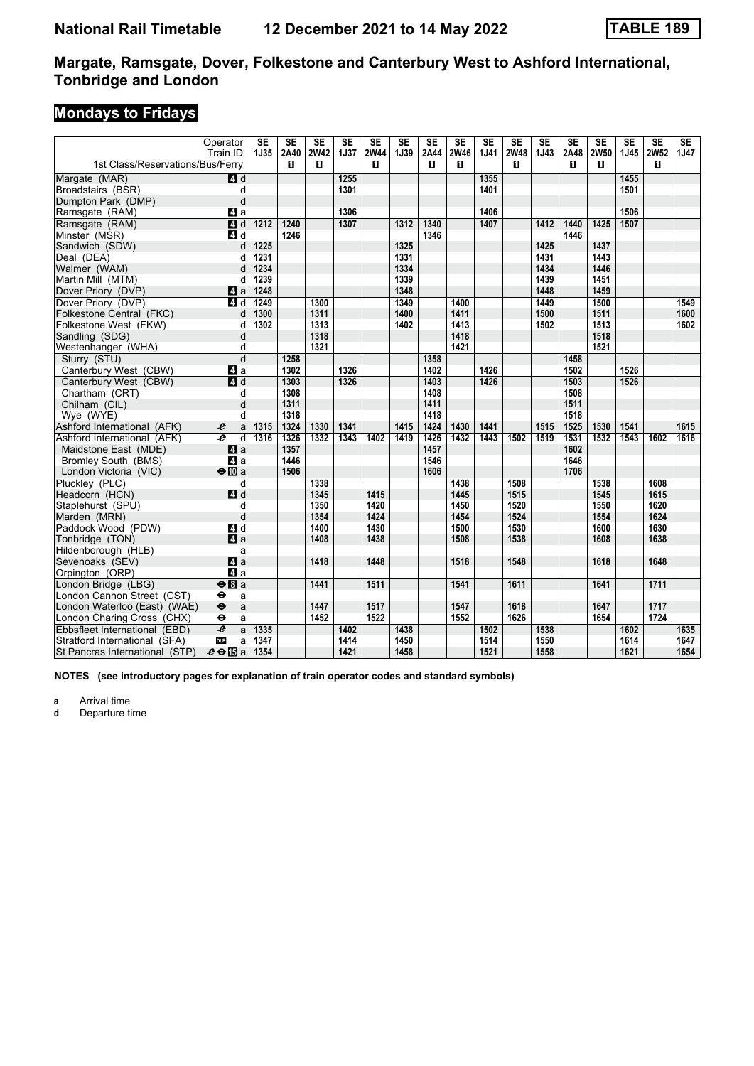# National Rail Timetable 12 December 2021 to 14 May 2022 TABLE 189

## Margate, Ramsgate, Dover, Folkestone and Canterbury West to Ashford International, Tonbridge and London

## Mondays to Fridays

| Operator | | SE | SE | SE | SE | SE | SE | SE | SE | SE | SE | SE | SE | SE | SE | SE | SE |
|---|---|---|---|---|---|---|---|---|---|---|---|---|---|---|---|---|---|
| Train ID | | 1J35 | 2A40 | 2W42 | 1J37 | 2W44 | 1J39 | 2A44 | 2W46 | 1J41 | 2W48 | 1J43 | 2A48 | 2W50 | 1J45 | 2W52 | 1J47 |
| 1st Class/Reservations/Bus/Ferry | | | ■ | ■ | | ■ | | ■ | ■ | | ■ | | ■ | ■ | | ■ | |
| Margate (MAR) | 4 d | | | | 1255 | | | | | 1355 | | | | | 1455 | | |
| Broadstairs (BSR) | d | | | | 1301 | | | | | 1401 | | | | | 1501 | | |
| Dumpton Park (DMP) | d | | | | | | | | | | | | | | | | |
| Ramsgate (RAM) | 4 a | | | | 1306 | | | | | 1406 | | | | | 1506 | | |
| Ramsgate (RAM) | 4 d | 1212 | 1240 | | 1307 | | 1312 | 1340 | | 1407 | | 1412 | 1440 | 1425 | 1507 | | |
| Minster (MSR) | 4 d | | 1246 | | | | | 1346 | | | | | 1446 | | | | |
| Sandwich (SDW) | d | 1225 | | | | | 1325 | | | | | 1425 | | 1437 | | | |
| Deal (DEA) | d | 1231 | | | | | 1331 | | | | | 1431 | | 1443 | | | |
| Walmer (WAM) | d | 1234 | | | | | 1334 | | | | | 1434 | | 1446 | | | |
| Martin Mill (MTM) | d | 1239 | | | | | 1339 | | | | | 1439 | | 1451 | | | |
| Dover Priory (DVP) | 4 a | 1248 | | | | | 1348 | | | | | 1448 | | 1459 | | | |
| Dover Priory (DVP) | 4 d | 1249 | | 1300 | | | 1349 | | 1400 | | | 1449 | | 1500 | | | 1549 |
| Folkestone Central (FKC) | d | 1300 | | 1311 | | | 1400 | | 1411 | | | 1500 | | 1511 | | | 1600 |
| Folkestone West (FKW) | d | 1302 | | 1313 | | | 1402 | | 1413 | | | 1502 | | 1513 | | | 1602 |
| Sandling (SDG) | d | | | 1318 | | | | | 1418 | | | | | 1518 | | | |
| Westenhanger (WHA) | d | | | 1321 | | | | | 1421 | | | | | 1521 | | | |
| Sturry (STU) | d | | 1258 | | | | | 1358 | | | | | 1458 | | | | |
| Canterbury West (CBW) | 4 a | | 1302 | | 1326 | | | 1402 | | 1426 | | | 1502 | | 1526 | | |
| Canterbury West (CBW) | 4 d | | 1303 | | 1326 | | | 1403 | | 1426 | | | 1503 | | 1526 | | |
| Chartham (CRT) | d | | 1308 | | | | | 1408 | | | | | 1508 | | | | |
| Chilham (CIL) | d | | 1311 | | | | | 1411 | | | | | 1511 | | | | |
| Wye (WYE) | d | | 1318 | | | | | 1418 | | | | | 1518 | | | | |
| Ashford International (AFK) | a | 1315 | 1324 | 1330 | 1341 | | 1415 | 1424 | 1430 | 1441 | | 1515 | 1525 | 1530 | 1541 | | 1615 |
| Ashford International (AFK) | d | 1316 | 1326 | 1332 | 1343 | 1402 | 1419 | 1426 | 1432 | 1443 | 1502 | 1519 | 1531 | 1532 | 1543 | 1602 | 1616 |
| Maidstone East (MDE) | 4 a | | 1357 | | | | | 1457 | | | | | 1602 | | | | |
| Bromley South (BMS) | 4 a | | 1446 | | | | | 1546 | | | | | 1646 | | | | |
| London Victoria (VIC) | ⊖ 10 a | | 1506 | | | | | 1606 | | | | | 1706 | | | | |
| Pluckley (PLC) | d | | | 1338 | | | | | 1438 | | 1508 | | | 1538 | | 1608 | |
| Headcorn (HCN) | 4 d | | | 1345 | | 1415 | | | 1445 | | 1515 | | | 1545 | | 1615 | |
| Staplehurst (SPU) | d | | | 1350 | | 1420 | | | 1450 | | 1520 | | | 1550 | | 1620 | |
| Marden (MRN) | d | | | 1354 | | 1424 | | | 1454 | | 1524 | | | 1554 | | 1624 | |
| Paddock Wood (PDW) | 4 d | | | 1400 | | 1430 | | | 1500 | | 1530 | | | 1600 | | 1630 | |
| Tonbridge (TON) | 4 a | | | 1408 | | 1438 | | | 1508 | | 1538 | | | 1608 | | 1638 | |
| Hildenborough (HLB) | a | | | | | | | | | | | | | | | | |
| Sevenoaks (SEV) | 4 a | | | 1418 | | 1448 | | | 1518 | | 1548 | | | 1618 | | 1648 | |
| Orpington (ORP) | 4 a | | | | | | | | | | | | | | | | |
| London Bridge (LBG) | ⊖ 8 a | | | 1441 | | 1511 | | | 1541 | | 1611 | | | 1641 | | 1711 | |
| London Cannon Street (CST) | ⊖ a | | | | | | | | | | | | | | | | |
| London Waterloo (East) (WAE) | ⊖ a | | | 1447 | | 1517 | | | 1547 | | 1618 | | | 1647 | | 1717 | |
| London Charing Cross (CHX) | ⊖ a | | | 1452 | | 1522 | | | 1552 | | 1626 | | | 1654 | | 1724 | |
| Ebbsfleet International (EBD) | a | 1335 | | | 1402 | | 1438 | | | 1502 | | 1538 | | | 1602 | | 1635 |
| Stratford International (SFA) | DLR a | 1347 | | | 1414 | | 1450 | | | 1514 | | 1550 | | | 1614 | | 1647 |
| St Pancras International (STP) | ⊖ 15 a | 1354 | | | 1421 | | 1458 | | | 1521 | | 1558 | | | 1621 | | 1654 |

**NOTES (see introductory pages for explanation of train operator codes and standard symbols)**

**a** Arrival time
**d** Departure time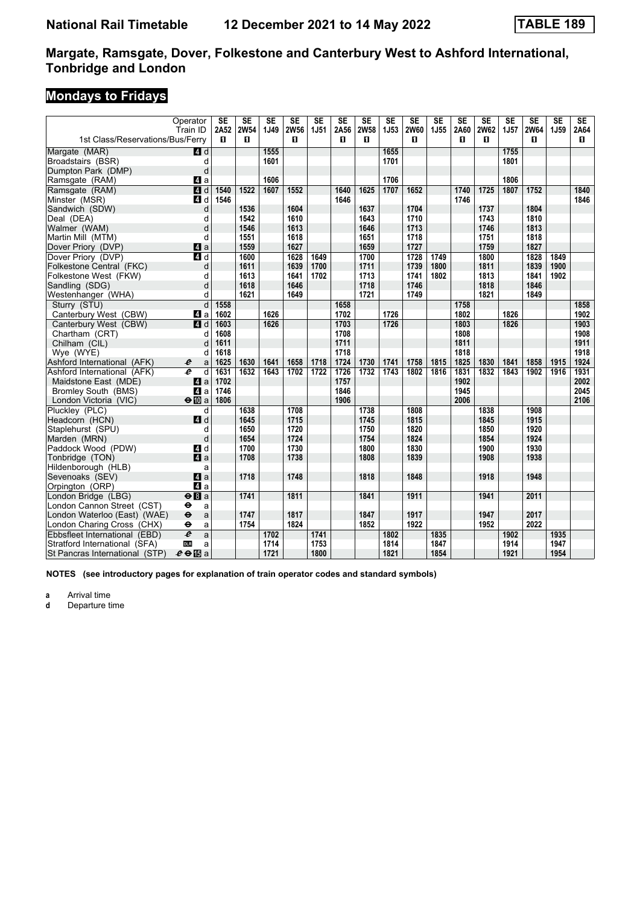# Margate, Ramsgate, Dover, Folkestone and Canterbury West to Ashford International, Tonbridge and London

## Mondays to Fridays

| Operator | | SE | SE | SE | SE | SE | SE | SE | SE | SE | SE | SE | SE | SE | SE | SE | SE |
|---|---|---|---|---|---|---|---|---|---|---|---|---|---|---|---|---|---|
| Train ID | | 2A52 | 2W54 | 1J49 | 2W56 | 1J51 | 2A56 | 2W58 | 1J53 | 2W60 | 1J55 | 2A60 | 2W62 | 1J57 | 2W64 | 1J59 | 2A64 |
| 1st Class/Reservations/Bus/Ferry | | ◼ | ◼ | | ◼ | | ◼ | ◼ | | ◼ | | ◼ | ◼ | | ◼ | | ◼ |
| Margate (MAR) | 4 d | | | 1555 | | | | | 1655 | | | | | 1755 | | | |
| Broadstairs (BSR) | d | | | 1601 | | | | | 1701 | | | | | 1801 | | | |
| Dumpton Park (DMP) | d | | | | | | | | | | | | | | | | |
| Ramsgate (RAM) | 4 a | | | 1606 | | | | | 1706 | | | | | 1806 | | | |
| Ramsgate (RAM) | 4 d | 1540 | 1522 | 1607 | 1552 | | 1640 | 1625 | 1707 | 1652 | | 1740 | 1725 | 1807 | 1752 | | 1840 |
| Minster (MSR) | 4 d | 1546 | | | | | 1646 | | | | | 1746 | | | | | 1846 |
| Sandwich (SDW) | d | | 1536 | | 1604 | | | 1637 | | 1704 | | | 1737 | | 1804 | | |
| Deal (DEA) | d | | 1542 | | 1610 | | | 1643 | | 1710 | | | 1743 | | 1810 | | |
| Walmer (WAM) | d | | 1546 | | 1613 | | | 1646 | | 1713 | | | 1746 | | 1813 | | |
| Martin Mill (MTM) | d | | 1551 | | 1618 | | | 1651 | | 1718 | | | 1751 | | 1818 | | |
| Dover Priory (DVP) | 4 a | | 1559 | | 1627 | | | 1659 | | 1727 | | | 1759 | | 1827 | | |
| Dover Priory (DVP) | 4 d | | 1600 | | 1628 | 1649 | | 1700 | | 1728 | 1749 | | 1800 | | 1828 | 1849 | |
| Folkestone Central (FKC) | d | | 1611 | | 1639 | 1700 | | 1711 | | 1739 | 1800 | | 1811 | | 1839 | 1900 | |
| Folkestone West (FKW) | d | | 1613 | | 1641 | 1702 | | 1713 | | 1741 | 1802 | | 1813 | | 1841 | 1902 | |
| Sandling (SDG) | d | | 1618 | | 1646 | | | 1718 | | 1746 | | | 1818 | | 1846 | | |
| Westenhanger (WHA) | d | | 1621 | | 1649 | | | 1721 | | 1749 | | | 1821 | | 1849 | | |
| Sturry (STU) | d | 1558 | | | | | 1658 | | | | | 1758 | | | | | 1858 |
| Canterbury West (CBW) | 4 a | 1602 | | 1626 | | | 1702 | | 1726 | | | 1802 | | 1826 | | | 1902 |
| Canterbury West (CBW) | 4 d | 1603 | | 1626 | | | 1703 | | 1726 | | | 1803 | | 1826 | | | 1903 |
| Chartham (CRT) | d | 1608 | | | | | 1708 | | | | | 1808 | | | | | 1908 |
| Chilham (CIL) | d | 1611 | | | | | 1711 | | | | | 1811 | | | | | 1911 |
| Wye (WYE) | d | 1618 | | | | | 1718 | | | | | 1818 | | | | | 1918 |
| Ashford International (AFK) | a | 1625 | 1630 | 1641 | 1658 | 1718 | 1724 | 1730 | 1741 | 1758 | 1815 | 1825 | 1830 | 1841 | 1858 | 1915 | 1924 |
| Ashford International (AFK) | d | 1631 | 1632 | 1643 | 1702 | 1722 | 1726 | 1732 | 1743 | 1802 | 1816 | 1831 | 1832 | 1843 | 1902 | 1916 | 1931 |
| Maidstone East (MDE) | 4 a | 1702 | | | | | 1757 | | | | | 1902 | | | | | 2002 |
| Bromley South (BMS) | 4 a | 1746 | | | | | 1846 | | | | | 1945 | | | | | 2045 |
| London Victoria (VIC) | ⊖ 10 a | 1806 | | | | | 1906 | | | | | 2006 | | | | | 2106 |
| Pluckley (PLC) | d | | 1638 | | 1708 | | | 1738 | | 1808 | | | 1838 | | 1908 | | |
| Headcorn (HCN) | 4 d | | 1645 | | 1715 | | | 1745 | | 1815 | | | 1845 | | 1915 | | |
| Staplehurst (SPU) | d | | 1650 | | 1720 | | | 1750 | | 1820 | | | 1850 | | 1920 | | |
| Marden (MRN) | d | | 1654 | | 1724 | | | 1754 | | 1824 | | | 1854 | | 1924 | | |
| Paddock Wood (PDW) | 4 d | | 1700 | | 1730 | | | 1800 | | 1830 | | | 1900 | | 1930 | | |
| Tonbridge (TON) | 4 a | | 1708 | | 1738 | | | 1808 | | 1839 | | | 1908 | | 1938 | | |
| Hildenborough (HLB) | a | | | | | | | | | | | | | | | | |
| Sevenoaks (SEV) | 4 a | | 1718 | | 1748 | | | 1818 | | 1848 | | | 1918 | | 1948 | | |
| Orpington (ORP) | 4 a | | | | | | | | | | | | | | | | |
| London Bridge (LBG) | ⊖ 8 a | | 1741 | | 1811 | | | 1841 | | 1911 | | | 1941 | | 2011 | | |
| London Cannon Street (CST) | ⊖ a | | | | | | | | | | | | | | | | |
| London Waterloo (East) (WAE) | ⊖ a | | 1747 | | 1817 | | | 1847 | | 1917 | | | 1947 | | 2017 | | |
| London Charing Cross (CHX) | ⊖ a | | 1754 | | 1824 | | | 1852 | | 1922 | | | 1952 | | 2022 | | |
| Ebbsfleet International (EBD) | a | | | 1702 | | 1741 | | | 1802 | | 1835 | | | 1902 | | 1935 | |
| Stratford International (SFA) | DLR a | | | 1714 | | 1753 | | | 1814 | | 1847 | | | 1914 | | 1947 | |
| St Pancras International (STP) | ⊖ 15 a | | | 1721 | | 1800 | | | 1821 | | 1854 | | | 1921 | | 1954 | |

**NOTES (see introductory pages for explanation of train operator codes and standard symbols)**

**a** Arrival time
**d** Departure time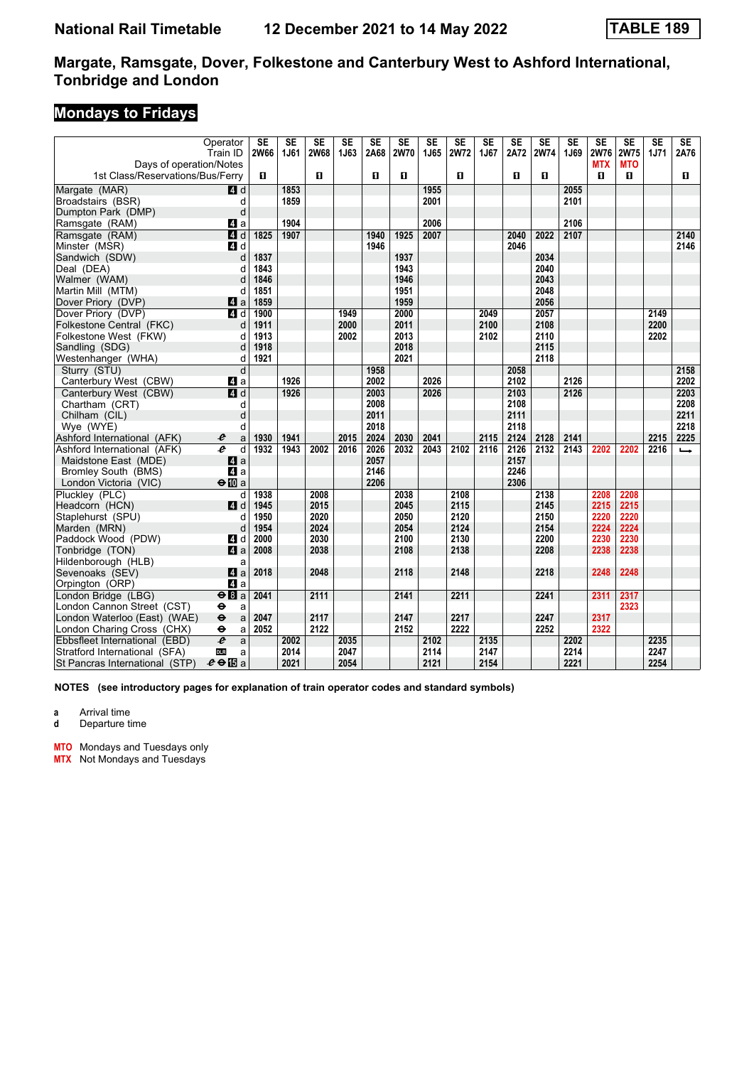# National Rail Timetable — 12 December 2021 to 14 May 2022 — TABLE 189

## Margate, Ramsgate, Dover, Folkestone and Canterbury West to Ashford International, Tonbridge and London

### Mondays to Fridays

| Operator | | SE | SE | SE | SE | SE | SE | SE | SE | SE | SE | SE | SE | SE | SE | SE | SE |
|---|---|---|---|---|---|---|---|---|---|---|---|---|---|---|---|---|---|
| Train ID | | 2W66 | 1J61 | 2W68 | 1J63 | 2A68 | 2W70 | 1J65 | 2W72 | 1J67 | 2A72 | 2W74 | 1J69 | 2W76 | 2W75 | 1J71 | 2A76 |
| Days of operation/Notes | | | | | | | | | | | | | | MTX | MTO | | |
| 1st Class/Reservations/Bus/Ferry | | ■ | | ■ | | ■ | ■ | | ■ | | ■ | ■ | | ■ | ■ | | ■ |
| Margate (MAR) | 4 d | | 1853 | | | | | 1955 | | | | | 2055 | | | | |
| Broadstairs (BSR) | d | | 1859 | | | | | 2001 | | | | | 2101 | | | | |
| Dumpton Park (DMP) | d | | | | | | | | | | | | | | | | |
| Ramsgate (RAM) | 4 a | | 1904 | | | | | 2006 | | | | | 2106 | | | | |
| Ramsgate (RAM) | 4 d | 1825 | 1907 | | | 1940 | 1925 | 2007 | | | 2040 | 2022 | 2107 | | | | 2140 |
| Minster (MSR) | 4 d | | | | | 1946 | | | | | 2046 | | | | | | 2146 |
| Sandwich (SDW) | d | 1837 | | | | | 1937 | | | | | 2034 | | | | | |
| Deal (DEA) | d | 1843 | | | | | 1943 | | | | | 2040 | | | | | |
| Walmer (WAM) | d | 1846 | | | | | 1946 | | | | | 2043 | | | | | |
| Martin Mill (MTM) | d | 1851 | | | | | 1951 | | | | | 2048 | | | | | |
| Dover Priory (DVP) | 4 a | 1859 | | | | | 1959 | | | | | 2056 | | | | | |
| Dover Priory (DVP) | 4 d | 1900 | | | 1949 | | 2000 | | | 2049 | | 2057 | | | | 2149 | |
| Folkestone Central (FKC) | d | 1911 | | | 2000 | | 2011 | | | 2100 | | 2108 | | | | 2200 | |
| Folkestone West (FKW) | d | 1913 | | | 2002 | | 2013 | | | 2102 | | 2110 | | | | 2202 | |
| Sandling (SDG) | d | 1918 | | | | | 2018 | | | | | 2115 | | | | | |
| Westenhanger (WHA) | d | 1921 | | | | | 2021 | | | | | 2118 | | | | | |
| Sturry (STU) | d | | | | | 1958 | | | | | 2058 | | | | | | 2158 |
| Canterbury West (CBW) | 4 a | | 1926 | | | 2002 | | 2026 | | | 2102 | | 2126 | | | | 2202 |
| Canterbury West (CBW) | 4 d | | 1926 | | | 2003 | | 2026 | | | 2103 | | 2126 | | | | 2203 |
| Chartham (CRT) | d | | | | | 2008 | | | | | 2108 | | | | | | 2208 |
| Chilham (CIL) | d | | | | | 2011 | | | | | 2111 | | | | | | 2211 |
| Wye (WYE) | d | | | | | 2018 | | | | | 2118 | | | | | | 2218 |
| Ashford International (AFK) | a | 1930 | 1941 | | 2015 | 2024 | 2030 | 2041 | | 2115 | 2124 | 2128 | 2141 | | | 2215 | 2225 |
| Ashford International (AFK) | d | 1932 | 1943 | 2002 | 2016 | 2026 | 2032 | 2043 | 2102 | 2116 | 2126 | 2132 | 2143 | 2202 | 2202 | 2216 | ⟶ |
| Maidstone East (MDE) | 4 a | | | | | 2057 | | | | | 2157 | | | | | | |
| Bromley South (BMS) | 4 a | | | | | 2146 | | | | | 2246 | | | | | | |
| London Victoria (VIC) | 10 a | | | | | 2206 | | | | | 2306 | | | | | | |
| Pluckley (PLC) | d | 1938 | | 2008 | | | 2038 | | 2108 | | | 2138 | | 2208 | 2208 | | |
| Headcorn (HCN) | 4 d | 1945 | | 2015 | | | 2045 | | 2115 | | | 2145 | | 2215 | 2215 | | |
| Staplehurst (SPU) | d | 1950 | | 2020 | | | 2050 | | 2120 | | | 2150 | | 2220 | 2220 | | |
| Marden (MRN) | d | 1954 | | 2024 | | | 2054 | | 2124 | | | 2154 | | 2224 | 2224 | | |
| Paddock Wood (PDW) | 4 d | 2000 | | 2030 | | | 2100 | | 2130 | | | 2200 | | 2230 | 2230 | | |
| Tonbridge (TON) | 4 a | 2008 | | 2038 | | | 2108 | | 2138 | | | 2208 | | 2238 | 2238 | | |
| Hildenborough (HLB) | a | | | | | | | | | | | | | | | | |
| Sevenoaks (SEV) | 4 a | 2018 | | 2048 | | | 2118 | | 2148 | | | 2218 | | 2248 | 2248 | | |
| Orpington (ORP) | 4 a | | | | | | | | | | | | | | | | |
| London Bridge (LBG) | 8 a | 2041 | | 2111 | | | 2141 | | 2211 | | | 2241 | | 2311 | 2317 | | |
| London Cannon Street (CST) | a | | | | | | | | | | | | | | 2323 | | |
| London Waterloo (East) (WAE) | a | 2047 | | 2117 | | | 2147 | | 2217 | | | 2247 | | 2317 | | | |
| London Charing Cross (CHX) | a | 2052 | | 2122 | | | 2152 | | 2222 | | | 2252 | | 2322 | | | |
| Ebbsfleet International (EBD) | a | | 2002 | | 2035 | | | 2102 | | 2135 | | | 2202 | | | 2235 | |
| Stratford International (SFA) | a | | 2014 | | 2047 | | | 2114 | | 2147 | | | 2214 | | | 2247 | |
| St Pancras International (STP) | 15 a | | 2021 | | 2054 | | | 2121 | | 2154 | | | 2221 | | | 2254 | |

**NOTES** (see introductory pages for explanation of train operator codes and standard symbols)

- **a** Arrival time
- **d** Departure time

- **MTO** Mondays and Tuesdays only
- **MTX** Not Mondays and Tuesdays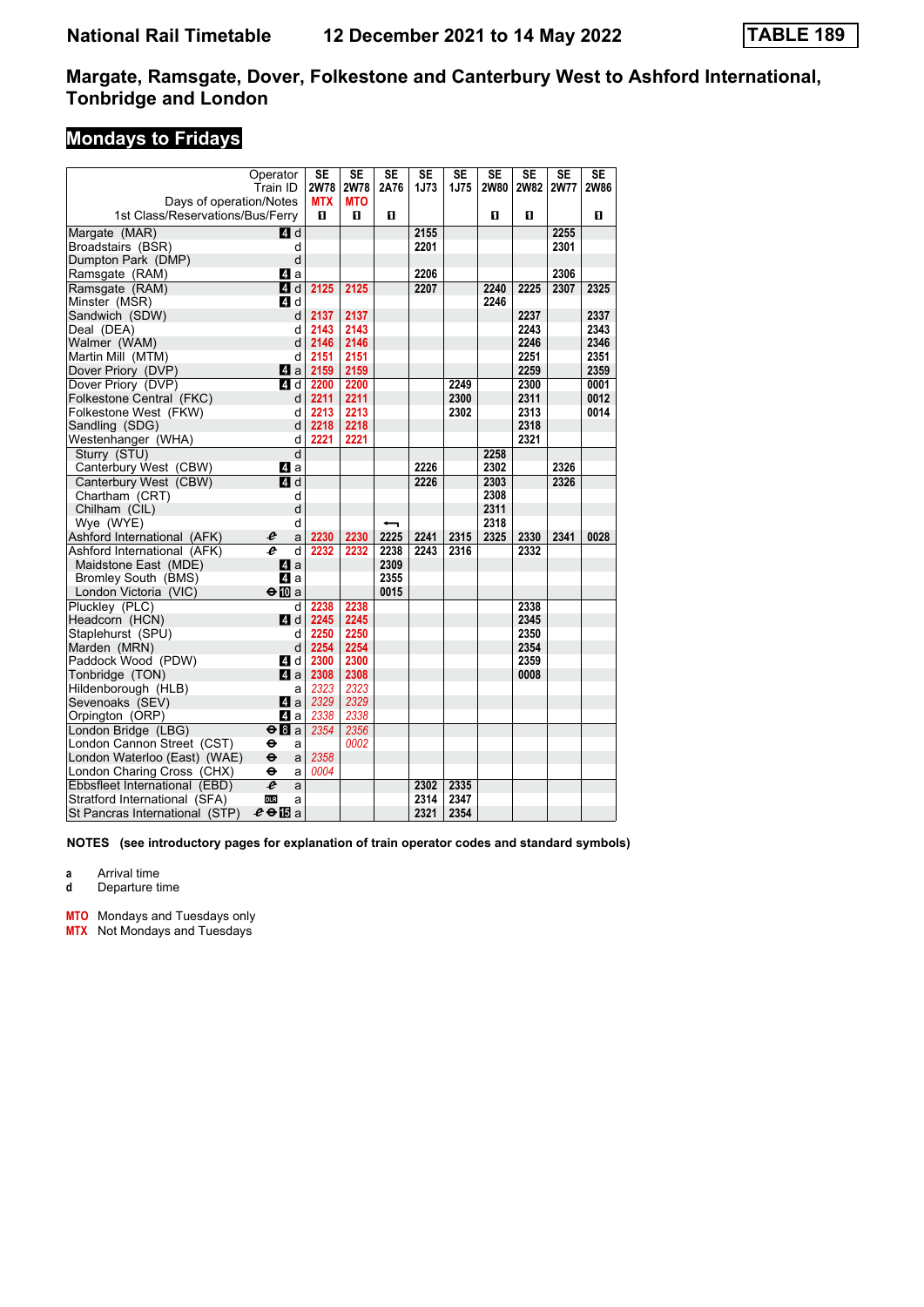# National Rail Timetable 12 December 2021 to 14 May 2022 TABLE 189

## Margate, Ramsgate, Dover, Folkestone and Canterbury West to Ashford International, Tonbridge and London

### Mondays to Fridays

| Operator | | SE | SE | SE | SE | SE | SE | SE | SE | SE |
|---|---|---|---|---|---|---|---|---|---|---|
| Train ID | | 2W78 | 2W78 | 2A76 | 1J73 | 1J75 | 2W80 | 2W82 | 2W77 | 2W86 |
| Days of operation/Notes | | MTX | MTO | | | | | | | |
| 1st Class/Reservations/Bus/Ferry | | 1 | 1 | 1 | | | 1 | 1 | | 1 |
| Margate (MAR) | 4 d | | | | 2155 | | | | 2255 | |
| Broadstairs (BSR) | d | | | | 2201 | | | | 2301 | |
| Dumpton Park (DMP) | d | | | | | | | | | |
| Ramsgate (RAM) | 4 a | | | | 2206 | | | | 2306 | |
| Ramsgate (RAM) | 4 d | 2125 | 2125 | | 2207 | | 2240 | 2225 | 2307 | 2325 |
| Minster (MSR) | 4 d | | | | | | 2246 | | | |
| Sandwich (SDW) | d | 2137 | 2137 | | | | | 2237 | | 2337 |
| Deal (DEA) | d | 2143 | 2143 | | | | | 2243 | | 2343 |
| Walmer (WAM) | d | 2146 | 2146 | | | | | 2246 | | 2346 |
| Martin Mill (MTM) | d | 2151 | 2151 | | | | | 2251 | | 2351 |
| Dover Priory (DVP) | 4 a | 2159 | 2159 | | | | | 2259 | | 2359 |
| Dover Priory (DVP) | 4 d | 2200 | 2200 | | | 2249 | | 2300 | | 0001 |
| Folkestone Central (FKC) | d | 2211 | 2211 | | | 2300 | | 2311 | | 0012 |
| Folkestone West (FKW) | d | 2213 | 2213 | | | 2302 | | 2313 | | 0014 |
| Sandling (SDG) | d | 2218 | 2218 | | | | | 2318 | | |
| Westenhanger (WHA) | d | 2221 | 2221 | | | | | 2321 | | |
| Sturry (STU) | d | | | | | | 2258 | | | |
| Canterbury West (CBW) | 4 a | | | | 2226 | | 2302 | | 2326 | |
| Canterbury West (CBW) | 4 d | | | | 2226 | | 2303 | | 2326 | |
| Chartham (CRT) | d | | | | | | 2308 | | | |
| Chilham (CIL) | d | | | | | | 2311 | | | |
| Wye (WYE) | d | | | ⟵ | | | 2318 | | | |
| Ashford International (AFK) | a | 2230 | 2230 | 2225 | 2241 | 2315 | 2325 | 2330 | 2341 | 0028 |
| Ashford International (AFK) | d | 2232 | 2232 | 2238 | 2243 | 2316 | | 2332 | | |
| Maidstone East (MDE) | 4 a | | | 2309 | | | | | | |
| Bromley South (BMS) | 4 a | | | 2355 | | | | | | |
| London Victoria (VIC) | 10 a | | | 0015 | | | | | | |
| Pluckley (PLC) | d | 2238 | 2238 | | | | | 2338 | | |
| Headcorn (HCN) | 4 d | 2245 | 2245 | | | | | 2345 | | |
| Staplehurst (SPU) | d | 2250 | 2250 | | | | | 2350 | | |
| Marden (MRN) | d | 2254 | 2254 | | | | | 2354 | | |
| Paddock Wood (PDW) | 4 d | 2300 | 2300 | | | | | 2359 | | |
| Tonbridge (TON) | 4 a | 2308 | 2308 | | | | | 0008 | | |
| Hildenborough (HLB) | a | 2323 | 2323 | | | | | | | |
| Sevenoaks (SEV) | 4 a | 2329 | 2329 | | | | | | | |
| Orpington (ORP) | 4 a | 2338 | 2338 | | | | | | | |
| London Bridge (LBG) | 8 a | 2354 | 2356 | | | | | | | |
| London Cannon Street (CST) | a | | 0002 | | | | | | | |
| London Waterloo (East) (WAE) | a | 2358 | | | | | | | | |
| London Charing Cross (CHX) | a | 0004 | | | | | | | | |
| Ebbsfleet International (EBD) | a | | | | 2302 | 2335 | | | | |
| Stratford International (SFA) | a | | | | 2314 | 2347 | | | | |
| St Pancras International (STP) | 15 a | | | | 2321 | 2354 | | | | |

**NOTES (see introductory pages for explanation of train operator codes and standard symbols)**

**a** Arrival time
**d** Departure time

**MTO** Mondays and Tuesdays only
**MTX** Not Mondays and Tuesdays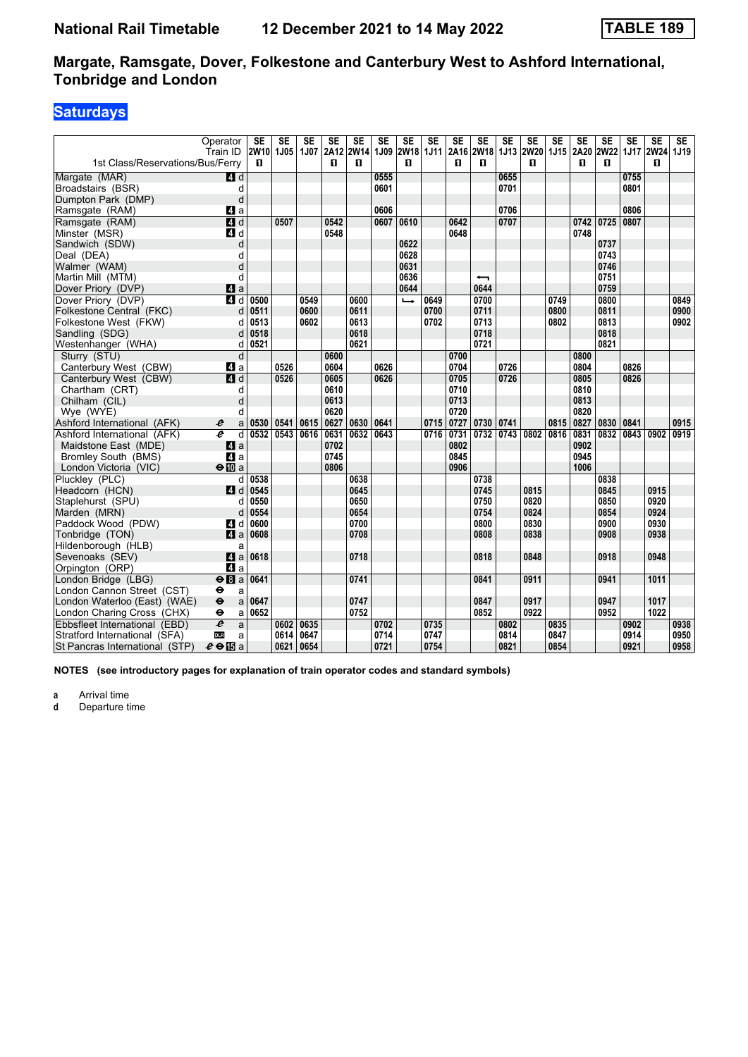# National Rail Timetable — 12 December 2021 to 14 May 2022 — TABLE 189

## Margate, Ramsgate, Dover, Folkestone and Canterbury West to Ashford International, Tonbridge and London

### Saturdays

| Operator | | SE | SE | SE | SE | SE | SE | SE | SE | SE | SE | SE | SE | SE | SE | SE | SE | SE | SE |
|---|---|---|---|---|---|---|---|---|---|---|---|---|---|---|---|---|---|---|---|
| Train ID | | 2W10 | 1J05 | 1J07 | 2A12 | 2W14 | 1J09 | 2W18 | 1J11 | 2A16 | 2W18 | 1J13 | 2W20 | 1J15 | 2A20 | 2W22 | 1J17 | 2W24 | 1J19 |
| 1st Class/Reservations/Bus/Ferry | | ■ | | | ■ | ■ | | ■ | | ■ | ■ | | ■ | | ■ | ■ | | ■ | |
| Margate (MAR) | 4 d | | | | | | 0555 | | | | | 0655 | | | | | 0755 | | |
| Broadstairs (BSR) | d | | | | | | 0601 | | | | | 0701 | | | | | 0801 | | |
| Dumpton Park (DMP) | d | | | | | | | | | | | | | | | | | | |
| Ramsgate (RAM) | 4 a | | | | | | 0606 | | | | | 0706 | | | | | 0806 | | |
| Ramsgate (RAM) | 4 d | | 0507 | | 0542 | | 0607 | 0610 | | 0642 | | 0707 | | | 0742 | 0725 | 0807 | | |
| Minster (MSR) | 4 d | | | | 0548 | | | | | 0648 | | | | | 0748 | | | | |
| Sandwich (SDW) | d | | | | | | | 0622 | | | | | | | | 0737 | | | |
| Deal (DEA) | d | | | | | | | 0628 | | | | | | | | 0743 | | | |
| Walmer (WAM) | d | | | | | | | 0631 | | | | | | | | 0746 | | | |
| Martin Mill (MTM) | d | | | | | | | 0636 | | | ↤ | | | | | 0751 | | | |
| Dover Priory (DVP) | 4 a | | | | | | | 0644 | | | 0644 | | | | | 0759 | | | |
| Dover Priory (DVP) | 4 d | 0500 | | 0549 | | 0600 | | ↳ | 0649 | | 0700 | | | 0749 | | 0800 | | | 0849 |
| Folkestone Central (FKC) | d | 0511 | | 0600 | | 0611 | | | 0700 | | 0711 | | | 0800 | | 0811 | | | 0900 |
| Folkestone West (FKW) | d | 0513 | | 0602 | | 0613 | | | 0702 | | 0713 | | | 0802 | | 0813 | | | 0902 |
| Sandling (SDG) | d | 0518 | | | | 0618 | | | | | 0718 | | | | | 0818 | | | |
| Westenhanger (WHA) | d | 0521 | | | | 0621 | | | | | 0721 | | | | | 0821 | | | |
| Sturry (STU) | d | | | | 0600 | | | | | 0700 | | | | | 0800 | | | | |
| Canterbury West (CBW) | 4 a | | 0526 | | 0604 | | 0626 | | | 0704 | | 0726 | | | 0804 | | 0826 | | |
| Canterbury West (CBW) | 4 d | | 0526 | | 0605 | | 0626 | | | 0705 | | 0726 | | | 0805 | | 0826 | | |
| Chartham (CRT) | d | | | | 0610 | | | | | 0710 | | | | | 0810 | | | | |
| Chilham (CIL) | d | | | | 0613 | | | | | 0713 | | | | | 0813 | | | | |
| Wye (WYE) | d | | | | 0620 | | | | | 0720 | | | | | 0820 | | | | |
| Ashford International (AFK) | a | 0530 | 0541 | 0615 | 0627 | 0630 | 0641 | | 0715 | 0727 | 0730 | 0741 | | 0815 | 0827 | 0830 | 0841 | | 0915 |
| Ashford International (AFK) | d | 0532 | 0543 | 0616 | 0631 | 0632 | 0643 | | 0716 | 0731 | 0732 | 0743 | 0802 | 0816 | 0831 | 0832 | 0843 | 0902 | 0919 |
| Maidstone East (MDE) | 4 a | | | | 0702 | | | | | 0802 | | | | | 0902 | | | | |
| Bromley South (BMS) | 4 a | | | | 0745 | | | | | 0845 | | | | | 0945 | | | | |
| London Victoria (VIC) | 10 a | | | | 0806 | | | | | 0906 | | | | | 1006 | | | | |
| Pluckley (PLC) | d | 0538 | | | | 0638 | | | | | 0738 | | | | | 0838 | | | |
| Headcorn (HCN) | 4 d | 0545 | | | | 0645 | | | | | 0745 | | 0815 | | | 0845 | | 0915 | |
| Staplehurst (SPU) | d | 0550 | | | | 0650 | | | | | 0750 | | 0820 | | | 0850 | | 0920 | |
| Marden (MRN) | d | 0554 | | | | 0654 | | | | | 0754 | | 0824 | | | 0854 | | 0924 | |
| Paddock Wood (PDW) | 4 d | 0600 | | | | 0700 | | | | | 0800 | | 0830 | | | 0900 | | 0930 | |
| Tonbridge (TON) | 4 a | 0608 | | | | 0708 | | | | | 0808 | | 0838 | | | 0908 | | 0938 | |
| Hildenborough (HLB) | a | | | | | | | | | | | | | | | | | | |
| Sevenoaks (SEV) | 4 a | 0618 | | | | 0718 | | | | | 0818 | | 0848 | | | 0918 | | 0948 | |
| Orpington (ORP) | 4 a | | | | | | | | | | | | | | | | | | |
| London Bridge (LBG) | 8 a | 0641 | | | | 0741 | | | | | 0841 | | 0911 | | | 0941 | | 1011 | |
| London Cannon Street (CST) | a | | | | | | | | | | | | | | | | | | |
| London Waterloo (East) (WAE) | a | 0647 | | | | 0747 | | | | | 0847 | | 0917 | | | 0947 | | 1017 | |
| London Charing Cross (CHX) | a | 0652 | | | | 0752 | | | | | 0852 | | 0922 | | | 0952 | | 1022 | |
| Ebbsfleet International (EBD) | a | | 0602 | 0635 | | | 0702 | | 0735 | | | 0802 | | 0835 | | | 0902 | | 0938 |
| Stratford International (SFA) | a | | 0614 | 0647 | | | 0714 | | 0747 | | | 0814 | | 0847 | | | 0914 | | 0950 |
| St Pancras International (STP) | 15 a | | 0621 | 0654 | | | 0721 | | 0754 | | | 0821 | | 0854 | | | 0921 | | 0958 |

**NOTES (see introductory pages for explanation of train operator codes and standard symbols)**

**a** Arrival time
**d** Departure time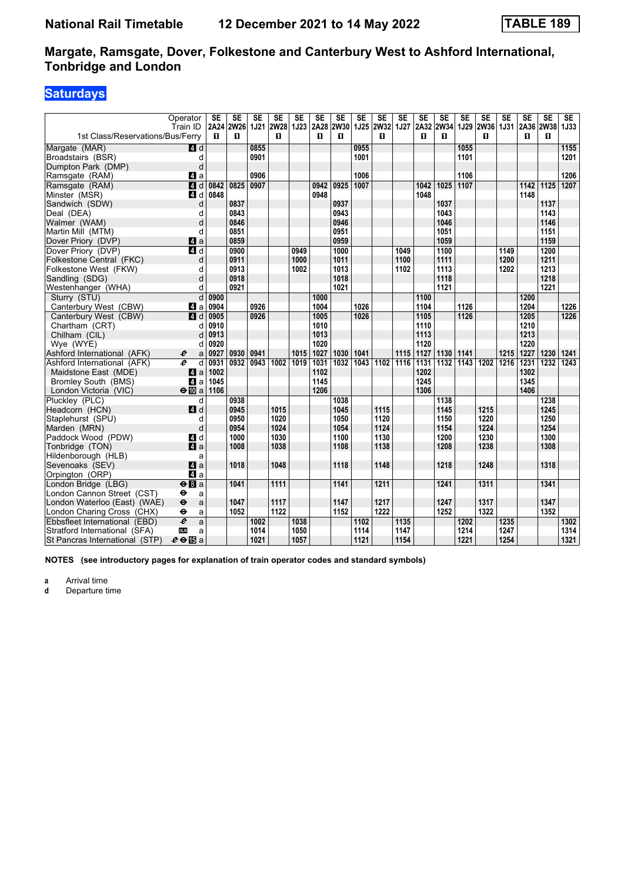# National Rail Timetable — 12 December 2021 to 14 May 2022 — TABLE 189

## Margate, Ramsgate, Dover, Folkestone and Canterbury West to Ashford International, Tonbridge and London

### Saturdays

| Operator | | SE | SE | SE | SE | SE | SE | SE | SE | SE | SE | SE | SE | SE | SE | SE | SE | SE | SE |
|---|---|---|---|---|---|---|---|---|---|---|---|---|---|---|---|---|---|---|---|
| Train ID | | 2A24 | 2W26 | 1J21 | 2W28 | 1J23 | 2A28 | 2W30 | 1J25 | 2W32 | 1J27 | 2A32 | 2W34 | 1J29 | 2W36 | 1J31 | 2A36 | 2W38 | 1J33 |
| 1st Class/Reservations/Bus/Ferry | | 1 | 1 | | 1 | | 1 | 1 | | 1 | | 1 | 1 | | 1 | | 1 | 1 | |
| Margate (MAR) | 4 d | | | 0855 | | | | | 0955 | | | | | 1055 | | | | | 1155 |
| Broadstairs (BSR) | d | | | 0901 | | | | | 1001 | | | | | 1101 | | | | | 1201 |
| Dumpton Park (DMP) | d | | | | | | | | | | | | | | | | | | |
| Ramsgate (RAM) | 4 a | | | 0906 | | | | | 1006 | | | | | 1106 | | | | | 1206 |
| Ramsgate (RAM) | 4 d | 0842 | 0825 | 0907 | | | 0942 | 0925 | 1007 | | | 1042 | 1025 | 1107 | | | 1142 | 1125 | 1207 |
| Minster (MSR) | 4 d | 0848 | | | | | 0948 | | | | | 1048 | | | | | 1148 | | |
| Sandwich (SDW) | d | | 0837 | | | | | 0937 | | | | | 1037 | | | | | 1137 | |
| Deal (DEA) | d | | 0843 | | | | | 0943 | | | | | 1043 | | | | | 1143 | |
| Walmer (WAM) | d | | 0846 | | | | | 0946 | | | | | 1046 | | | | | 1146 | |
| Martin Mill (MTM) | d | | 0851 | | | | | 0951 | | | | | 1051 | | | | | 1151 | |
| Dover Priory (DVP) | 4 a | | 0859 | | | | | 0959 | | | | | 1059 | | | | | 1159 | |
| Dover Priory (DVP) | 4 d | | 0900 | | | 0949 | | 1000 | | | 1049 | | 1100 | | | 1149 | | 1200 | |
| Folkestone Central (FKC) | d | | 0911 | | | 1000 | | 1011 | | | 1100 | | 1111 | | | 1200 | | 1211 | |
| Folkestone West (FKW) | d | | 0913 | | | 1002 | | 1013 | | | 1102 | | 1113 | | | 1202 | | 1213 | |
| Sandling (SDG) | d | | 0918 | | | | | 1018 | | | | | 1118 | | | | | 1218 | |
| Westenhanger (WHA) | d | | 0921 | | | | | 1021 | | | | | 1121 | | | | | 1221 | |
| Sturry (STU) | d | 0900 | | | | | 1000 | | | | | 1100 | | | | | 1200 | | |
| Canterbury West (CBW) | 4 a | 0904 | | 0926 | | | 1004 | | 1026 | | | 1104 | | 1126 | | | 1204 | | 1226 |
| Canterbury West (CBW) | 4 d | 0905 | | 0926 | | | 1005 | | 1026 | | | 1105 | | 1126 | | | 1205 | | 1226 |
| Chartham (CRT) | d | 0910 | | | | | 1010 | | | | | 1110 | | | | | 1210 | | |
| Chilham (CIL) | d | 0913 | | | | | 1013 | | | | | 1113 | | | | | 1213 | | |
| Wye (WYE) | d | 0920 | | | | | 1020 | | | | | 1120 | | | | | 1220 | | |
| Ashford International (AFK) | a | 0927 | 0930 | 0941 | | 1015 | 1027 | 1030 | 1041 | | 1115 | 1127 | 1130 | 1141 | | 1215 | 1227 | 1230 | 1241 |
| Ashford International (AFK) | d | 0931 | 0932 | 0943 | 1002 | 1019 | 1031 | 1032 | 1043 | 1102 | 1116 | 1131 | 1132 | 1143 | 1202 | 1216 | 1231 | 1232 | 1243 |
| Maidstone East (MDE) | 4 a | 1002 | | | | | 1102 | | | | | 1202 | | | | | 1302 | | |
| Bromley South (BMS) | 4 a | 1045 | | | | | 1145 | | | | | 1245 | | | | | 1345 | | |
| London Victoria (VIC) | 10 a | 1106 | | | | | 1206 | | | | | 1306 | | | | | 1406 | | |
| Pluckley (PLC) | d | | 0938 | | | | | 1038 | | | | | 1138 | | | | | 1238 | |
| Headcorn (HCN) | 4 d | | 0945 | | 1015 | | | 1045 | | 1115 | | | 1145 | | 1215 | | | 1245 | |
| Staplehurst (SPU) | d | | 0950 | | 1020 | | | 1050 | | 1120 | | | 1150 | | 1220 | | | 1250 | |
| Marden (MRN) | d | | 0954 | | 1024 | | | 1054 | | 1124 | | | 1154 | | 1224 | | | 1254 | |
| Paddock Wood (PDW) | 4 d | | 1000 | | 1030 | | | 1100 | | 1130 | | | 1200 | | 1230 | | | 1300 | |
| Tonbridge (TON) | 4 a | | 1008 | | 1038 | | | 1108 | | 1138 | | | 1208 | | 1238 | | | 1308 | |
| Hildenborough (HLB) | a | | | | | | | | | | | | | | | | | | |
| Sevenoaks (SEV) | 4 a | | 1018 | | 1048 | | | 1118 | | 1148 | | | 1218 | | 1248 | | | 1318 | |
| Orpington (ORP) | 4 a | | | | | | | | | | | | | | | | | | |
| London Bridge (LBG) | 8 a | | 1041 | | 1111 | | | 1141 | | 1211 | | | 1241 | | 1311 | | | 1341 | |
| London Cannon Street (CST) | a | | | | | | | | | | | | | | | | | | |
| London Waterloo (East) (WAE) | a | | 1047 | | 1117 | | | 1147 | | 1217 | | | 1247 | | 1317 | | | 1347 | |
| London Charing Cross (CHX) | a | | 1052 | | 1122 | | | 1152 | | 1222 | | | 1252 | | 1322 | | | 1352 | |
| Ebbsfleet International (EBD) | a | | | 1002 | | 1038 | | | 1102 | | 1135 | | | 1202 | | 1235 | | | 1302 |
| Stratford International (SFA) | a | | | 1014 | | 1050 | | | 1114 | | 1147 | | | 1214 | | 1247 | | | 1314 |
| St Pancras International (STP) | 15 a | | | 1021 | | 1057 | | | 1121 | | 1154 | | | 1221 | | 1254 | | | 1321 |

**NOTES (see introductory pages for explanation of train operator codes and standard symbols)**

**a** Arrival time
**d** Departure time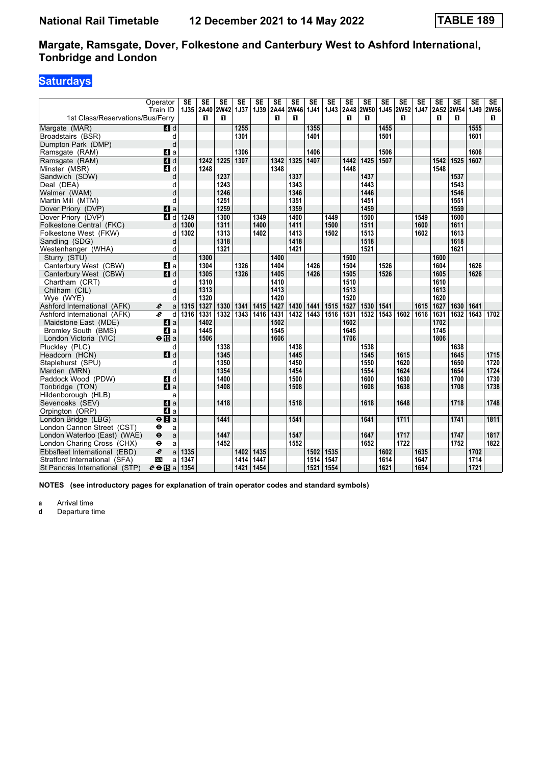# National Rail Timetable 12 December 2021 to 14 May 2022 **TABLE 189**

## Margate, Ramsgate, Dover, Folkestone and Canterbury West to Ashford International, Tonbridge and London

### Saturdays

| Operator | | SE | SE | SE | SE | SE | SE | SE | SE | SE | SE | SE | SE | SE | SE | SE | SE | SE | SE |
|---|---|---|---|---|---|---|---|---|---|---|---|---|---|---|---|---|---|---|---|
| Train ID | | 1J35 | 2A40 | 2W42 | 1J37 | 1J39 | 2A44 | 2W46 | 1J41 | 1J43 | 2A48 | 2W50 | 1J45 | 2W52 | 1J47 | 2A52 | 2W54 | 1J49 | 2W56 |
| 1st Class/Reservations/Bus/Ferry | | | 1 | 1 | | | 1 | 1 | | | 1 | 1 | | 1 | | 1 | 1 | | 1 |
| Margate (MAR) | 4 d | | | | 1255 | | | | 1355 | | | | 1455 | | | | | 1555 | |
| Broadstairs (BSR) | d | | | | 1301 | | | | 1401 | | | | 1501 | | | | | 1601 | |
| Dumpton Park (DMP) | d | | | | | | | | | | | | | | | | | | |
| Ramsgate (RAM) | 4 a | | | | 1306 | | | | 1406 | | | | 1506 | | | | | 1606 | |
| Ramsgate (RAM) | 4 d | | 1242 | 1225 | 1307 | | 1342 | 1325 | 1407 | | 1442 | 1425 | 1507 | | | 1542 | 1525 | 1607 | |
| Minster (MSR) | 4 d | | 1248 | | | | 1348 | | | | 1448 | | | | | 1548 | | | |
| Sandwich (SDW) | d | | | 1237 | | | | 1337 | | | | 1437 | | | | | 1537 | | |
| Deal (DEA) | d | | | 1243 | | | | 1343 | | | | 1443 | | | | | 1543 | | |
| Walmer (WAM) | d | | | 1246 | | | | 1346 | | | | 1446 | | | | | 1546 | | |
| Martin Mill (MTM) | d | | | 1251 | | | | 1351 | | | | 1451 | | | | | 1551 | | |
| Dover Priory (DVP) | 4 a | | | 1259 | | | | 1359 | | | | 1459 | | | | | 1559 | | |
| Dover Priory (DVP) | 4 d | 1249 | | 1300 | | 1349 | | 1400 | | 1449 | | 1500 | | | 1549 | | 1600 | | |
| Folkestone Central (FKC) | d | 1300 | | 1311 | | 1400 | | 1411 | | 1500 | | 1511 | | | 1600 | | 1611 | | |
| Folkestone West (FKW) | d | 1302 | | 1313 | | 1402 | | 1413 | | 1502 | | 1513 | | | 1602 | | 1613 | | |
| Sandling (SDG) | d | | | 1318 | | | | 1418 | | | | 1518 | | | | | 1618 | | |
| Westenhanger (WHA) | d | | | 1321 | | | | 1421 | | | | 1521 | | | | | 1621 | | |
| Sturry (STU) | d | | 1300 | | | | 1400 | | | | 1500 | | | | | 1600 | | | |
| Canterbury West (CBW) | 4 a | | 1304 | | 1326 | | 1404 | | 1426 | | 1504 | | 1526 | | | 1604 | | 1626 | |
| Canterbury West (CBW) | 4 d | | 1305 | | 1326 | | 1405 | | 1426 | | 1505 | | 1526 | | | 1605 | | 1626 | |
| Chartham (CRT) | d | | 1310 | | | | 1410 | | | | 1510 | | | | | 1610 | | | |
| Chilham (CIL) | d | | 1313 | | | | 1413 | | | | 1513 | | | | | 1613 | | | |
| Wye (WYE) | d | | 1320 | | | | 1420 | | | | 1520 | | | | | 1620 | | | |
| Ashford International (AFK) | a | 1315 | 1327 | 1330 | 1341 | 1415 | 1427 | 1430 | 1441 | 1515 | 1527 | 1530 | 1541 | | 1615 | 1627 | 1630 | 1641 | |
| Ashford International (AFK) | d | 1316 | 1331 | 1332 | 1343 | 1416 | 1431 | 1432 | 1443 | 1516 | 1531 | 1532 | 1543 | 1602 | 1616 | 1631 | 1632 | 1643 | 1702 |
| Maidstone East (MDE) | 4 a | | 1402 | | | | 1502 | | | | 1602 | | | | | 1702 | | | |
| Bromley South (BMS) | 4 a | | 1445 | | | | 1545 | | | | 1645 | | | | | 1745 | | | |
| London Victoria (VIC) | 10 a | | 1506 | | | | 1606 | | | | 1706 | | | | | 1806 | | | |
| Pluckley (PLC) | d | | | 1338 | | | | 1438 | | | | 1538 | | | | | 1638 | | |
| Headcorn (HCN) | 4 d | | | 1345 | | | | 1445 | | | | 1545 | | 1615 | | | 1645 | | 1715 |
| Staplehurst (SPU) | d | | | 1350 | | | | 1450 | | | | 1550 | | 1620 | | | 1650 | | 1720 |
| Marden (MRN) | d | | | 1354 | | | | 1454 | | | | 1554 | | 1624 | | | 1654 | | 1724 |
| Paddock Wood (PDW) | 4 d | | | 1400 | | | | 1500 | | | | 1600 | | 1630 | | | 1700 | | 1730 |
| Tonbridge (TON) | 4 a | | | 1408 | | | | 1508 | | | | 1608 | | 1638 | | | 1708 | | 1738 |
| Hildenborough (HLB) | a | | | | | | | | | | | | | | | | | | |
| Sevenoaks (SEV) | 4 a | | | 1418 | | | | 1518 | | | | 1618 | | 1648 | | | 1718 | | 1748 |
| Orpington (ORP) | 4 a | | | | | | | | | | | | | | | | | | |
| London Bridge (LBG) | 8 a | | | 1441 | | | | 1541 | | | | 1641 | | 1711 | | | 1741 | | 1811 |
| London Cannon Street (CST) | a | | | | | | | | | | | | | | | | | | |
| London Waterloo (East) (WAE) | a | | | 1447 | | | | 1547 | | | | 1647 | | 1717 | | | 1747 | | 1817 |
| London Charing Cross (CHX) | a | | | 1452 | | | | 1552 | | | | 1652 | | 1722 | | | 1752 | | 1822 |
| Ebbsfleet International (EBD) | a | 1335 | | | 1402 | 1435 | | | 1502 | 1535 | | | 1602 | | 1635 | | | 1702 | |
| Stratford International (SFA) | DLR a | 1347 | | | 1414 | 1447 | | | 1514 | 1547 | | | 1614 | | 1647 | | | 1714 | |
| St Pancras International (STP) | 15 a | 1354 | | | 1421 | 1454 | | | 1521 | 1554 | | | 1621 | | 1654 | | | 1721 | |

**NOTES (see introductory pages for explanation of train operator codes and standard symbols)**

**a** Arrival time
**d** Departure time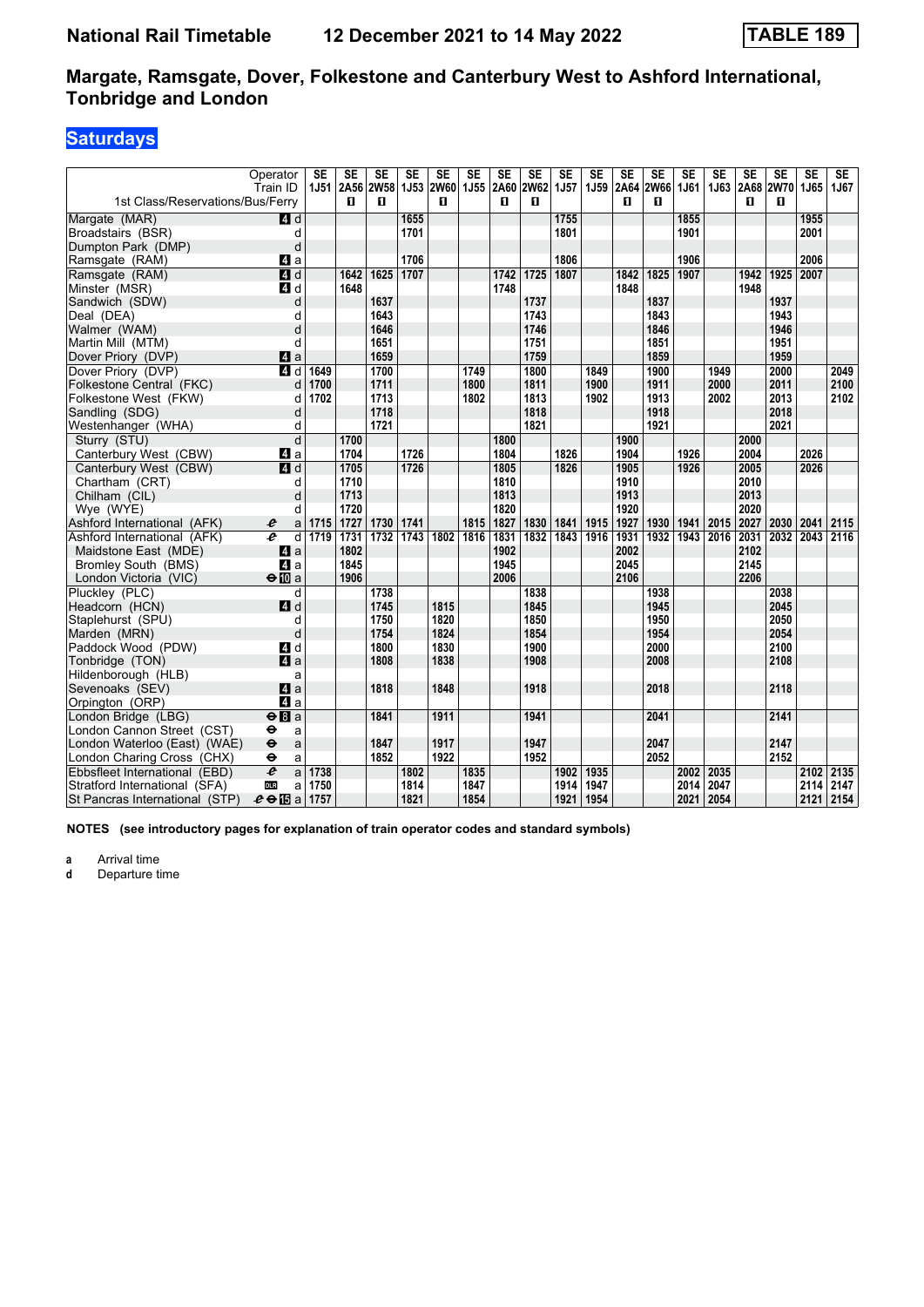**National Rail Timetable** **12 December 2021 to 14 May 2022** **TABLE 189**

# Margate, Ramsgate, Dover, Folkestone and Canterbury West to Ashford International, Tonbridge and London

## Saturdays

| | Operator | SE | SE | SE | SE | SE | SE | SE | SE | SE | SE | SE | SE | SE | SE | SE | SE | SE | SE |
|---|---|---|---|---|---|---|---|---|---|---|---|---|---|---|---|---|---|---|---|
| | Train ID | 1J51 | 2A56 | 2W58 | 1J53 | 2W60 | 1J55 | 2A60 | 2W62 | 1J57 | 1J59 | 2A64 | 2W66 | 1J61 | 1J63 | 2A68 | 2W70 | 1J65 | 1J67 |
| 1st Class/Reservations/Bus/Ferry | | | 1 | 1 | | 1 | | 1 | 1 | | | 1 | 1 | | | 1 | 1 | | |
| Margate (MAR) | 4 d | | | | 1655 | | | | | 1755 | | | | 1855 | | | | 1955 | |
| Broadstairs (BSR) | d | | | | 1701 | | | | | 1801 | | | | 1901 | | | | 2001 | |
| Dumpton Park (DMP) | d | | | | | | | | | | | | | | | | | | |
| Ramsgate (RAM) | 4 a | | | | 1706 | | | | | 1806 | | | | 1906 | | | | 2006 | |
| Ramsgate (RAM) | 4 d | | 1642 | 1625 | 1707 | | | 1742 | 1725 | 1807 | | 1842 | 1825 | 1907 | | 1942 | 1925 | 2007 | |
| Minster (MSR) | 4 d | | 1648 | | | | | 1748 | | | | 1848 | | | | 1948 | | | |
| Sandwich (SDW) | d | | | 1637 | | | | | 1737 | | | | 1837 | | | | 1937 | | |
| Deal (DEA) | d | | | 1643 | | | | | 1743 | | | | 1843 | | | | 1943 | | |
| Walmer (WAM) | d | | | 1646 | | | | | 1746 | | | | 1846 | | | | 1946 | | |
| Martin Mill (MTM) | d | | | 1651 | | | | | 1751 | | | | 1851 | | | | 1951 | | |
| Dover Priory (DVP) | 4 a | | | 1659 | | | | | 1759 | | | | 1859 | | | | 1959 | | |
| Dover Priory (DVP) | 4 d | 1649 | | 1700 | | | 1749 | | 1800 | | 1849 | | 1900 | | 1949 | | 2000 | | 2049 |
| Folkestone Central (FKC) | d | 1700 | | 1711 | | | 1800 | | 1811 | | 1900 | | 1911 | | 2000 | | 2011 | | 2100 |
| Folkestone West (FKW) | d | 1702 | | 1713 | | | 1802 | | 1813 | | 1902 | | 1913 | | 2002 | | 2013 | | 2102 |
| Sandling (SDG) | d | | | 1718 | | | | | 1818 | | | | 1918 | | | | 2018 | | |
| Westenhanger (WHA) | d | | | 1721 | | | | | 1821 | | | | 1921 | | | | 2021 | | |
| Sturry (STU) | d | | 1700 | | | | | 1800 | | | | 1900 | | | | 2000 | | | |
| Canterbury West (CBW) | 4 a | | 1704 | | 1726 | | | 1804 | | 1826 | | 1904 | | 1926 | | 2004 | | 2026 | |
| Canterbury West (CBW) | 4 d | | 1705 | | 1726 | | | 1805 | | 1826 | | 1905 | | 1926 | | 2005 | | 2026 | |
| Chartham (CRT) | d | | 1710 | | | | | 1810 | | | | 1910 | | | | 2010 | | | |
| Chilham (CIL) | d | | 1713 | | | | | 1813 | | | | 1913 | | | | 2013 | | | |
| Wye (WYE) | d | | 1720 | | | | | 1820 | | | | 1920 | | | | 2020 | | | |
| Ashford International (AFK) | a | 1715 | 1727 | 1730 | 1741 | | 1815 | 1827 | 1830 | 1841 | 1915 | 1927 | 1930 | 1941 | 2015 | 2027 | 2030 | 2041 | 2115 |
| Ashford International (AFK) | d | 1719 | 1731 | 1732 | 1743 | 1802 | 1816 | 1831 | 1832 | 1843 | 1916 | 1931 | 1932 | 1943 | 2016 | 2031 | 2032 | 2043 | 2116 |
| Maidstone East (MDE) | 4 a | | 1802 | | | | | 1902 | | | | 2002 | | | | 2102 | | | |
| Bromley South (BMS) | 4 a | | 1845 | | | | | 1945 | | | | 2045 | | | | 2145 | | | |
| London Victoria (VIC) | 10 a | | 1906 | | | | | 2006 | | | | 2106 | | | | 2206 | | | |
| Pluckley (PLC) | d | | | 1738 | | | | | 1838 | | | | 1938 | | | | 2038 | | |
| Headcorn (HCN) | 4 d | | | 1745 | | 1815 | | | 1845 | | | | 1945 | | | | 2045 | | |
| Staplehurst (SPU) | d | | | 1750 | | 1820 | | | 1850 | | | | 1950 | | | | 2050 | | |
| Marden (MRN) | d | | | 1754 | | 1824 | | | 1854 | | | | 1954 | | | | 2054 | | |
| Paddock Wood (PDW) | 4 d | | | 1800 | | 1830 | | | 1900 | | | | 2000 | | | | 2100 | | |
| Tonbridge (TON) | 4 a | | | 1808 | | 1838 | | | 1908 | | | | 2008 | | | | 2108 | | |
| Hildenborough (HLB) | a | | | | | | | | | | | | | | | | | | |
| Sevenoaks (SEV) | 4 a | | | 1818 | | 1848 | | | 1918 | | | | 2018 | | | | 2118 | | |
| Orpington (ORP) | 4 a | | | | | | | | | | | | | | | | | | |
| London Bridge (LBG) | 8 a | | | 1841 | | 1911 | | | 1941 | | | | 2041 | | | | 2141 | | |
| London Cannon Street (CST) | a | | | | | | | | | | | | | | | | | | |
| London Waterloo (East) (WAE) | a | | | 1847 | | 1917 | | | 1947 | | | | 2047 | | | | 2147 | | |
| London Charing Cross (CHX) | a | | | 1852 | | 1922 | | | 1952 | | | | 2052 | | | | 2152 | | |
| Ebbsfleet International (EBD) | a | 1738 | | | 1802 | | 1835 | | | 1902 | 1935 | | | 2002 | 2035 | | | 2102 | 2135 |
| Stratford International (SFA) | a | 1750 | | | 1814 | | 1847 | | | 1914 | 1947 | | | 2014 | 2047 | | | 2114 | 2147 |
| St Pancras International (STP) | 15 a | 1757 | | | 1821 | | 1854 | | | 1921 | 1954 | | | 2021 | 2054 | | | 2121 | 2154 |

**NOTES (see introductory pages for explanation of train operator codes and standard symbols)**

**a** Arrival time
**d** Departure time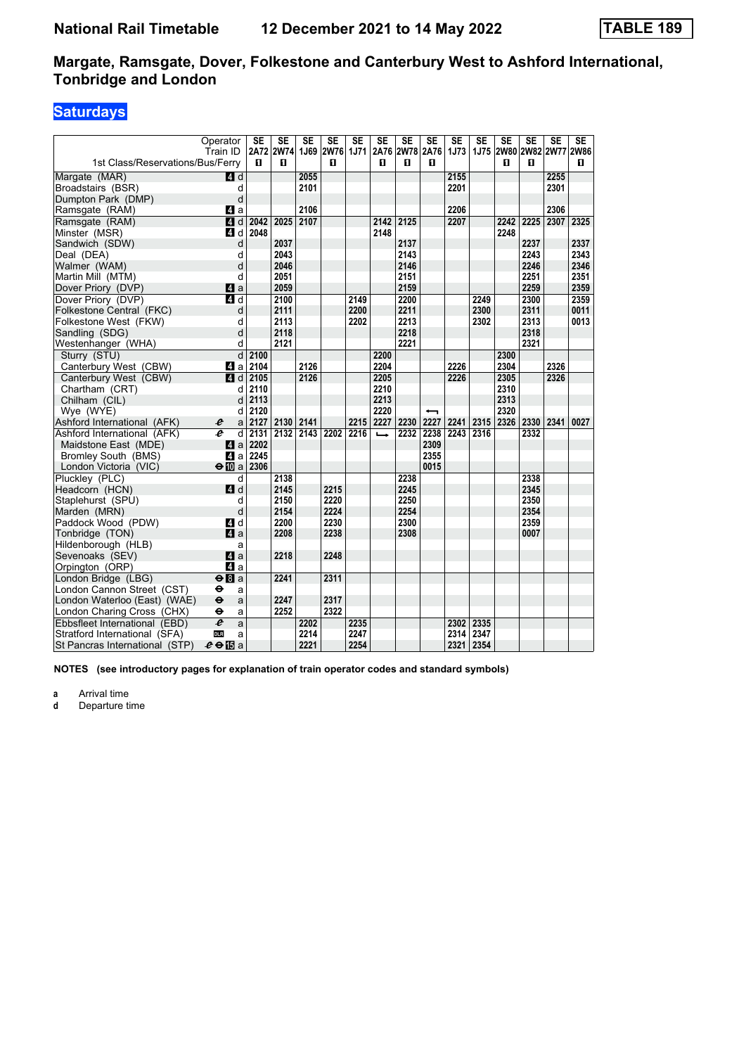# National Rail Timetable 12 December 2021 to 14 May 2022 TABLE 189

## Margate, Ramsgate, Dover, Folkestone and Canterbury West to Ashford International, Tonbridge and London

### Saturdays

| Operator | | SE | SE | SE | SE | SE | SE | SE | SE | SE | SE | SE | SE | SE | SE |
|---|---|---|---|---|---|---|---|---|---|---|---|---|---|---|---|
| Train ID | | 2A72 | 2W74 | 1J69 | 2W76 | 1J71 | 2A76 | 2W78 | 2A76 | 1J73 | 1J75 | 2W80 | 2W82 | 2W77 | 2W86 |
| 1st Class/Reservations/Bus/Ferry | | ■ | ■ | | ■ | | ■ | ■ | ■ | | | ■ | ■ | | ■ |
| Margate (MAR) | 4 d | | | 2055 | | | | | | 2155 | | | | 2255 | |
| Broadstairs (BSR) | d | | | 2101 | | | | | | 2201 | | | | 2301 | |
| Dumpton Park (DMP) | d | | | | | | | | | | | | | | |
| Ramsgate (RAM) | 4 a | | | 2106 | | | | | | 2206 | | | | 2306 | |
| Ramsgate (RAM) | 4 d | 2042 | 2025 | 2107 | | | 2142 | 2125 | | 2207 | | 2242 | 2225 | 2307 | 2325 |
| Minster (MSR) | 4 d | 2048 | | | | | 2148 | | | | | 2248 | | | |
| Sandwich (SDW) | d | | 2037 | | | | | 2137 | | | | | 2237 | | 2337 |
| Deal (DEA) | d | | 2043 | | | | | 2143 | | | | | 2243 | | 2343 |
| Walmer (WAM) | d | | 2046 | | | | | 2146 | | | | | 2246 | | 2346 |
| Martin Mill (MTM) | d | | 2051 | | | | | 2151 | | | | | 2251 | | 2351 |
| Dover Priory (DVP) | 4 a | | 2059 | | | | | 2159 | | | | | 2259 | | 2359 |
| Dover Priory (DVP) | 4 d | | 2100 | | | 2149 | | 2200 | | | 2249 | | 2300 | | 2359 |
| Folkestone Central (FKC) | d | | 2111 | | | 2200 | | 2211 | | | 2300 | | 2311 | | 0011 |
| Folkestone West (FKW) | d | | 2113 | | | 2202 | | 2213 | | | 2302 | | 2313 | | 0013 |
| Sandling (SDG) | d | | 2118 | | | | | 2218 | | | | | 2318 | | |
| Westenhanger (WHA) | d | | 2121 | | | | | 2221 | | | | | 2321 | | |
| Sturry (STU) | d | 2100 | | | | | 2200 | | | | | 2300 | | | |
| Canterbury West (CBW) | 4 a | 2104 | | 2126 | | | 2204 | | | 2226 | | 2304 | | 2326 | |
| Canterbury West (CBW) | 4 d | 2105 | | 2126 | | | 2205 | | | 2226 | | 2305 | | 2326 | |
| Chartham (CRT) | d | 2110 | | | | | 2210 | | | | | 2310 | | | |
| Chilham (CIL) | d | 2113 | | | | | 2213 | | | | | 2313 | | | |
| Wye (WYE) | d | 2120 | | | | | 2220 | | ⟵ | | | 2320 | | | |
| Ashford International (AFK) | a | 2127 | 2130 | 2141 | | 2215 | 2227 | 2230 | 2227 | 2241 | 2315 | 2326 | 2330 | 2341 | 0027 |
| Ashford International (AFK) | d | 2131 | 2132 | 2143 | 2202 | 2216 | ⟶ | 2232 | 2238 | 2243 | 2316 | | 2332 | | |
| Maidstone East (MDE) | 4 a | 2202 | | | | | | | 2309 | | | | | | |
| Bromley South (BMS) | 4 a | 2245 | | | | | | | 2355 | | | | | | |
| London Victoria (VIC) | 10 a | 2306 | | | | | | | 0015 | | | | | | |
| Pluckley (PLC) | d | | 2138 | | | | | 2238 | | | | | 2338 | | |
| Headcorn (HCN) | 4 d | | 2145 | | 2215 | | | 2245 | | | | | 2345 | | |
| Staplehurst (SPU) | d | | 2150 | | 2220 | | | 2250 | | | | | 2350 | | |
| Marden (MRN) | d | | 2154 | | 2224 | | | 2254 | | | | | 2354 | | |
| Paddock Wood (PDW) | 4 d | | 2200 | | 2230 | | | 2300 | | | | | 2359 | | |
| Tonbridge (TON) | 4 a | | 2208 | | 2238 | | | 2308 | | | | | 0007 | | |
| Hildenborough (HLB) | a | | | | | | | | | | | | | | |
| Sevenoaks (SEV) | 4 a | | 2218 | | 2248 | | | | | | | | | | |
| Orpington (ORP) | 4 a | | | | | | | | | | | | | | |
| London Bridge (LBG) | 8 a | | 2241 | | 2311 | | | | | | | | | | |
| London Cannon Street (CST) | a | | | | | | | | | | | | | | |
| London Waterloo (East) (WAE) | a | | 2247 | | 2317 | | | | | | | | | | |
| London Charing Cross (CHX) | a | | 2252 | | 2322 | | | | | | | | | | |
| Ebbsfleet International (EBD) | a | | | 2202 | | 2235 | | | | 2302 | 2335 | | | | |
| Stratford International (SFA) | a | | | 2214 | | 2247 | | | | 2314 | 2347 | | | | |
| St Pancras International (STP) | 15 a | | | 2221 | | 2254 | | | | 2321 | 2354 | | | | |

**NOTES (see introductory pages for explanation of train operator codes and standard symbols)**

**a** Arrival time
**d** Departure time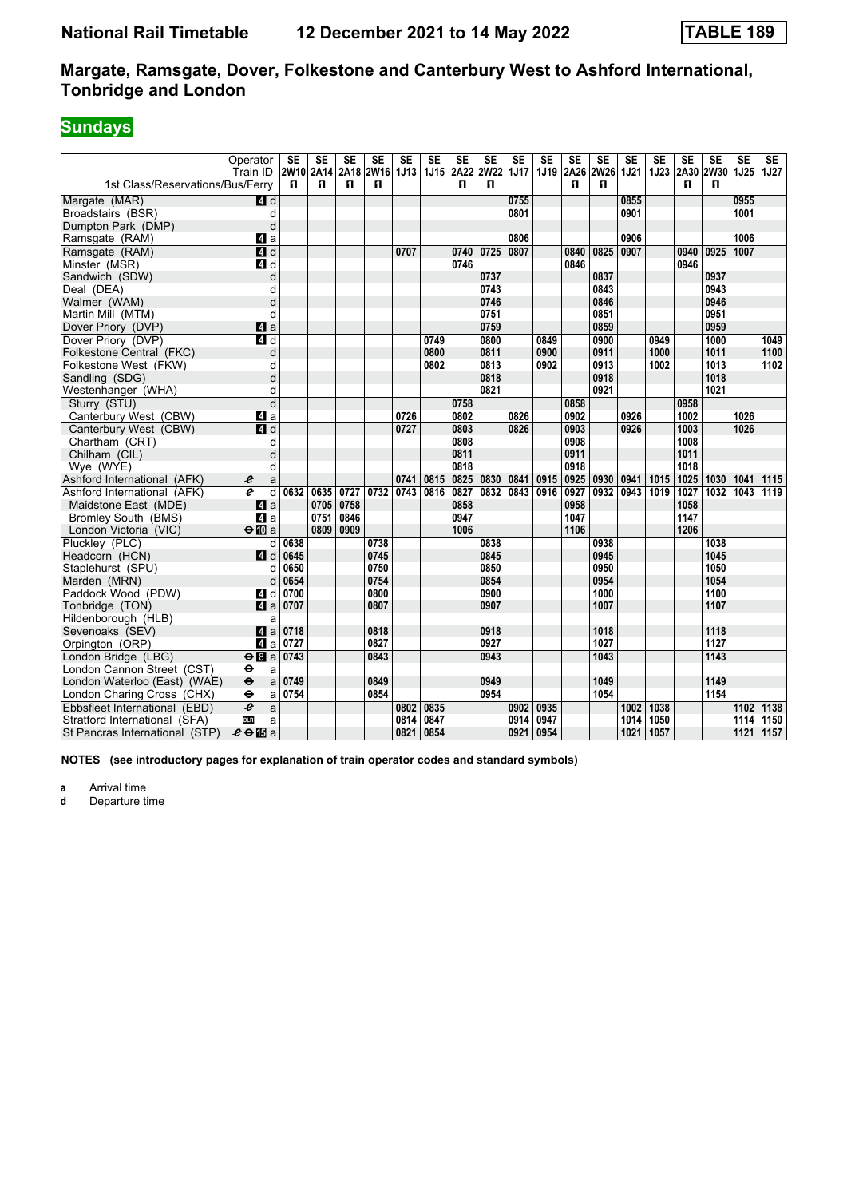# National Rail Timetable 12 December 2021 to 14 May 2022 TABLE 189

## Margate, Ramsgate, Dover, Folkestone and Canterbury West to Ashford International, Tonbridge and London

### Sundays

| Operator | | SE | SE | SE | SE | SE | SE | SE | SE | SE | SE | SE | SE | SE | SE | SE | SE | SE | SE |
|---|---|---|---|---|---|---|---|---|---|---|---|---|---|---|---|---|---|---|---|
| Train ID | | 2W10 | 2A14 | 2A18 | 2W16 | 1J13 | 1J15 | 2A22 | 2W22 | 1J17 | 1J19 | 2A26 | 2W26 | 1J21 | 1J23 | 2A30 | 2W30 | 1J25 | 1J27 |
| 1st Class/Reservations/Bus/Ferry | | ■ | ■ | ■ | ■ | | | ■ | ■ | | | ■ | ■ | | | ■ | ■ | | |
| Margate (MAR) | 4 d | | | | | | | | | 0755 | | | | 0855 | | | | 0955 | |
| Broadstairs (BSR) | d | | | | | | | | | 0801 | | | | 0901 | | | | 1001 | |
| Dumpton Park (DMP) | d | | | | | | | | | | | | | | | | | | |
| Ramsgate (RAM) | 4 a | | | | | | | | | 0806 | | | | 0906 | | | | 1006 | |
| Ramsgate (RAM) | 4 d | | | | | 0707 | | 0740 | 0725 | 0807 | | 0840 | 0825 | 0907 | | 0940 | 0925 | 1007 | |
| Minster (MSR) | 4 d | | | | | | | 0746 | | | | 0846 | | | | 0946 | | | |
| Sandwich (SDW) | d | | | | | | | | 0737 | | | | 0837 | | | | 0937 | | |
| Deal (DEA) | d | | | | | | | | 0743 | | | | 0843 | | | | 0943 | | |
| Walmer (WAM) | d | | | | | | | | 0746 | | | | 0846 | | | | 0946 | | |
| Martin Mill (MTM) | d | | | | | | | | 0751 | | | | 0851 | | | | 0951 | | |
| Dover Priory (DVP) | 4 a | | | | | | | | 0759 | | | | 0859 | | | | 0959 | | |
| Dover Priory (DVP) | 4 d | | | | | | 0749 | | 0800 | | 0849 | | 0900 | | 0949 | | 1000 | | 1049 |
| Folkestone Central (FKC) | d | | | | | | 0800 | | 0811 | | 0900 | | 0911 | | 1000 | | 1011 | | 1100 |
| Folkestone West (FKW) | d | | | | | | 0802 | | 0813 | | 0902 | | 0913 | | 1002 | | 1013 | | 1102 |
| Sandling (SDG) | d | | | | | | | | 0818 | | | | 0918 | | | | 1018 | | |
| Westenhanger (WHA) | d | | | | | | | | 0821 | | | | 0921 | | | | 1021 | | |
| Sturry (STU) | d | | | | | | | 0758 | | | | 0858 | | | | 0958 | | | |
| Canterbury West (CBW) | 4 a | | | | | 0726 | | 0802 | | 0826 | | 0902 | | 0926 | | 1002 | | 1026 | |
| Canterbury West (CBW) | 4 d | | | | | 0727 | | 0803 | | 0826 | | 0903 | | 0926 | | 1003 | | 1026 | |
| Chartham (CRT) | d | | | | | | | 0808 | | | | 0908 | | | | 1008 | | | |
| Chilham (CIL) | d | | | | | | | 0811 | | | | 0911 | | | | 1011 | | | |
| Wye (WYE) | d | | | | | | | 0818 | | | | 0918 | | | | 1018 | | | |
| Ashford International (AFK) | a | | | | | 0741 | 0815 | 0825 | 0830 | 0841 | 0915 | 0925 | 0930 | 0941 | 1015 | 1025 | 1030 | 1041 | 1115 |
| Ashford International (AFK) | d | 0632 | 0635 | 0727 | 0732 | 0743 | 0816 | 0827 | 0832 | 0843 | 0916 | 0927 | 0932 | 0943 | 1019 | 1027 | 1032 | 1043 | 1119 |
| Maidstone East (MDE) | 4 a | | 0705 | 0758 | | | | 0858 | | | | 0958 | | | | 1058 | | | |
| Bromley South (BMS) | 4 a | | 0751 | 0846 | | | | 0947 | | | | 1047 | | | | 1147 | | | |
| London Victoria (VIC) | 10 a | | 0809 | 0909 | | | | 1006 | | | | 1106 | | | | 1206 | | | |
| Pluckley (PLC) | d | 0638 | | | 0738 | | | | 0838 | | | | 0938 | | | | 1038 | | |
| Headcorn (HCN) | 4 d | 0645 | | | 0745 | | | | 0845 | | | | 0945 | | | | 1045 | | |
| Staplehurst (SPU) | d | 0650 | | | 0750 | | | | 0850 | | | | 0950 | | | | 1050 | | |
| Marden (MRN) | d | 0654 | | | 0754 | | | | 0854 | | | | 0954 | | | | 1054 | | |
| Paddock Wood (PDW) | 4 d | 0700 | | | 0800 | | | | 0900 | | | | 1000 | | | | 1100 | | |
| Tonbridge (TON) | 4 a | 0707 | | | 0807 | | | | 0907 | | | | 1007 | | | | 1107 | | |
| Hildenborough (HLB) | a | | | | | | | | | | | | | | | | | | |
| Sevenoaks (SEV) | 4 a | 0718 | | | 0818 | | | | 0918 | | | | 1018 | | | | 1118 | | |
| Orpington (ORP) | 4 a | 0727 | | | 0827 | | | | 0927 | | | | 1027 | | | | 1127 | | |
| London Bridge (LBG) | 8 a | 0743 | | | 0843 | | | | 0943 | | | | 1043 | | | | 1143 | | |
| London Cannon Street (CST) | a | | | | | | | | | | | | | | | | | | |
| London Waterloo (East) (WAE) | a | 0749 | | | 0849 | | | | 0949 | | | | 1049 | | | | 1149 | | |
| London Charing Cross (CHX) | a | 0754 | | | 0854 | | | | 0954 | | | | 1054 | | | | 1154 | | |
| Ebbsfleet International (EBD) | a | | | | | 0802 | 0835 | | | 0902 | 0935 | | | 1002 | 1038 | | | 1102 | 1138 |
| Stratford International (SFA) | a | | | | | 0814 | 0847 | | | 0914 | 0947 | | | 1014 | 1050 | | | 1114 | 1150 |
| St Pancras International (STP) | 15 a | | | | | 0821 | 0854 | | | 0921 | 0954 | | | 1021 | 1057 | | | 1121 | 1157 |

**NOTES (see introductory pages for explanation of train operator codes and standard symbols)**

**a** Arrival time
**d** Departure time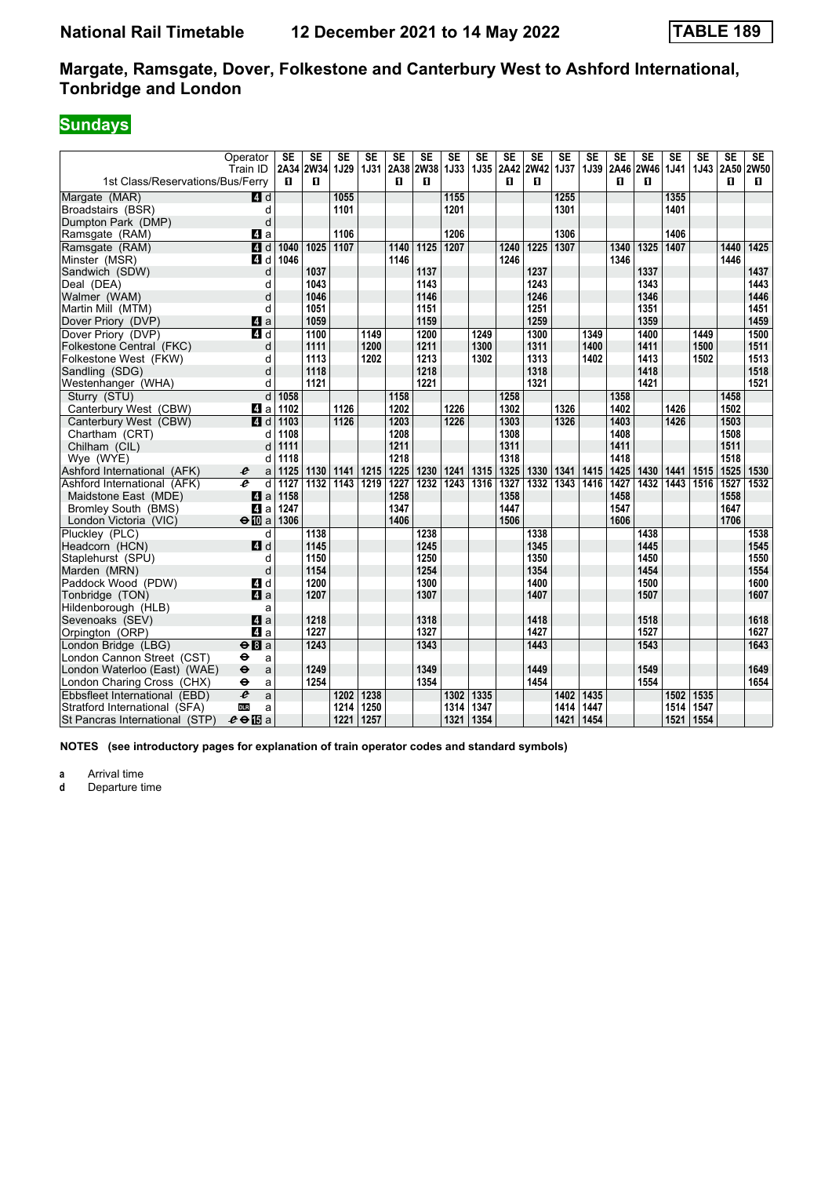# National Rail Timetable 12 December 2021 to 14 May 2022 TABLE 189

## Margate, Ramsgate, Dover, Folkestone and Canterbury West to Ashford International, Tonbridge and London

**Sundays**

| Operator | | SE | SE | SE | SE | SE | SE | SE | SE | SE | SE | SE | SE | SE | SE | SE | SE | SE | SE |
|---|---|---|---|---|---|---|---|---|---|---|---|---|---|---|---|---|---|---|---|
| Train ID | | 2A34 | 2W34 | 1J29 | 1J31 | 2A38 | 2W38 | 1J33 | 1J35 | 2A42 | 2W42 | 1J37 | 1J39 | 2A46 | 2W46 | 1J41 | 1J43 | 2A50 | 2W50 |
| 1st Class/Reservations/Bus/Ferry | | 1 | 1 | | | 1 | 1 | | | 1 | 1 | | | 1 | 1 | | | 1 | 1 |
| Margate (MAR) | 4 d | | | 1055 | | | | 1155 | | | | 1255 | | | | 1355 | | | |
| Broadstairs (BSR) | d | | | 1101 | | | | 1201 | | | | 1301 | | | | 1401 | | | |
| Dumpton Park (DMP) | d | | | | | | | | | | | | | | | | | | |
| Ramsgate (RAM) | 4 a | | | 1106 | | | | 1206 | | | | 1306 | | | | 1406 | | | |
| Ramsgate (RAM) | 4 d | 1040 | 1025 | 1107 | | 1140 | 1125 | 1207 | | 1240 | 1225 | 1307 | | 1340 | 1325 | 1407 | | 1440 | 1425 |
| Minster (MSR) | 4 d | 1046 | | | | 1146 | | | | 1246 | | | | 1346 | | | | 1446 | |
| Sandwich (SDW) | d | | 1037 | | | | 1137 | | | | 1237 | | | | 1337 | | | | 1437 |
| Deal (DEA) | d | | 1043 | | | | 1143 | | | | 1243 | | | | 1343 | | | | 1443 |
| Walmer (WAM) | d | | 1046 | | | | 1146 | | | | 1246 | | | | 1346 | | | | 1446 |
| Martin Mill (MTM) | d | | 1051 | | | | 1151 | | | | 1251 | | | | 1351 | | | | 1451 |
| Dover Priory (DVP) | 4 a | | 1059 | | | | 1159 | | | | 1259 | | | | 1359 | | | | 1459 |
| Dover Priory (DVP) | 4 d | | 1100 | | 1149 | | 1200 | | 1249 | | 1300 | | 1349 | | 1400 | | 1449 | | 1500 |
| Folkestone Central (FKC) | d | | 1111 | | 1200 | | 1211 | | 1300 | | 1311 | | 1400 | | 1411 | | 1500 | | 1511 |
| Folkestone West (FKW) | d | | 1113 | | 1202 | | 1213 | | 1302 | | 1313 | | 1402 | | 1413 | | 1502 | | 1513 |
| Sandling (SDG) | d | | 1118 | | | | 1218 | | | | 1318 | | | | 1418 | | | | 1518 |
| Westenhanger (WHA) | d | | 1121 | | | | 1221 | | | | 1321 | | | | 1421 | | | | 1521 |
| Sturry (STU) | d | 1058 | | | | 1158 | | | | 1258 | | | | 1358 | | | | 1458 | |
| Canterbury West (CBW) | 4 a | 1102 | | 1126 | | 1202 | | 1226 | | 1302 | | 1326 | | 1402 | | 1426 | | 1502 | |
| Canterbury West (CBW) | 4 d | 1103 | | 1126 | | 1203 | | 1226 | | 1303 | | 1326 | | 1403 | | 1426 | | 1503 | |
| Chartham (CRT) | d | 1108 | | | | 1208 | | | | 1308 | | | | 1408 | | | | 1508 | |
| Chilham (CIL) | d | 1111 | | | | 1211 | | | | 1311 | | | | 1411 | | | | 1511 | |
| Wye (WYE) | d | 1118 | | | | 1218 | | | | 1318 | | | | 1418 | | | | 1518 | |
| Ashford International (AFK) | a | 1125 | 1130 | 1141 | 1215 | 1225 | 1230 | 1241 | 1315 | 1325 | 1330 | 1341 | 1415 | 1425 | 1430 | 1441 | 1515 | 1525 | 1530 |
| Ashford International (AFK) | d | 1127 | 1132 | 1143 | 1219 | 1227 | 1232 | 1243 | 1316 | 1327 | 1332 | 1343 | 1416 | 1427 | 1432 | 1443 | 1516 | 1527 | 1532 |
| Maidstone East (MDE) | 4 a | 1158 | | | | 1258 | | | | 1358 | | | | 1458 | | | | 1558 | |
| Bromley South (BMS) | 4 a | 1247 | | | | 1347 | | | | 1447 | | | | 1547 | | | | 1647 | |
| London Victoria (VIC) | ⊖ 10 a | 1306 | | | | 1406 | | | | 1506 | | | | 1606 | | | | 1706 | |
| Pluckley (PLC) | d | | 1138 | | | | 1238 | | | | 1338 | | | | 1438 | | | | 1538 |
| Headcorn (HCN) | 4 d | | 1145 | | | | 1245 | | | | 1345 | | | | 1445 | | | | 1545 |
| Staplehurst (SPU) | d | | 1150 | | | | 1250 | | | | 1350 | | | | 1450 | | | | 1550 |
| Marden (MRN) | d | | 1154 | | | | 1254 | | | | 1354 | | | | 1454 | | | | 1554 |
| Paddock Wood (PDW) | 4 d | | 1200 | | | | 1300 | | | | 1400 | | | | 1500 | | | | 1600 |
| Tonbridge (TON) | 4 a | | 1207 | | | | 1307 | | | | 1407 | | | | 1507 | | | | 1607 |
| Hildenborough (HLB) | a | | | | | | | | | | | | | | | | | | |
| Sevenoaks (SEV) | 4 a | | 1218 | | | | 1318 | | | | 1418 | | | | 1518 | | | | 1618 |
| Orpington (ORP) | 4 a | | 1227 | | | | 1327 | | | | 1427 | | | | 1527 | | | | 1627 |
| London Bridge (LBG) | ⊖ 8 a | | 1243 | | | | 1343 | | | | 1443 | | | | 1543 | | | | 1643 |
| London Cannon Street (CST) | ⊖ a | | | | | | | | | | | | | | | | | | |
| London Waterloo (East) (WAE) | ⊖ a | | 1249 | | | | 1349 | | | | 1449 | | | | 1549 | | | | 1649 |
| London Charing Cross (CHX) | ⊖ a | | 1254 | | | | 1354 | | | | 1454 | | | | 1554 | | | | 1654 |
| Ebbsfleet International (EBD) | a | | | 1202 | 1238 | | | 1302 | 1335 | | | 1402 | 1435 | | | 1502 | 1535 | | |
| Stratford International (SFA) | DLR a | | | 1214 | 1250 | | | 1314 | 1347 | | | 1414 | 1447 | | | 1514 | 1547 | | |
| St Pancras International (STP) | ⊖ 15 a | | | 1221 | 1257 | | | 1321 | 1354 | | | 1421 | 1454 | | | 1521 | 1554 | | |

**NOTES (see introductory pages for explanation of train operator codes and standard symbols)**

**a** Arrival time
**d** Departure time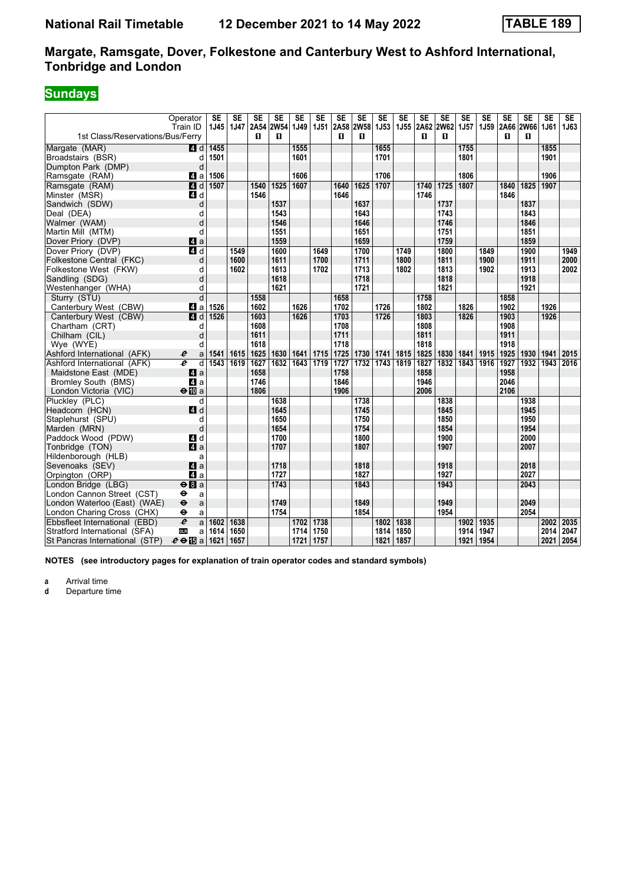# Margate, Ramsgate, Dover, Folkestone and Canterbury West to Ashford International, Tonbridge and London

**National Rail Timetable 12 December 2021 to 14 May 2022 TABLE 189**

## Sundays

| Operator | | SE | SE | SE | SE | SE | SE | SE | SE | SE | SE | SE | SE | SE | SE | SE | SE | SE | SE |
|---|---|---|---|---|---|---|---|---|---|---|---|---|---|---|---|---|---|---|---|
| Train ID | | 1J45 | 1J47 | 2A54 | 2W54 | 1J49 | 1J51 | 2A58 | 2W58 | 1J53 | 1J55 | 2A62 | 2W62 | 1J57 | 1J59 | 2A66 | 2W66 | 1J61 | 1J63 |
| 1st Class/Reservations/Bus/Ferry | | | | ■ | ■ | | | ■ | ■ | | | ■ | ■ | | | ■ | ■ | | |
| Margate (MAR) | 4 d | 1455 | | | | 1555 | | | | 1655 | | | | 1755 | | | | 1855 | |
| Broadstairs (BSR) | d | 1501 | | | | 1601 | | | | 1701 | | | | 1801 | | | | 1901 | |
| Dumpton Park (DMP) | d | | | | | | | | | | | | | | | | | | |
| Ramsgate (RAM) | 4 a | 1506 | | | | 1606 | | | | 1706 | | | | 1806 | | | | 1906 | |
| Ramsgate (RAM) | 4 d | 1507 | | 1540 | 1525 | 1607 | | 1640 | 1625 | 1707 | | 1740 | 1725 | 1807 | | 1840 | 1825 | 1907 | |
| Minster (MSR) | 4 d | | | 1546 | | | | 1646 | | | | 1746 | | | | 1846 | | | |
| Sandwich (SDW) | d | | | | 1537 | | | | 1637 | | | | 1737 | | | | 1837 | | |
| Deal (DEA) | d | | | | 1543 | | | | 1643 | | | | 1743 | | | | 1843 | | |
| Walmer (WAM) | d | | | | 1546 | | | | 1646 | | | | 1746 | | | | 1846 | | |
| Martin Mill (MTM) | d | | | | 1551 | | | | 1651 | | | | 1751 | | | | 1851 | | |
| Dover Priory (DVP) | 4 a | | | | 1559 | | | | 1659 | | | | 1759 | | | | 1859 | | |
| Dover Priory (DVP) | 4 d | | 1549 | | 1600 | | 1649 | | 1700 | | 1749 | | 1800 | | 1849 | | 1900 | | 1949 |
| Folkestone Central (FKC) | d | | 1600 | | 1611 | | 1700 | | 1711 | | 1800 | | 1811 | | 1900 | | 1911 | | 2000 |
| Folkestone West (FKW) | d | | 1602 | | 1613 | | 1702 | | 1713 | | 1802 | | 1813 | | 1902 | | 1913 | | 2002 |
| Sandling (SDG) | d | | | | 1618 | | | | 1718 | | | | 1818 | | | | 1918 | | |
| Westenhanger (WHA) | d | | | | 1621 | | | | 1721 | | | | 1821 | | | | 1921 | | |
| Sturry (STU) | d | | | 1558 | | | | 1658 | | | | 1758 | | | | 1858 | | | |
| Canterbury West (CBW) | 4 a | 1526 | | 1602 | | 1626 | | 1702 | | 1726 | | 1802 | | 1826 | | 1902 | | 1926 | |
| Canterbury West (CBW) | 4 d | 1526 | | 1603 | | 1626 | | 1703 | | 1726 | | 1803 | | 1826 | | 1903 | | 1926 | |
| Chartham (CRT) | d | | | 1608 | | | | 1708 | | | | 1808 | | | | 1908 | | | |
| Chilham (CIL) | d | | | 1611 | | | | 1711 | | | | 1811 | | | | 1911 | | | |
| Wye (WYE) | d | | | 1618 | | | | 1718 | | | | 1818 | | | | 1918 | | | |
| Ashford International (AFK) | a | 1541 | 1615 | 1625 | 1630 | 1641 | 1715 | 1725 | 1730 | 1741 | 1815 | 1825 | 1830 | 1841 | 1915 | 1925 | 1930 | 1941 | 2015 |
| Ashford International (AFK) | d | 1543 | 1619 | 1627 | 1632 | 1643 | 1719 | 1727 | 1732 | 1743 | 1819 | 1827 | 1832 | 1843 | 1916 | 1927 | 1932 | 1943 | 2016 |
| Maidstone East (MDE) | 4 a | | | 1658 | | | | 1758 | | | | 1858 | | | | 1958 | | | |
| Bromley South (BMS) | 4 a | | | 1746 | | | | 1846 | | | | 1946 | | | | 2046 | | | |
| London Victoria (VIC) | 10 a | | | 1806 | | | | 1906 | | | | 2006 | | | | 2106 | | | |
| Pluckley (PLC) | d | | | | 1638 | | | | 1738 | | | | 1838 | | | | 1938 | | |
| Headcorn (HCN) | 4 d | | | | 1645 | | | | 1745 | | | | 1845 | | | | 1945 | | |
| Staplehurst (SPU) | d | | | | 1650 | | | | 1750 | | | | 1850 | | | | 1950 | | |
| Marden (MRN) | d | | | | 1654 | | | | 1754 | | | | 1854 | | | | 1954 | | |
| Paddock Wood (PDW) | 4 d | | | | 1700 | | | | 1800 | | | | 1900 | | | | 2000 | | |
| Tonbridge (TON) | 4 a | | | | 1707 | | | | 1807 | | | | 1907 | | | | 2007 | | |
| Hildenborough (HLB) | a | | | | | | | | | | | | | | | | | | |
| Sevenoaks (SEV) | 4 a | | | | 1718 | | | | 1818 | | | | 1918 | | | | 2018 | | |
| Orpington (ORP) | 4 a | | | | 1727 | | | | 1827 | | | | 1927 | | | | 2027 | | |
| London Bridge (LBG) | 8 a | | | | 1743 | | | | 1843 | | | | 1943 | | | | 2043 | | |
| London Cannon Street (CST) | a | | | | | | | | | | | | | | | | | | |
| London Waterloo (East) (WAE) | a | | | | 1749 | | | | 1849 | | | | 1949 | | | | 2049 | | |
| London Charing Cross (CHX) | a | | | | 1754 | | | | 1854 | | | | 1954 | | | | 2054 | | |
| Ebbsfleet International (EBD) | a | 1602 | 1638 | | | 1702 | 1738 | | | 1802 | 1838 | | | 1902 | 1935 | | | 2002 | 2035 |
| Stratford International (SFA) | a | 1614 | 1650 | | | 1714 | 1750 | | | 1814 | 1850 | | | 1914 | 1947 | | | 2014 | 2047 |
| St Pancras International (STP) | 15 a | 1621 | 1657 | | | 1721 | 1757 | | | 1821 | 1857 | | | 1921 | 1954 | | | 2021 | 2054 |

**NOTES (see introductory pages for explanation of train operator codes and standard symbols)**

**a** Arrival time
**d** Departure time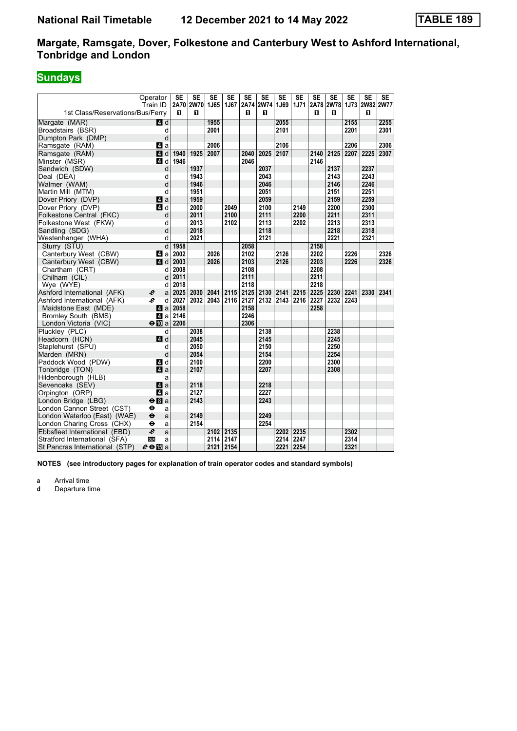# National Rail Timetable 12 December 2021 to 14 May 2022 TABLE 189

## Margate, Ramsgate, Dover, Folkestone and Canterbury West to Ashford International, Tonbridge and London

**Sundays**

| Operator | | SE | SE | SE | SE | SE | SE | SE | SE | SE | SE | SE | SE | SE |
|---|---|---|---|---|---|---|---|---|---|---|---|---|---|---|
| Train ID | | 2A70 | 2W70 | 1J65 | 1J67 | 2A74 | 2W74 | 1J69 | 1J71 | 2A78 | 2W78 | 1J73 | 2W82 | 2W77 |
| 1st Class/Reservations/Bus/Ferry | | 1 | 1 | | | 1 | 1 | | | 1 | 1 | | 1 | |
| Margate (MAR) | 4 d | | | 1955 | | | | 2055 | | | | 2155 | | 2255 |
| Broadstairs (BSR) | d | | | 2001 | | | | 2101 | | | | 2201 | | 2301 |
| Dumpton Park (DMP) | d | | | | | | | | | | | | | |
| Ramsgate (RAM) | 4 a | | | 2006 | | | | 2106 | | | | 2206 | | 2306 |
| Ramsgate (RAM) | 4 d | 1940 | 1925 | 2007 | | 2040 | 2025 | 2107 | | 2140 | 2125 | 2207 | 2225 | 2307 |
| Minster (MSR) | 4 d | 1946 | | | | 2046 | | | | 2146 | | | | |
| Sandwich (SDW) | d | | 1937 | | | | 2037 | | | | 2137 | | 2237 | |
| Deal (DEA) | d | | 1943 | | | | 2043 | | | | 2143 | | 2243 | |
| Walmer (WAM) | d | | 1946 | | | | 2046 | | | | 2146 | | 2246 | |
| Martin Mill (MTM) | d | | 1951 | | | | 2051 | | | | 2151 | | 2251 | |
| Dover Priory (DVP) | 4 a | | 1959 | | | | 2059 | | | | 2159 | | 2259 | |
| Dover Priory (DVP) | 4 d | | 2000 | | 2049 | | 2100 | | 2149 | | 2200 | | 2300 | |
| Folkestone Central (FKC) | d | | 2011 | | 2100 | | 2111 | | 2200 | | 2211 | | 2311 | |
| Folkestone West (FKW) | d | | 2013 | | 2102 | | 2113 | | 2202 | | 2213 | | 2313 | |
| Sandling (SDG) | d | | 2018 | | | | 2118 | | | | 2218 | | 2318 | |
| Westenhanger (WHA) | d | | 2021 | | | | 2121 | | | | 2221 | | 2321 | |
| Sturry (STU) | d | 1958 | | | | 2058 | | | | 2158 | | | | |
| Canterbury West (CBW) | 4 a | 2002 | | 2026 | | 2102 | | 2126 | | 2202 | | 2226 | | 2326 |
| Canterbury West (CBW) | 4 d | 2003 | | 2026 | | 2103 | | 2126 | | 2203 | | 2226 | | 2326 |
| Chartham (CRT) | d | 2008 | | | | 2108 | | | | 2208 | | | | |
| Chilham (CIL) | d | 2011 | | | | 2111 | | | | 2211 | | | | |
| Wye (WYE) | d | 2018 | | | | 2118 | | | | 2218 | | | | |
| Ashford International (AFK) | a | 2025 | 2030 | 2041 | 2115 | 2125 | 2130 | 2141 | 2215 | 2225 | 2230 | 2241 | 2330 | 2341 |
| Ashford International (AFK) | d | 2027 | 2032 | 2043 | 2116 | 2127 | 2132 | 2143 | 2216 | 2227 | 2232 | 2243 | | |
| Maidstone East (MDE) | 4 a | 2058 | | | | 2158 | | | | 2258 | | | | |
| Bromley South (BMS) | 4 a | 2146 | | | | 2246 | | | | | | | | |
| London Victoria (VIC) | 10 a | 2206 | | | | 2306 | | | | | | | | |
| Pluckley (PLC) | d | | 2038 | | | | 2138 | | | | 2238 | | | |
| Headcorn (HCN) | 4 d | | 2045 | | | | 2145 | | | | 2245 | | | |
| Staplehurst (SPU) | d | | 2050 | | | | 2150 | | | | 2250 | | | |
| Marden (MRN) | d | | 2054 | | | | 2154 | | | | 2254 | | | |
| Paddock Wood (PDW) | 4 d | | 2100 | | | | 2200 | | | | 2300 | | | |
| Tonbridge (TON) | 4 a | | 2107 | | | | 2207 | | | | 2308 | | | |
| Hildenborough (HLB) | a | | | | | | | | | | | | | |
| Sevenoaks (SEV) | 4 a | | 2118 | | | | 2218 | | | | | | | |
| Orpington (ORP) | 4 a | | 2127 | | | | 2227 | | | | | | | |
| London Bridge (LBG) | 8 a | | 2143 | | | | 2243 | | | | | | | |
| London Cannon Street (CST) | a | | | | | | | | | | | | | |
| London Waterloo (East) (WAE) | a | | 2149 | | | | 2249 | | | | | | | |
| London Charing Cross (CHX) | a | | 2154 | | | | 2254 | | | | | | | |
| Ebbsfleet International (EBD) | a | | | 2102 | 2135 | | | 2202 | 2235 | | | 2302 | | |
| Stratford International (SFA) | a | | | 2114 | 2147 | | | 2214 | 2247 | | | 2314 | | |
| St Pancras International (STP) | 15 a | | | 2121 | 2154 | | | 2221 | 2254 | | | 2321 | | |

**NOTES (see introductory pages for explanation of train operator codes and standard symbols)**

**a** Arrival time
**d** Departure time